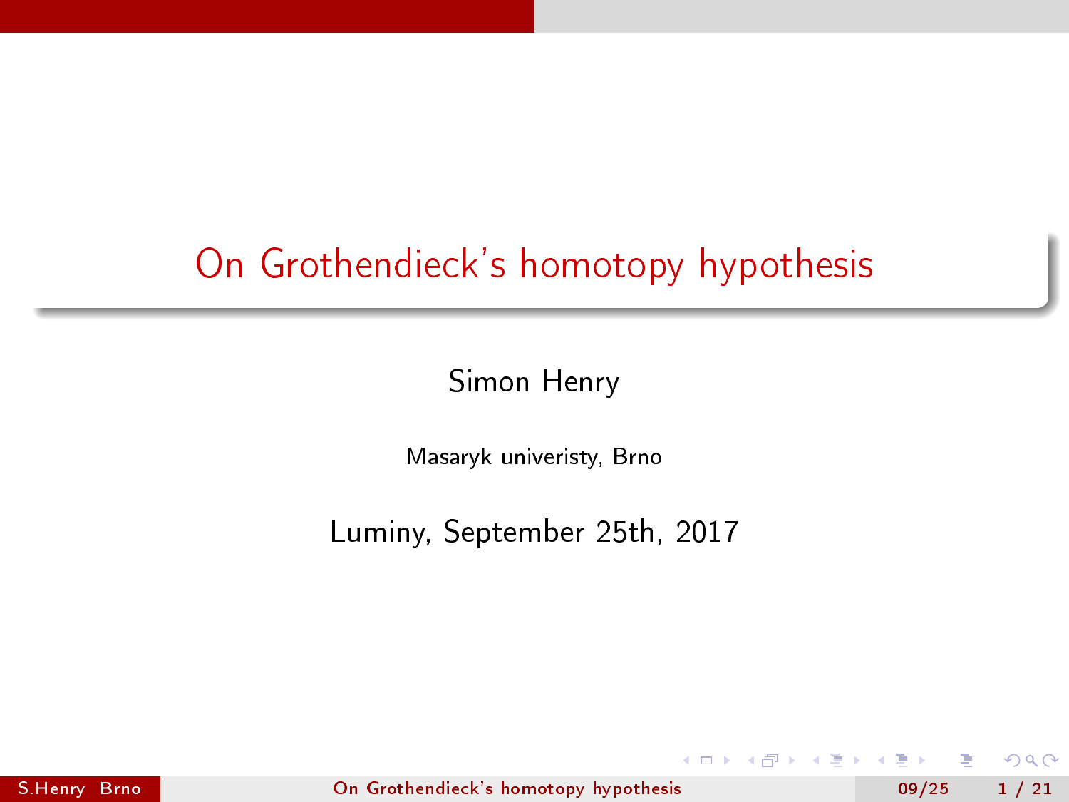# On Grothendieck's homotopy hypothesis

Simon Henry

Masaryk univeristy, Brno

Luminy, September 25th, 2017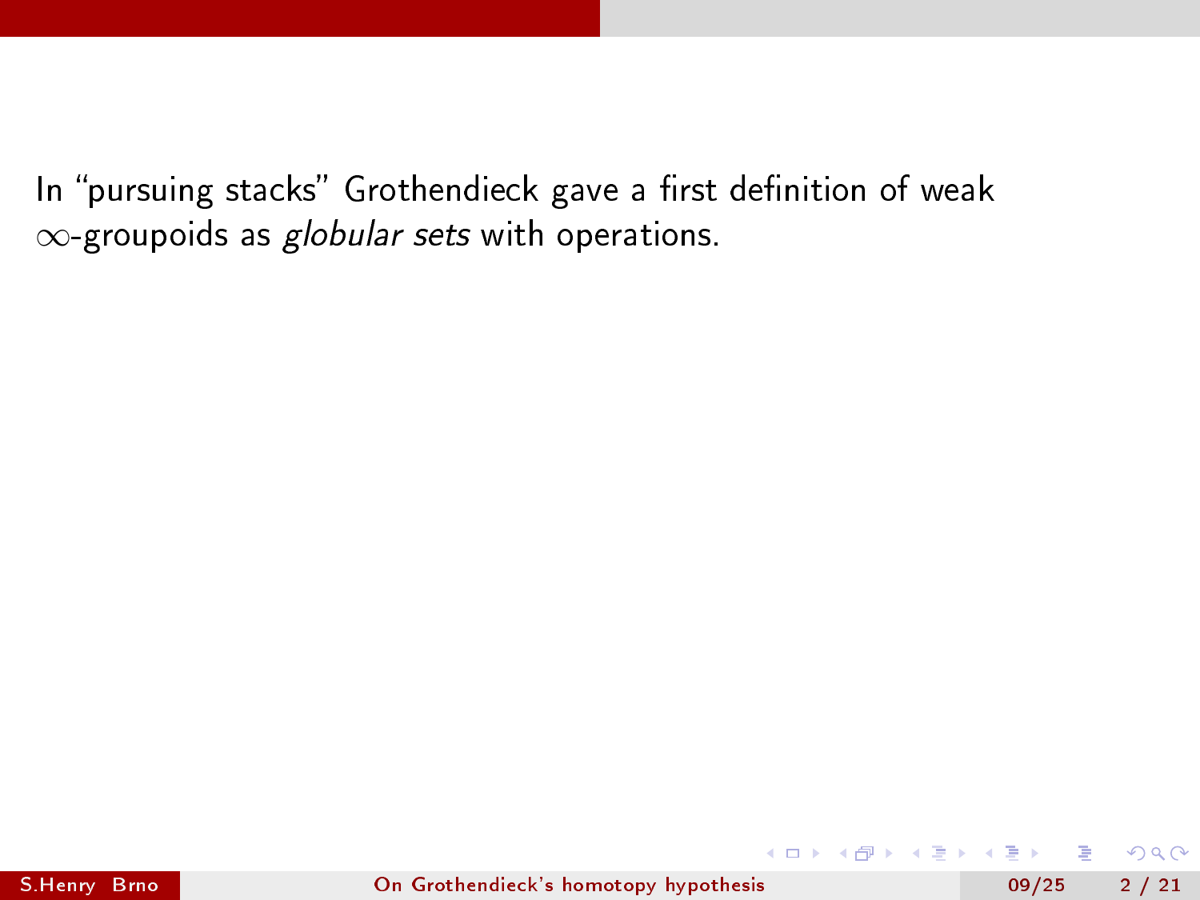In “pursuing stacks” Grothendieck gave a first definition of weak $\infty$-groupoids as *globular sets* with operations.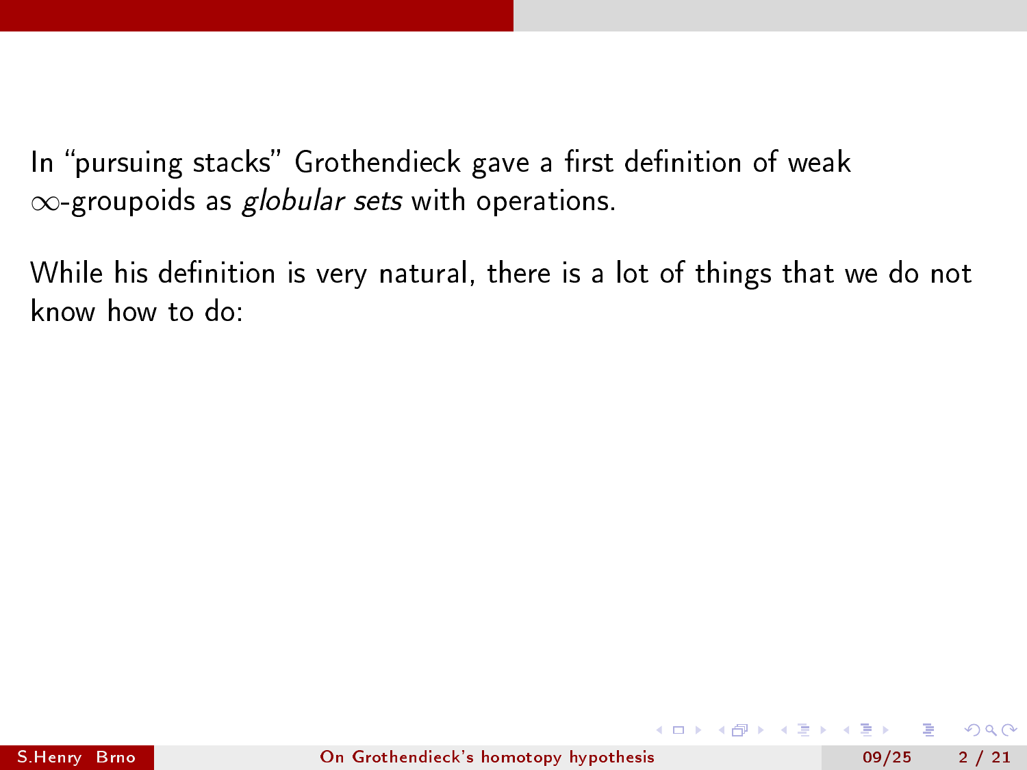In “pursuing stacks” Grothendieck gave a first definition of weak $\infty$-groupoids as *globular sets* with operations.

While his definition is very natural, there is a lot of things that we do not know how to do: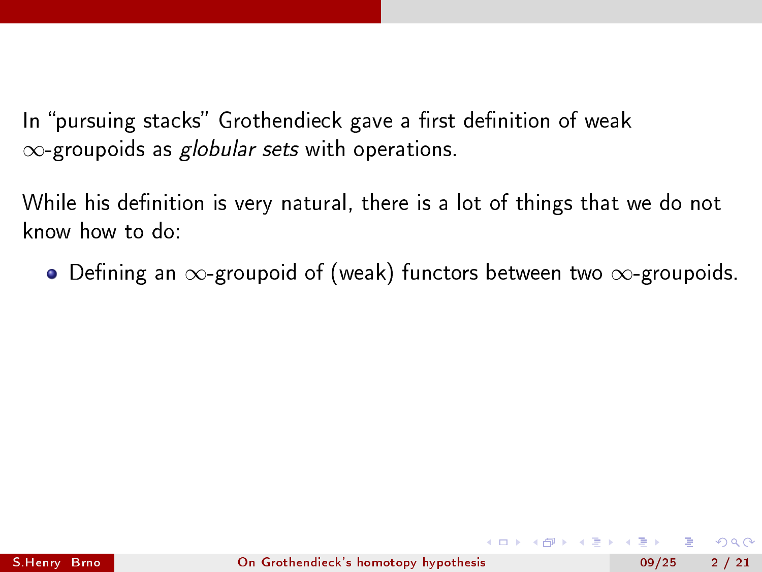In “pursuing stacks” Grothendieck gave a first definition of weak $\infty$-groupoids as *globular sets* with operations.

While his definition is very natural, there is a lot of things that we do not know how to do:

- Defining an $\infty$-groupoid of (weak) functors between two $\infty$-groupoids.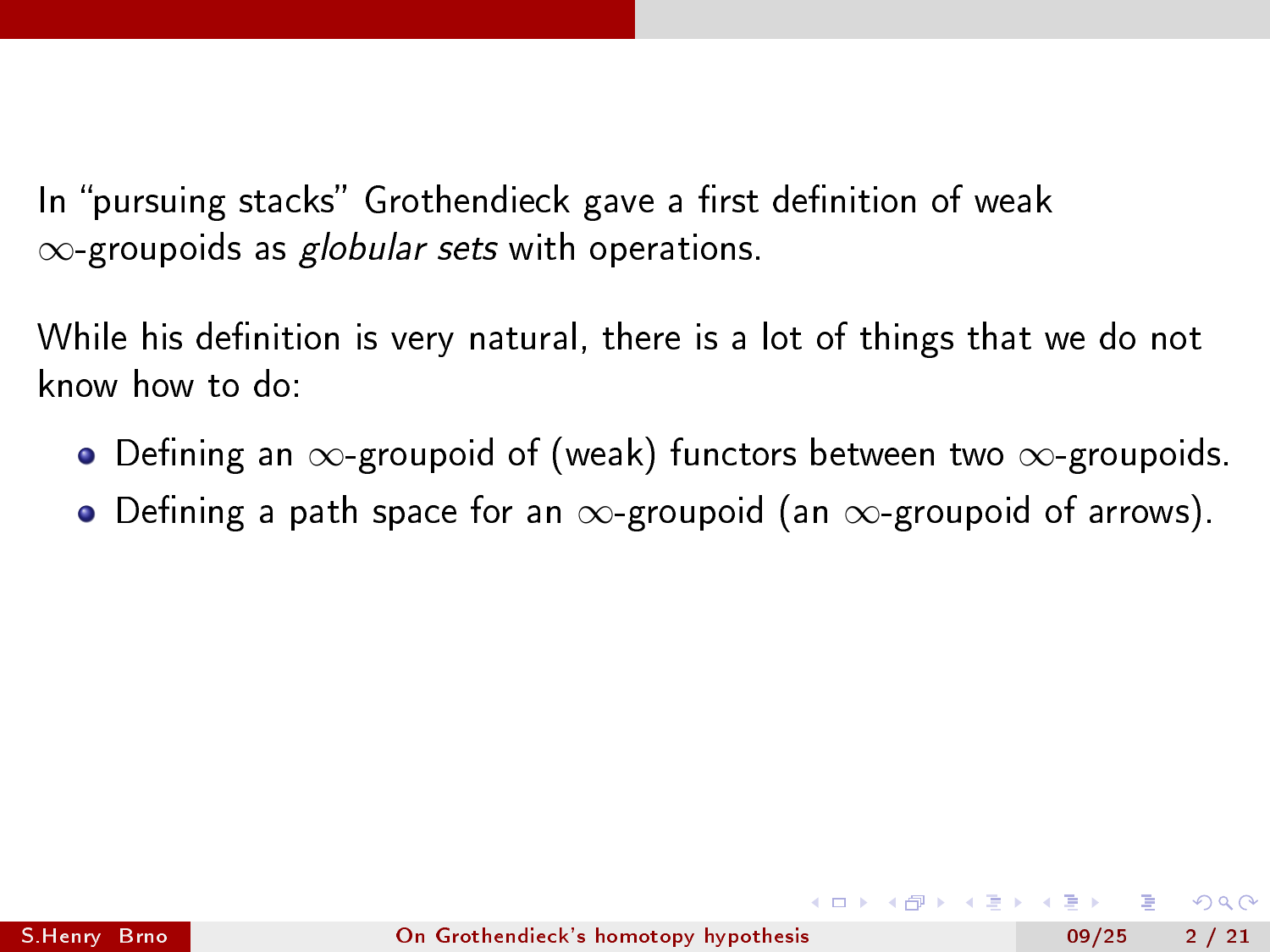In "pursuing stacks" Grothendieck gave a first definition of weak $\infty$-groupoids as *globular sets* with operations.

While his definition is very natural, there is a lot of things that we do not know how to do:

- Defining an $\infty$-groupoid of (weak) functors between two $\infty$-groupoids.
- Defining a path space for an $\infty$-groupoid (an $\infty$-groupoid of arrows).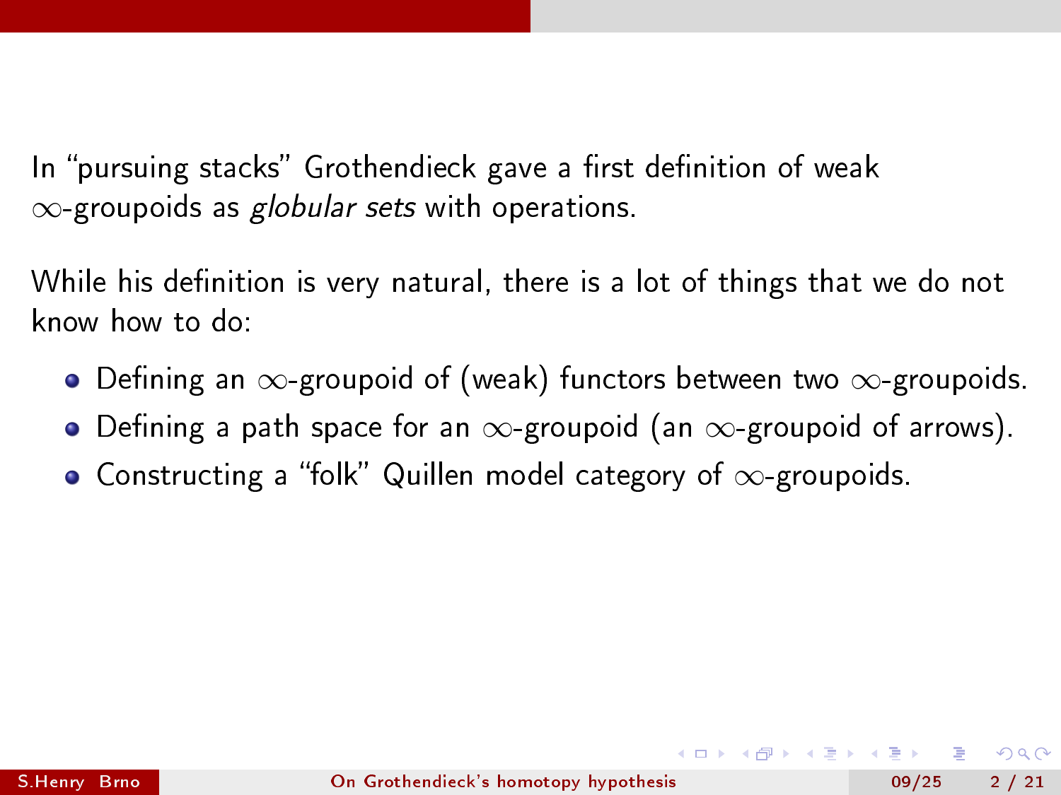In “pursuing stacks” Grothendieck gave a first definition of weak $\infty$-groupoids as *globular sets* with operations.

While his definition is very natural, there is a lot of things that we do not know how to do:

- Defining an $\infty$-groupoid of (weak) functors between two $\infty$-groupoids.
- Defining a path space for an $\infty$-groupoid (an $\infty$-groupoid of arrows).
- Constructing a “folk” Quillen model category of $\infty$-groupoids.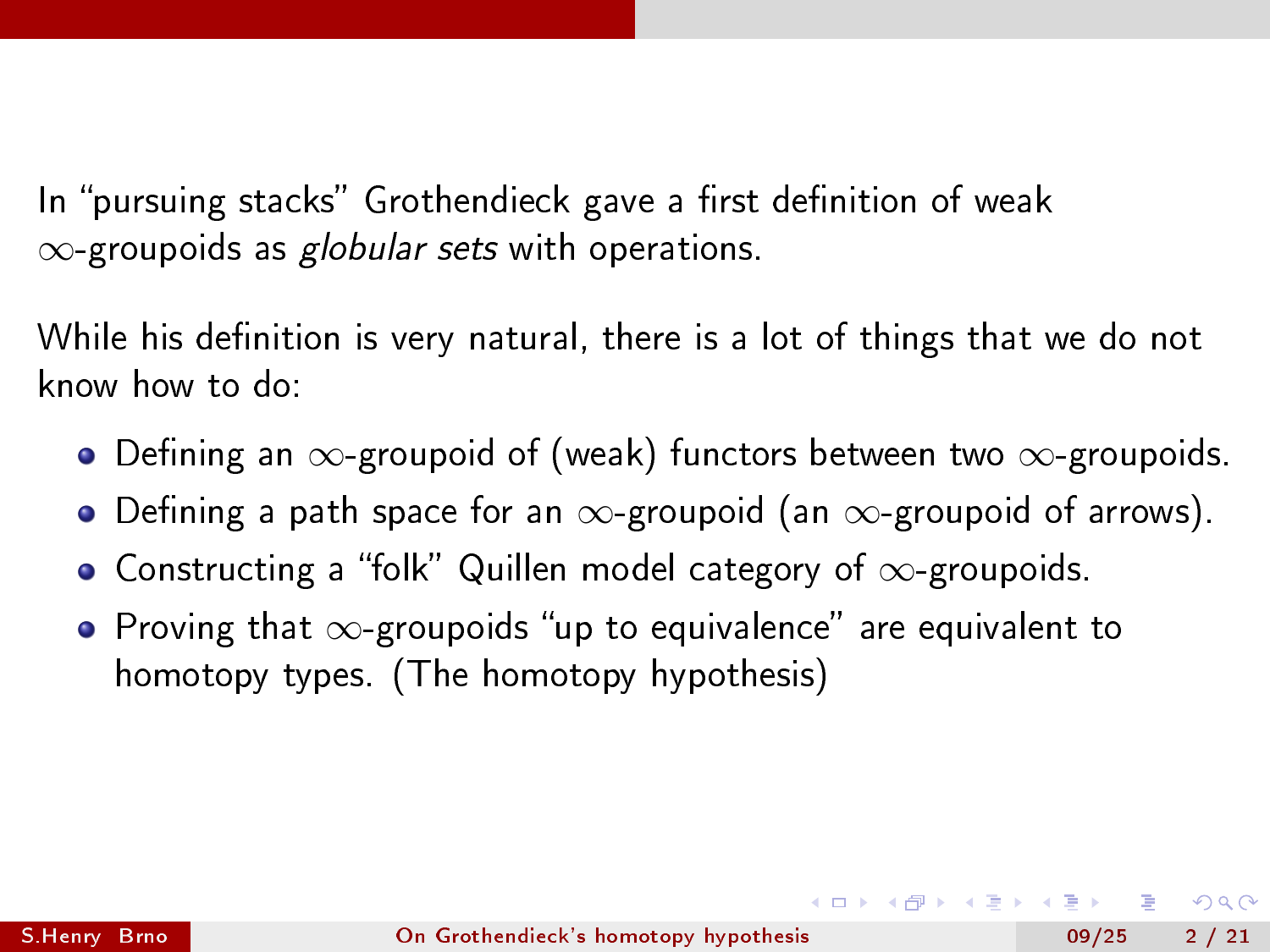In "pursuing stacks" Grothendieck gave a first definition of weak $\infty$-groupoids as *globular sets* with operations.

While his definition is very natural, there is a lot of things that we do not know how to do:

- Defining an $\infty$-groupoid of (weak) functors between two $\infty$-groupoids.
- Defining a path space for an $\infty$-groupoid (an $\infty$-groupoid of arrows).
- Constructing a "folk" Quillen model category of $\infty$-groupoids.
- Proving that $\infty$-groupoids "up to equivalence" are equivalent to homotopy types. (The homotopy hypothesis)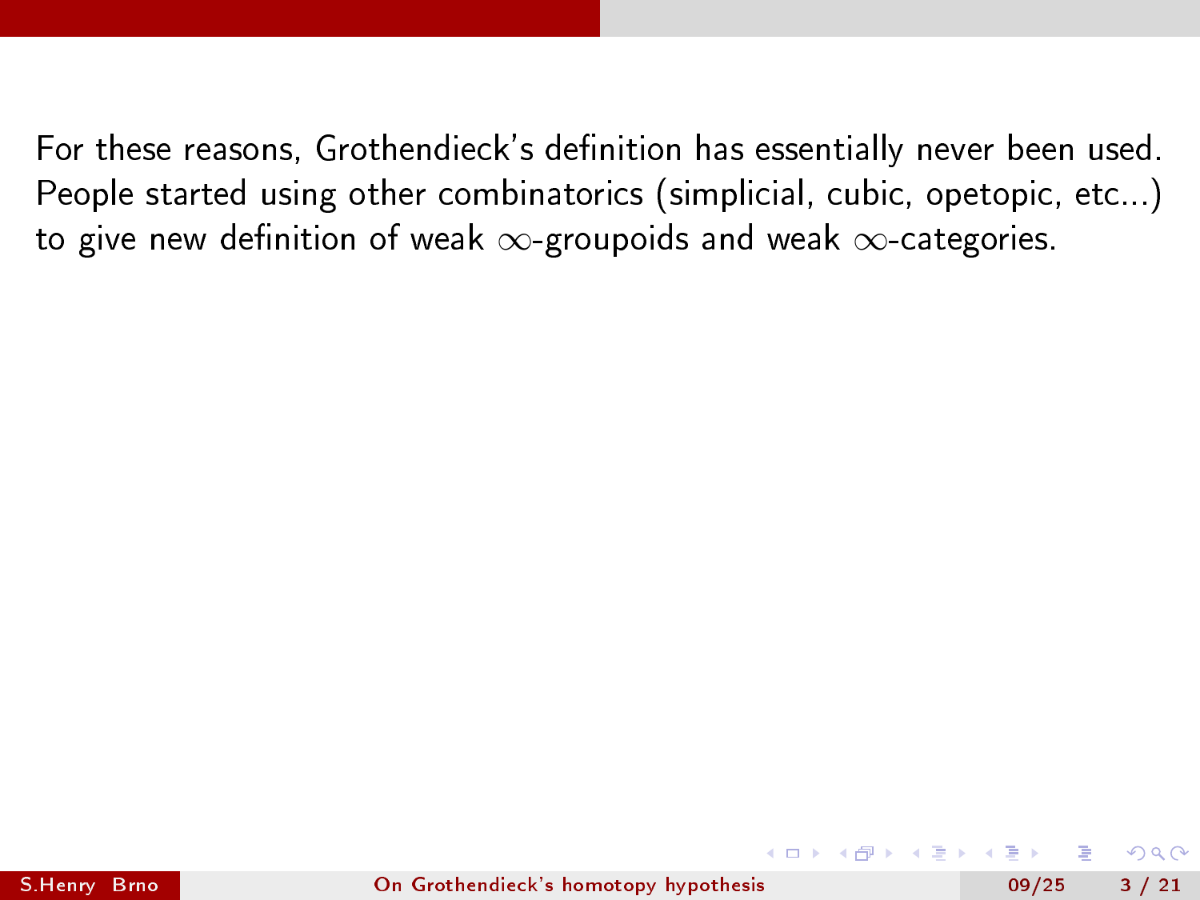For these reasons, Grothendieck's definition has essentially never been used. People started using other combinatorics (simplicial, cubic, opetopic, etc...) to give new definition of weak $\infty$-groupoids and weak $\infty$-categories.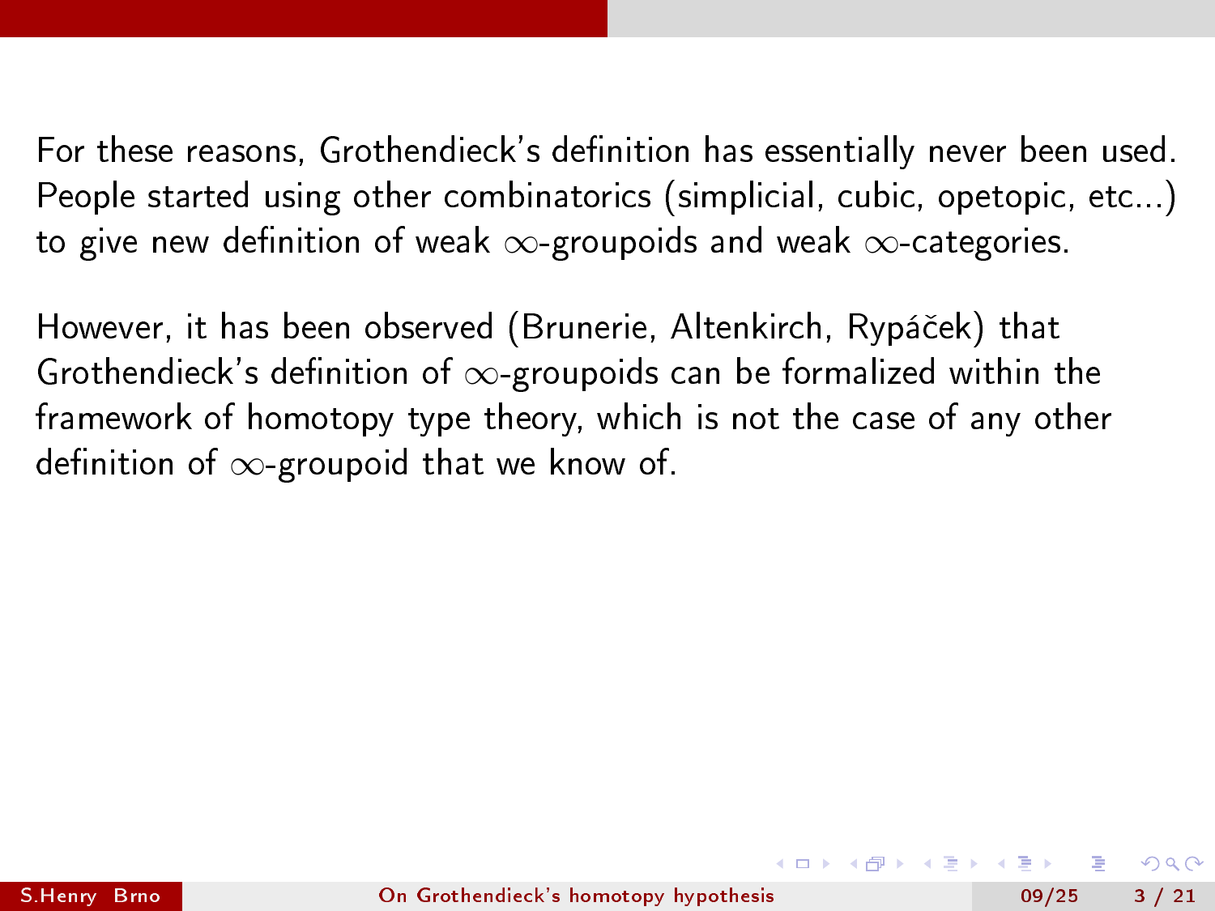For these reasons, Grothendieck's definition has essentially never been used. People started using other combinatorics (simplicial, cubic, opetopic, etc...) to give new definition of weak $\infty$-groupoids and weak $\infty$-categories.

However, it has been observed (Brunerie, Altenkirch, Rypáček) that Grothendieck's definition of $\infty$-groupoids can be formalized within the framework of homotopy type theory, which is not the case of any other definition of $\infty$-groupoid that we know of.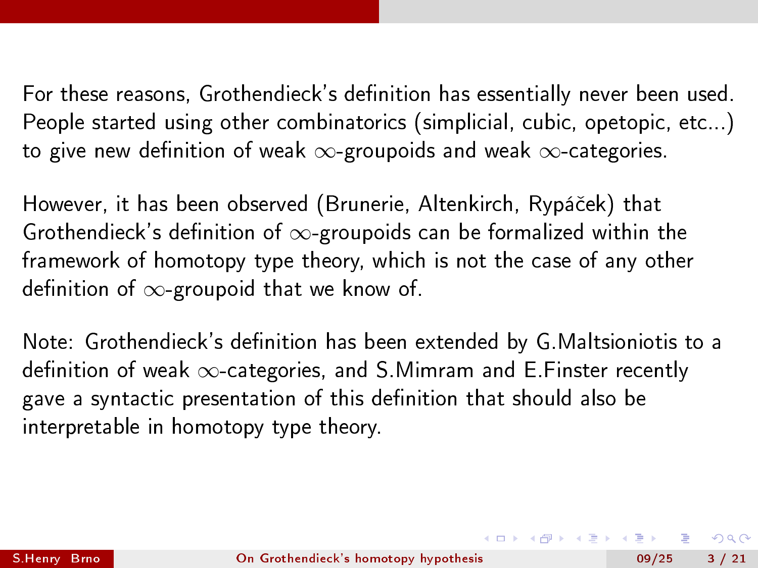For these reasons, Grothendieck's definition has essentially never been used. People started using other combinatorics (simplicial, cubic, opetopic, etc...) to give new definition of weak $\infty$-groupoids and weak $\infty$-categories.

However, it has been observed (Brunerie, Altenkirch, Rypáček) that Grothendieck's definition of $\infty$-groupoids can be formalized within the framework of homotopy type theory, which is not the case of any other definition of $\infty$-groupoid that we know of.

Note: Grothendieck's definition has been extended by G.Maltsioniotis to a definition of weak $\infty$-categories, and S.Mimram and E.Finster recently gave a syntactic presentation of this definition that should also be interpretable in homotopy type theory.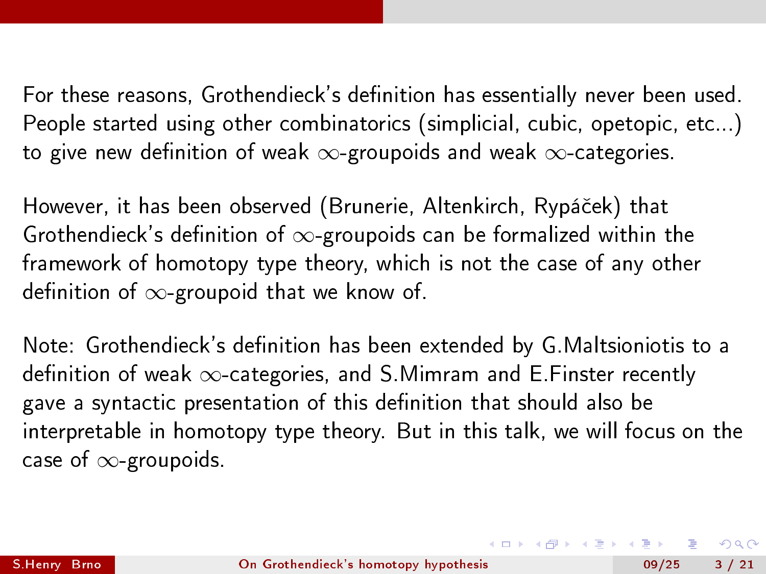For these reasons, Grothendieck's definition has essentially never been used. People started using other combinatorics (simplicial, cubic, opetopic, etc...) to give new definition of weak $\infty$-groupoids and weak $\infty$-categories.

However, it has been observed (Brunerie, Altenkirch, Rypáček) that Grothendieck's definition of $\infty$-groupoids can be formalized within the framework of homotopy type theory, which is not the case of any other definition of $\infty$-groupoid that we know of.

Note: Grothendieck's definition has been extended by G.Maltsioniotis to a definition of weak $\infty$-categories, and S.Mimram and E.Finster recently gave a syntactic presentation of this definition that should also be interpretable in homotopy type theory. But in this talk, we will focus on the case of $\infty$-groupoids.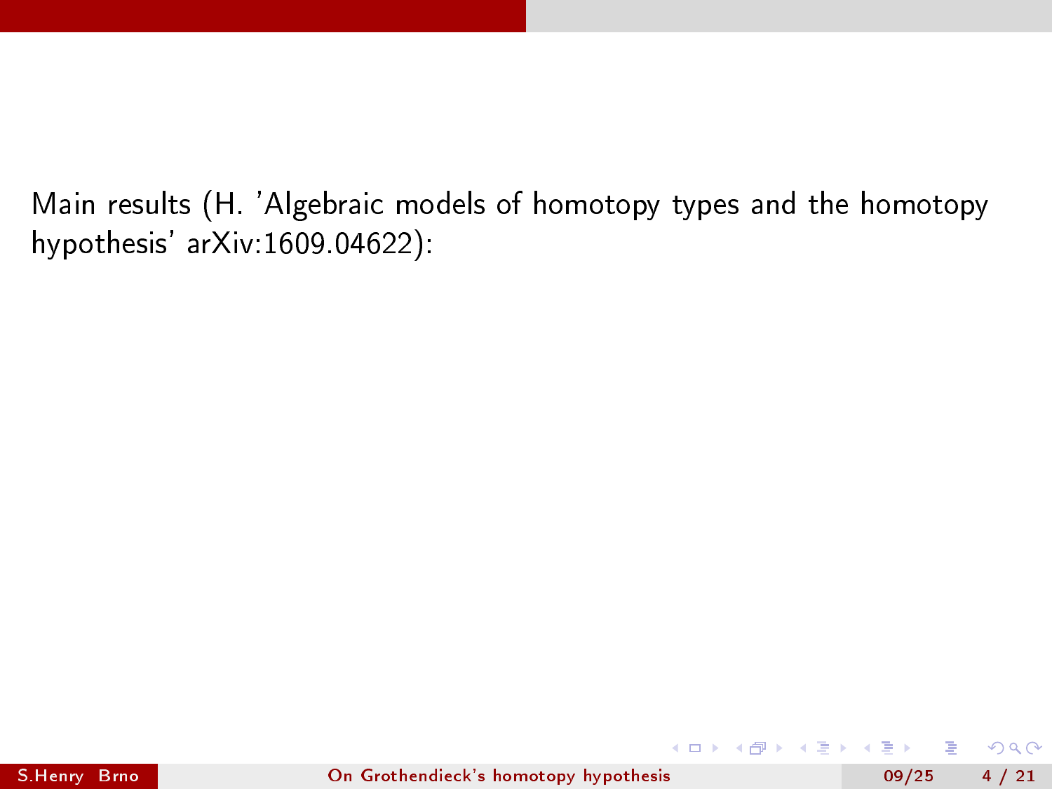Main results (H. 'Algebraic models of homotopy types and the homotopy hypothesis' arXiv:1609.04622):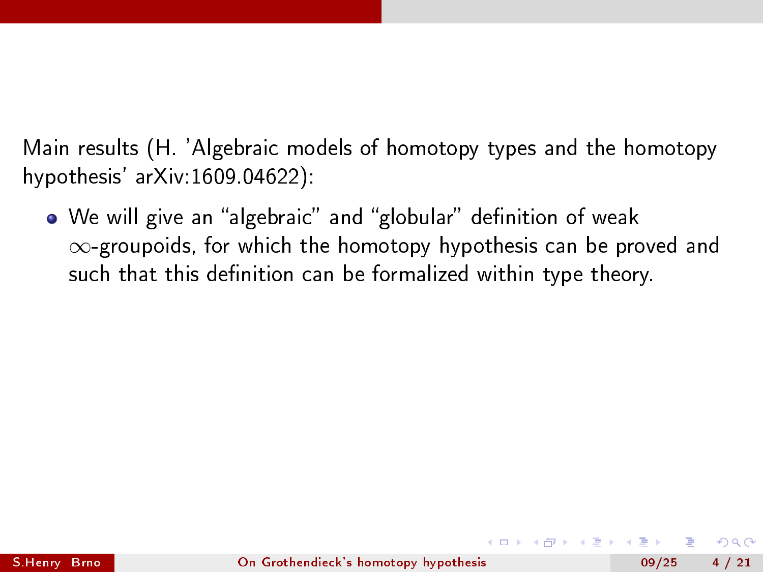Main results (H. 'Algebraic models of homotopy types and the homotopy hypothesis' arXiv:1609.04622):

- We will give an "algebraic" and "globular" definition of weak $\infty$-groupoids, for which the homotopy hypothesis can be proved and such that this definition can be formalized within type theory.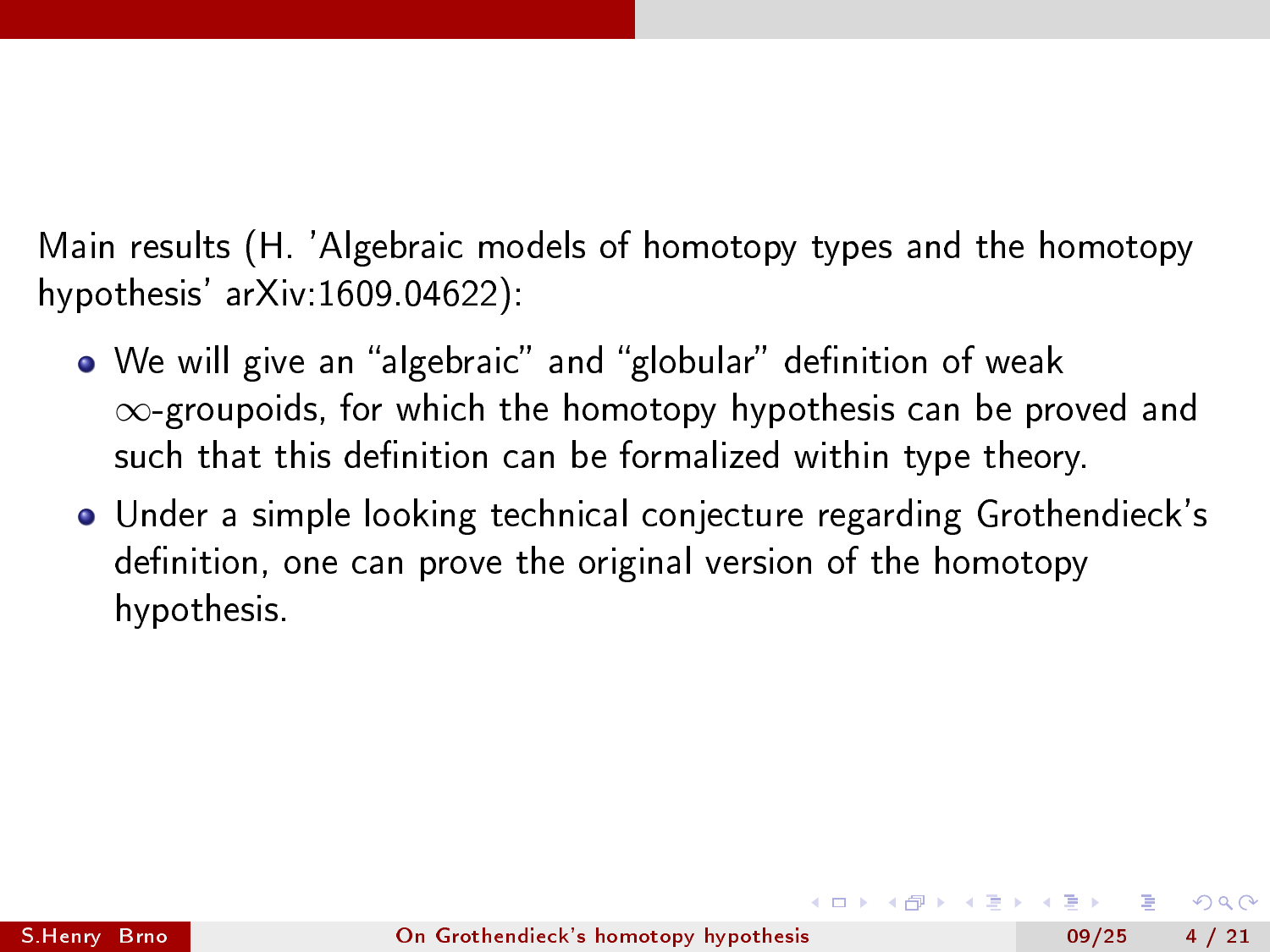Main results (H. 'Algebraic models of homotopy types and the homotopy hypothesis' arXiv:1609.04622):

- We will give an "algebraic" and "globular" definition of weak $\infty$-groupoids, for which the homotopy hypothesis can be proved and such that this definition can be formalized within type theory.
- Under a simple looking technical conjecture regarding Grothendieck's definition, one can prove the original version of the homotopy hypothesis.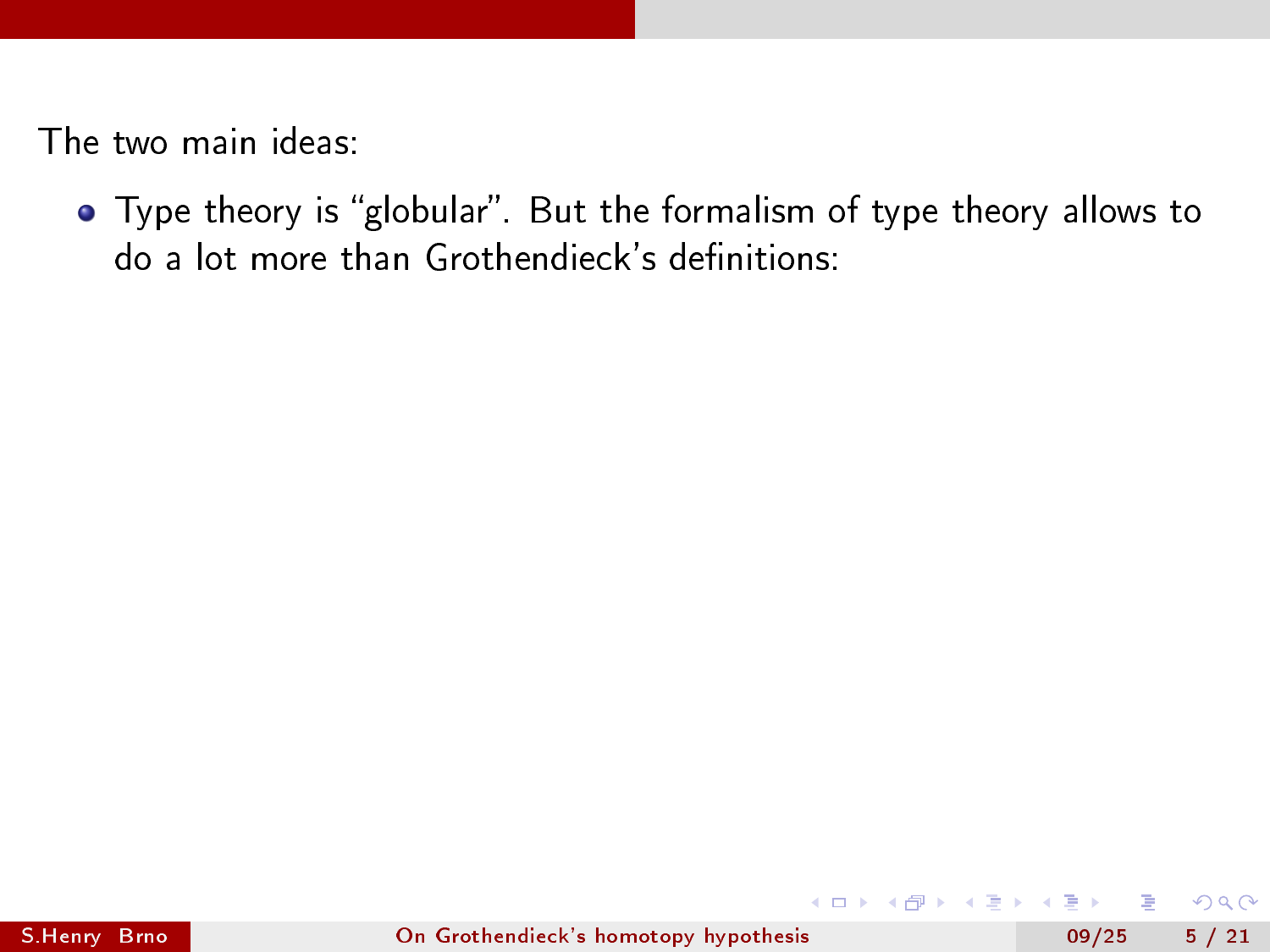The two main ideas:

- Type theory is "globular". But the formalism of type theory allows to do a lot more than Grothendieck's definitions: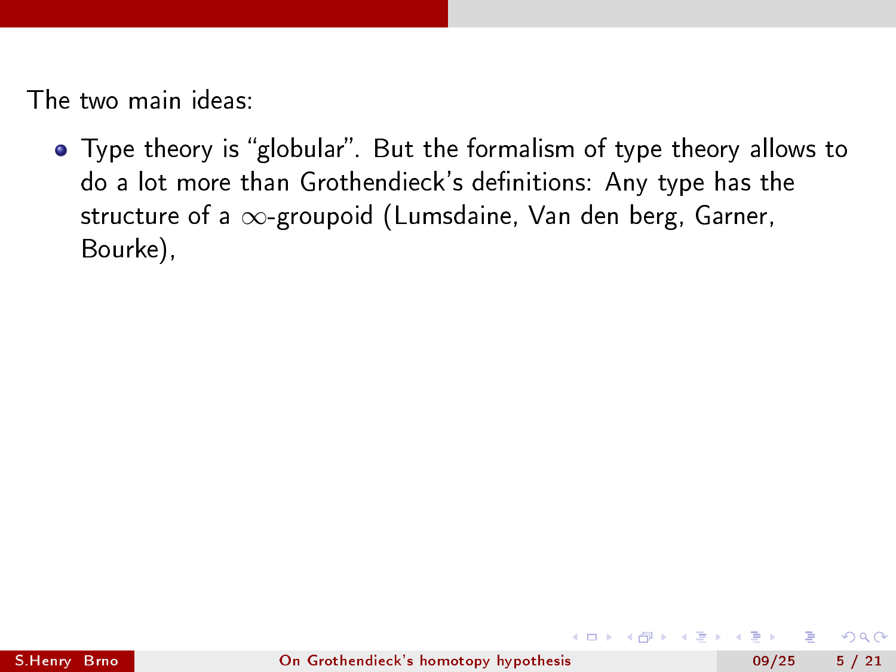The two main ideas:

- Type theory is “globular”. But the formalism of type theory allows to do a lot more than Grothendieck’s definitions: Any type has the structure of a $\infty$-groupoid (Lumsdaine, Van den berg, Garner, Bourke),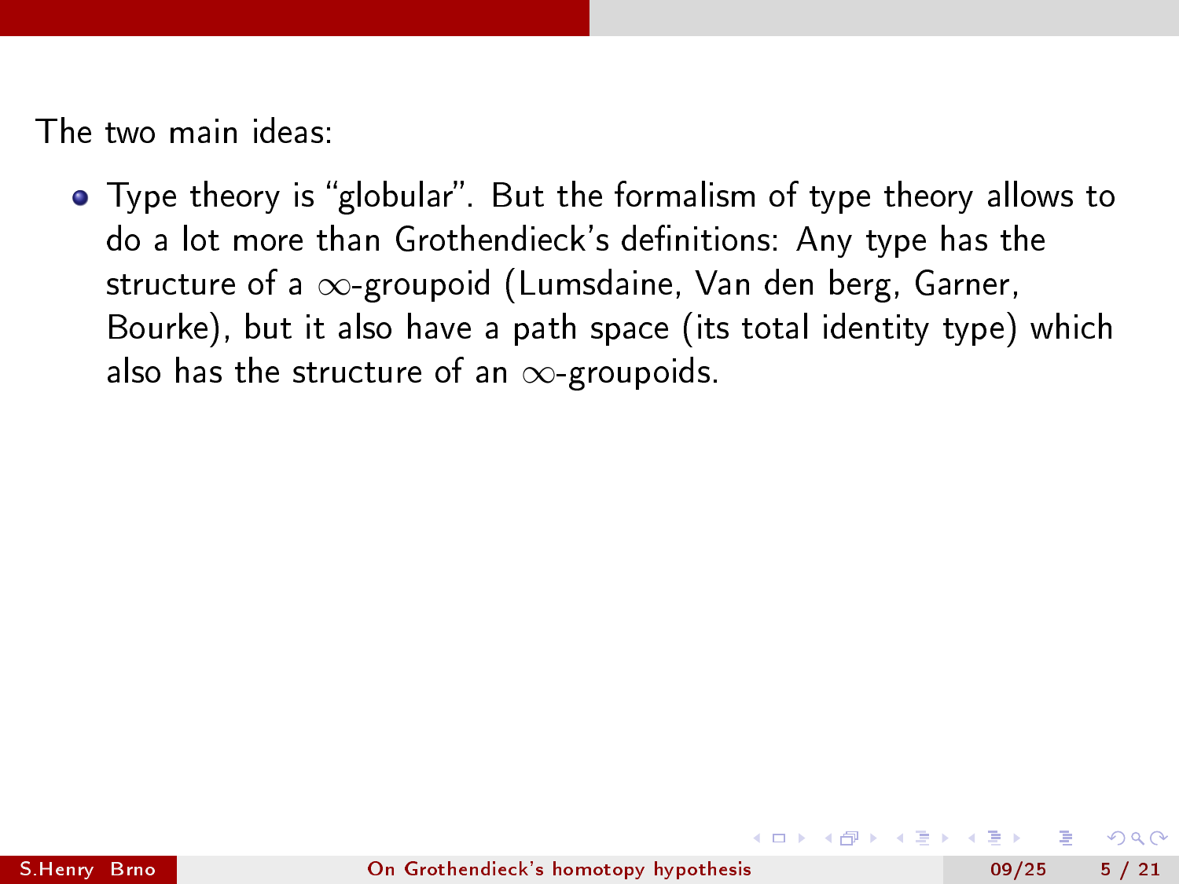The two main ideas:

- Type theory is "globular". But the formalism of type theory allows to do a lot more than Grothendieck's definitions: Any type has the structure of a $\infty$-groupoid (Lumsdaine, Van den berg, Garner, Bourke), but it also have a path space (its total identity type) which also has the structure of an $\infty$-groupoids.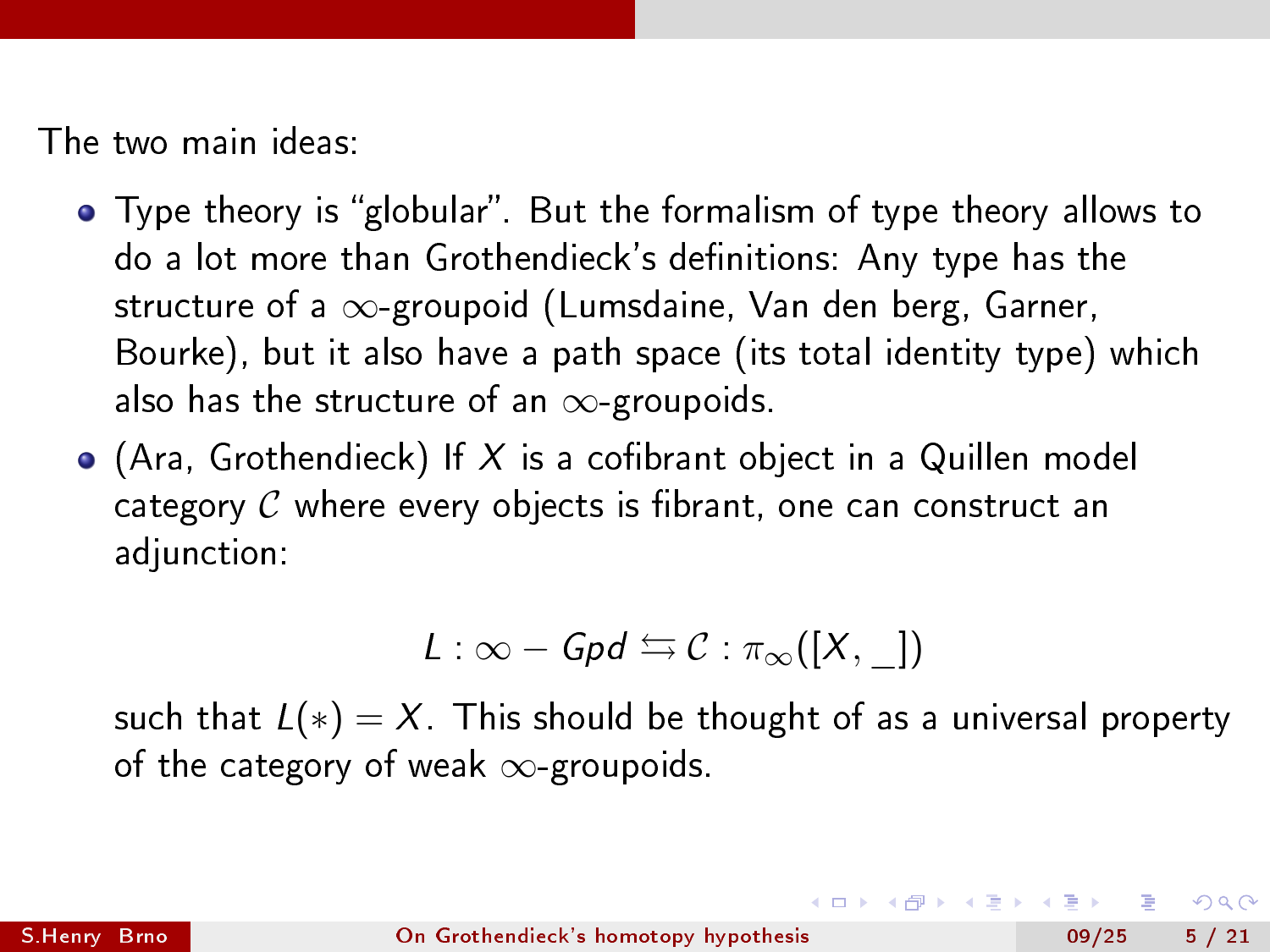The two main ideas:

- Type theory is “globular”. But the formalism of type theory allows to do a lot more than Grothendieck’s definitions: Any type has the structure of a $\infty$-groupoid (Lumsdaine, Van den berg, Garner, Bourke), but it also have a path space (its total identity type) which also has the structure of an $\infty$-groupoids.
- (Ara, Grothendieck) If $X$ is a cofibrant object in a Quillen model category $\mathcal{C}$ where every objects is fibrant, one can construct an adjunction:

$$L : \infty - Gpd \leftrightarrows \mathcal{C} : \pi_{\infty}([X, \_])$$

  such that $L(*) = X$. This should be thought of as a universal property of the category of weak $\infty$-groupoids.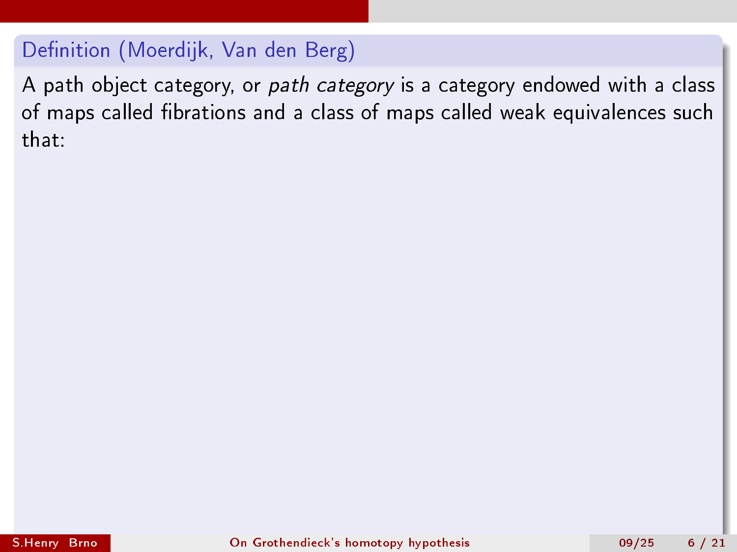**Definition (Moerdijk, Van den Berg)**

A path object category, or *path category* is a category endowed with a class of maps called fibrations and a class of maps called weak equivalences such that: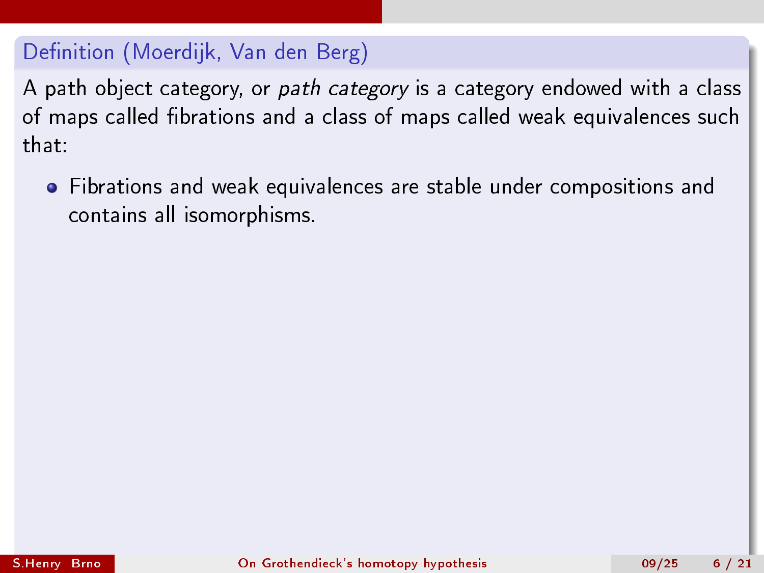**Definition (Moerdijk, Van den Berg)**

A path object category, or *path category* is a category endowed with a class of maps called fibrations and a class of maps called weak equivalences such that:

- Fibrations and weak equivalences are stable under compositions and contains all isomorphisms.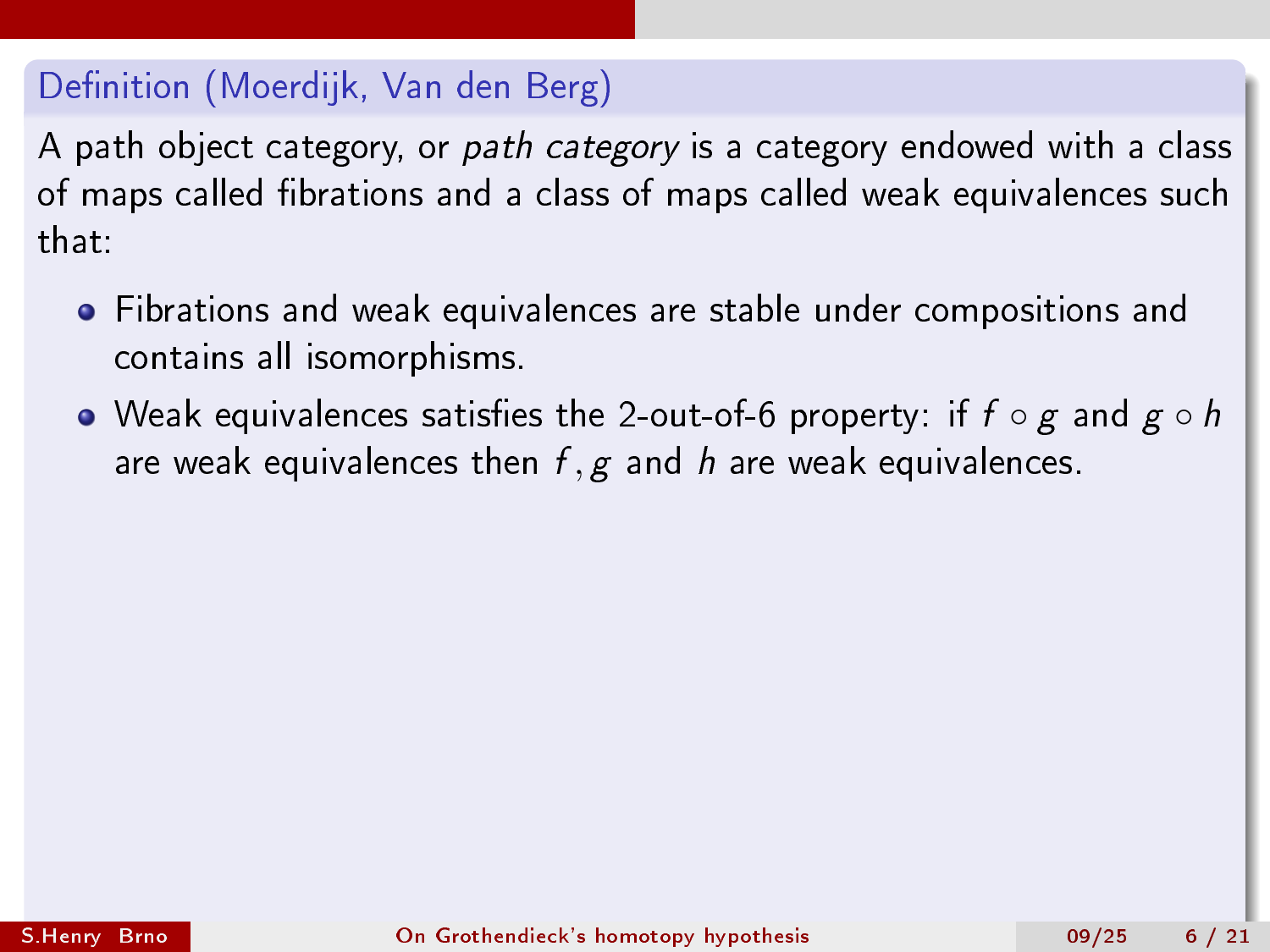**Definition (Moerdijk, Van den Berg)**

A path object category, or *path category* is a category endowed with a class of maps called fibrations and a class of maps called weak equivalences such that:

- Fibrations and weak equivalences are stable under compositions and contains all isomorphisms.
- Weak equivalences satisfies the 2-out-of-6 property: if $f \circ g$ and $g \circ h$ are weak equivalences then $f, g$ and $h$ are weak equivalences.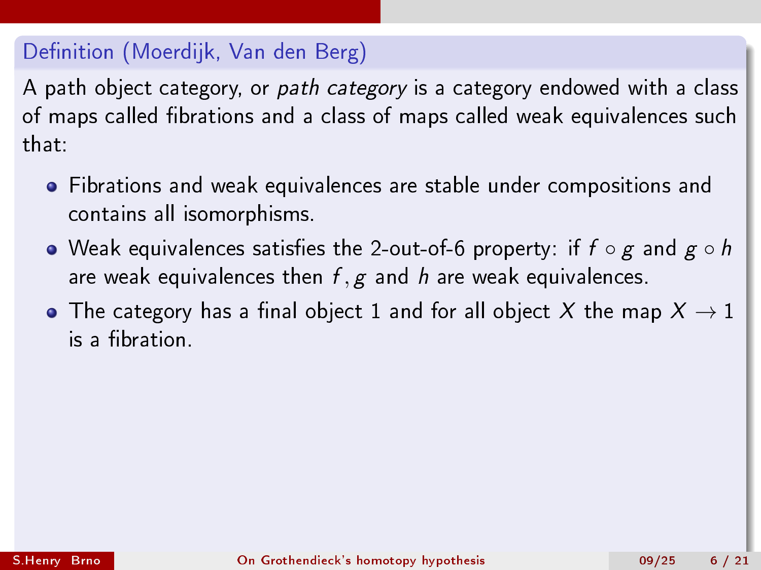### Definition (Moerdijk, Van den Berg)

A path object category, or *path category* is a category endowed with a class of maps called fibrations and a class of maps called weak equivalences such that:

- Fibrations and weak equivalences are stable under compositions and contains all isomorphisms.
- Weak equivalences satisfies the 2-out-of-6 property: if $f \circ g$ and $g \circ h$ are weak equivalences then $f, g$ and $h$ are weak equivalences.
- The category has a final object 1 and for all object $X$ the map $X \to 1$ is a fibration.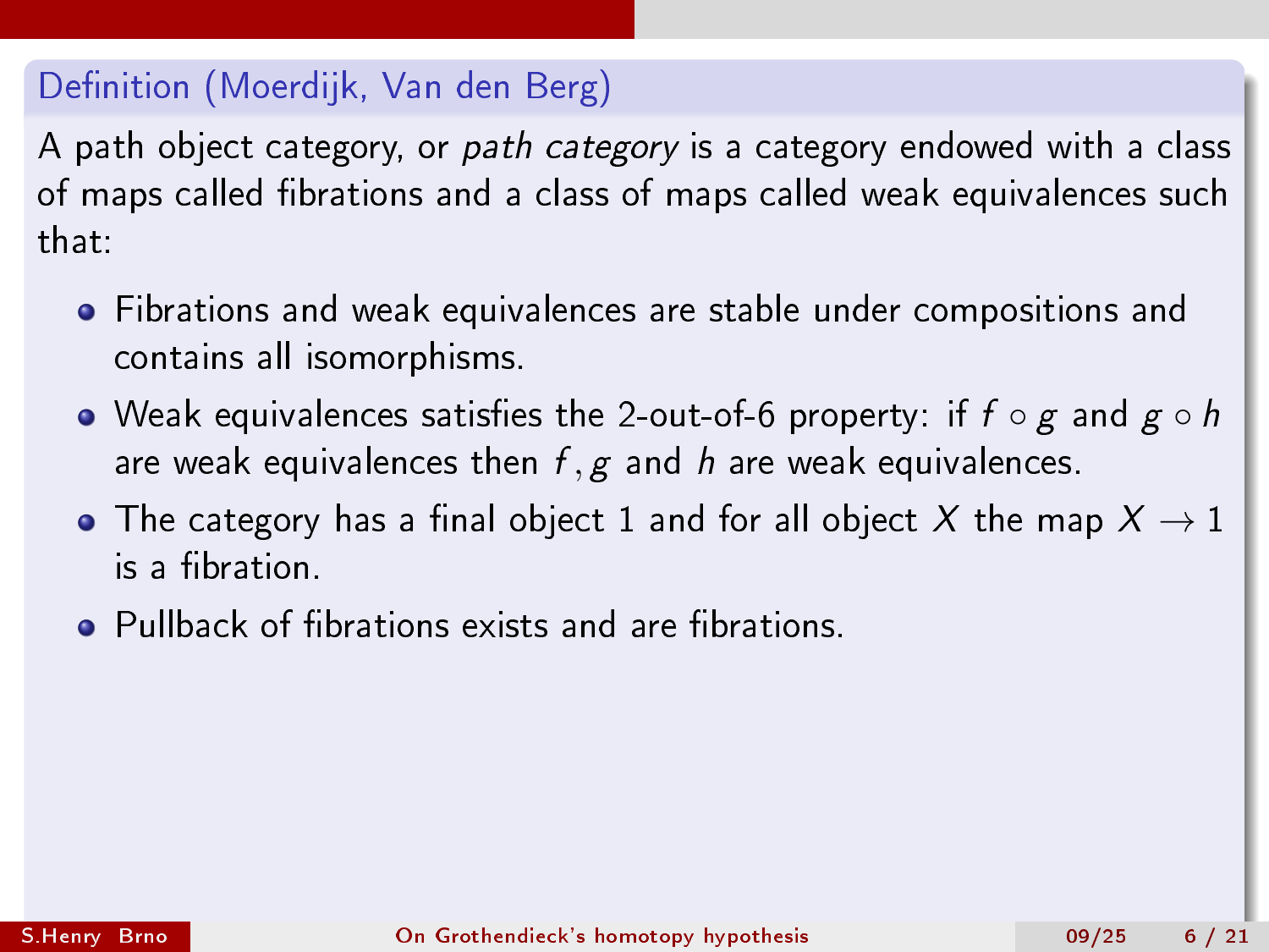### Definition (Moerdijk, Van den Berg)

A path object category, or *path category* is a category endowed with a class of maps called fibrations and a class of maps called weak equivalences such that:

- Fibrations and weak equivalences are stable under compositions and contains all isomorphisms.
- Weak equivalences satisfies the 2-out-of-6 property: if $f \circ g$ and $g \circ h$ are weak equivalences then $f, g$ and $h$ are weak equivalences.
- The category has a final object 1 and for all object $X$ the map $X \to 1$ is a fibration.
- Pullback of fibrations exists and are fibrations.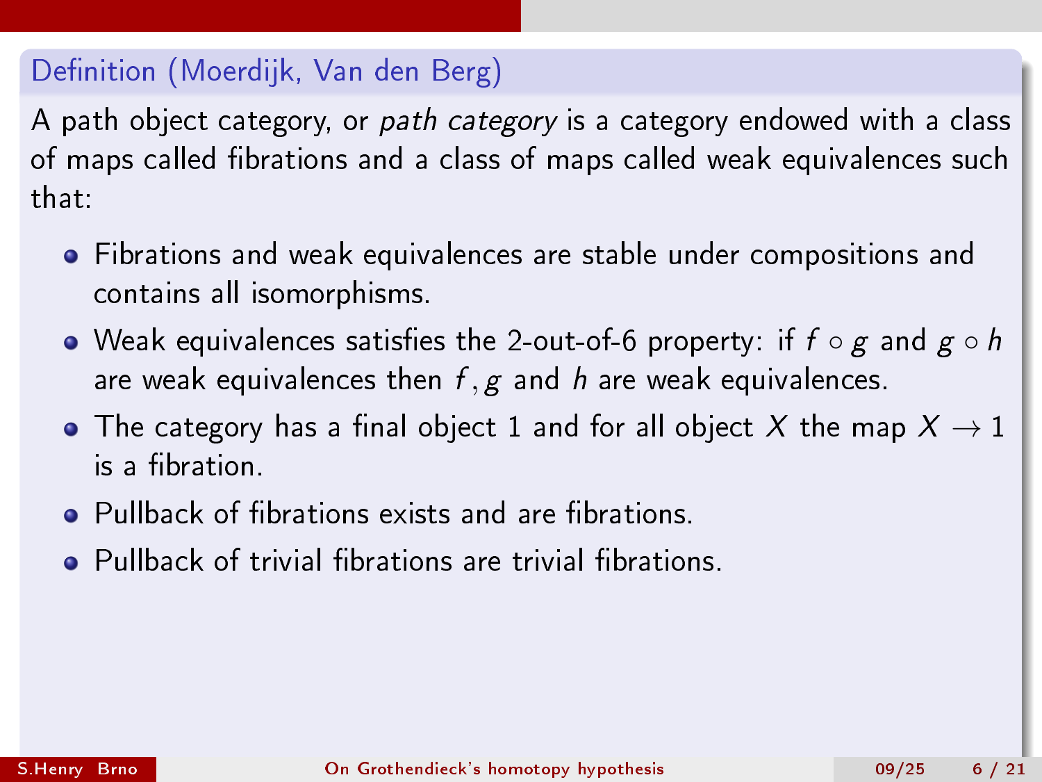**Definition (Moerdijk, Van den Berg)**

A path object category, or *path category* is a category endowed with a class of maps called fibrations and a class of maps called weak equivalences such that:

- Fibrations and weak equivalences are stable under compositions and contains all isomorphisms.
- Weak equivalences satisfies the 2-out-of-6 property: if $f \circ g$ and $g \circ h$ are weak equivalences then $f, g$ and $h$ are weak equivalences.
- The category has a final object 1 and for all object $X$ the map $X \to 1$ is a fibration.
- Pullback of fibrations exists and are fibrations.
- Pullback of trivial fibrations are trivial fibrations.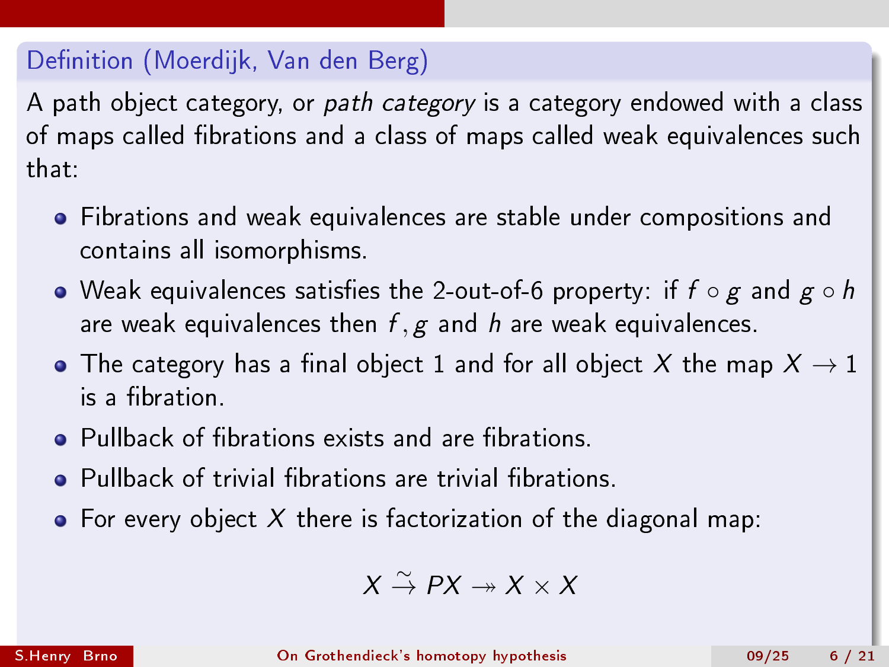### Definition (Moerdijk, Van den Berg)

A path object category, or *path category* is a category endowed with a class of maps called fibrations and a class of maps called weak equivalences such that:

- Fibrations and weak equivalences are stable under compositions and contains all isomorphisms.
- Weak equivalences satisfies the 2-out-of-6 property: if $f \circ g$ and $g \circ h$ are weak equivalences then $f, g$ and $h$ are weak equivalences.
- The category has a final object 1 and for all object $X$ the map $X \to 1$ is a fibration.
- Pullback of fibrations exists and are fibrations.
- Pullback of trivial fibrations are trivial fibrations.
- For every object $X$ there is factorization of the diagonal map:

$$X \overset{\sim}{\to} PX \twoheadrightarrow X \times X$$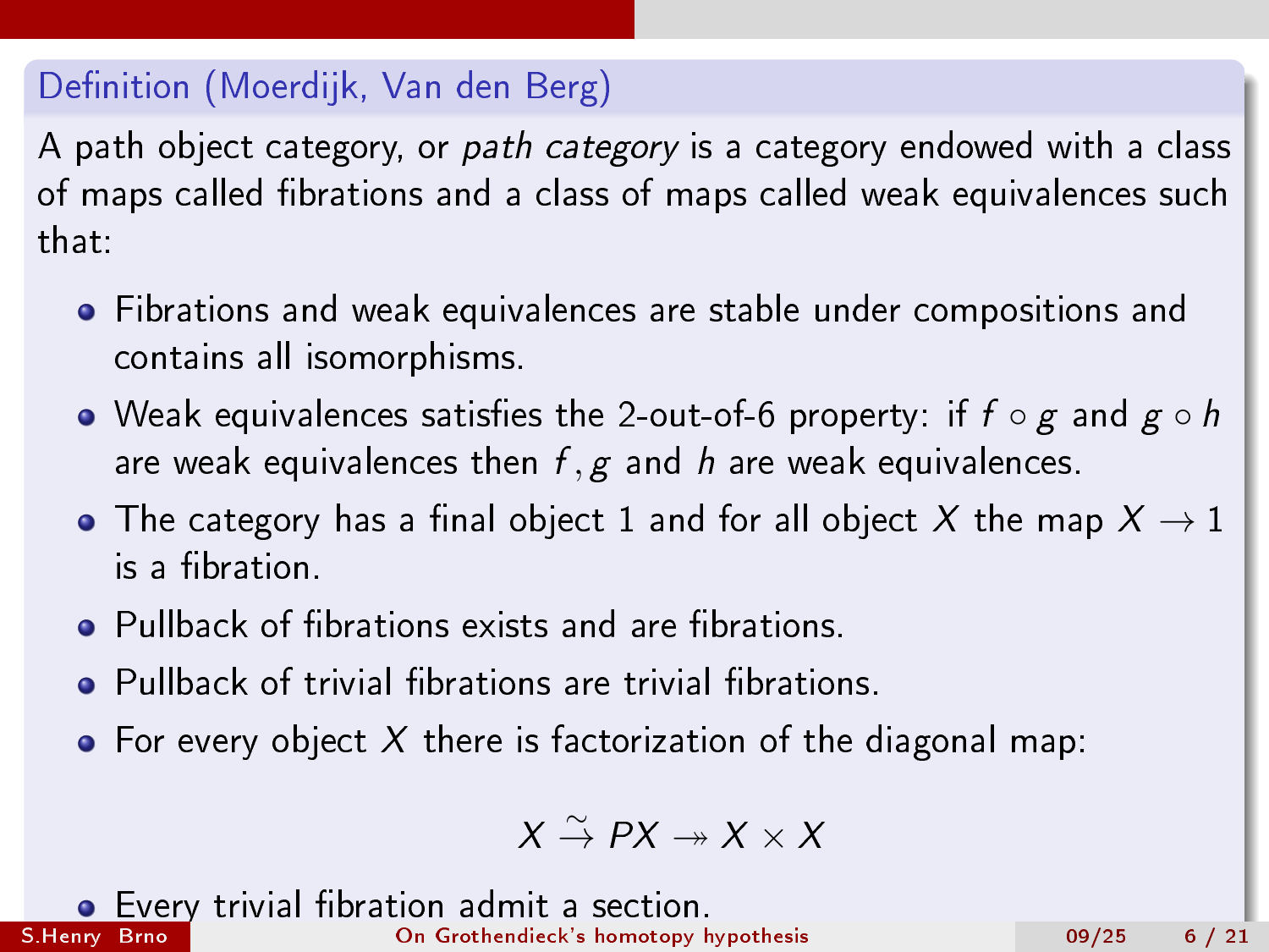**Definition (Moerdijk, Van den Berg)**

A path object category, or *path category* is a category endowed with a class of maps called fibrations and a class of maps called weak equivalences such that:

- Fibrations and weak equivalences are stable under compositions and contains all isomorphisms.
- Weak equivalences satisfies the 2-out-of-6 property: if $f \circ g$ and $g \circ h$ are weak equivalences then $f, g$ and $h$ are weak equivalences.
- The category has a final object 1 and for all object $X$ the map $X \to 1$ is a fibration.
- Pullback of fibrations exists and are fibrations.
- Pullback of trivial fibrations are trivial fibrations.
- For every object $X$ there is factorization of the diagonal map:

$$X \overset{\sim}{\to} PX \twoheadrightarrow X \times X$$

- Every trivial fibration admit a section.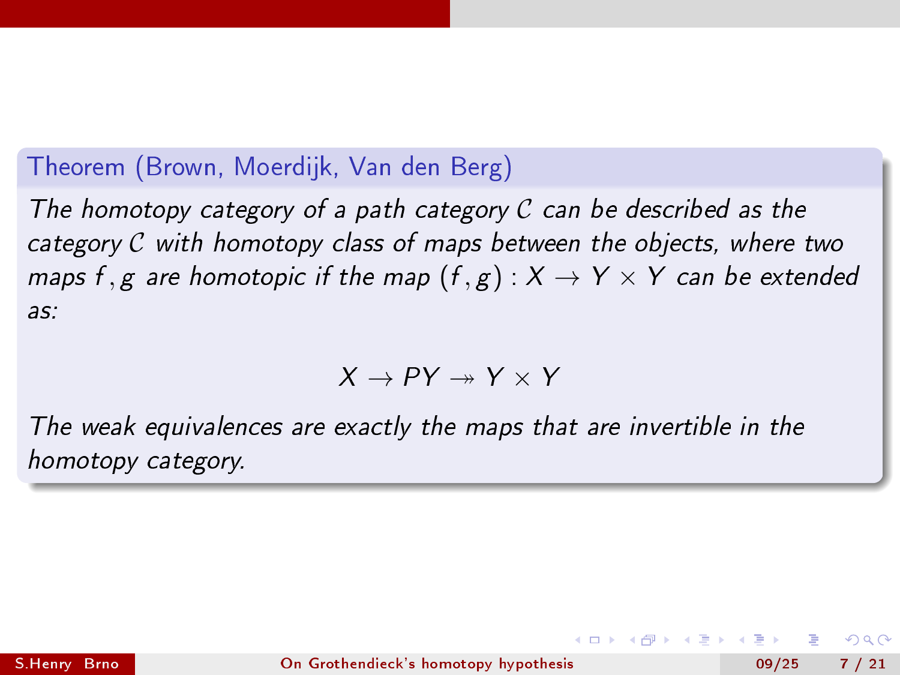**Theorem (Brown, Moerdijk, Van den Berg)**

*The homotopy category of a path category $\mathcal{C}$ can be described as the category $\mathcal{C}$ with homotopy class of maps between the objects, where two maps $f, g$ are homotopic if the map $(f, g) : X \to Y \times Y$ can be extended as:*

$$X \to PY \twoheadrightarrow Y \times Y$$

*The weak equivalences are exactly the maps that are invertible in the homotopy category.*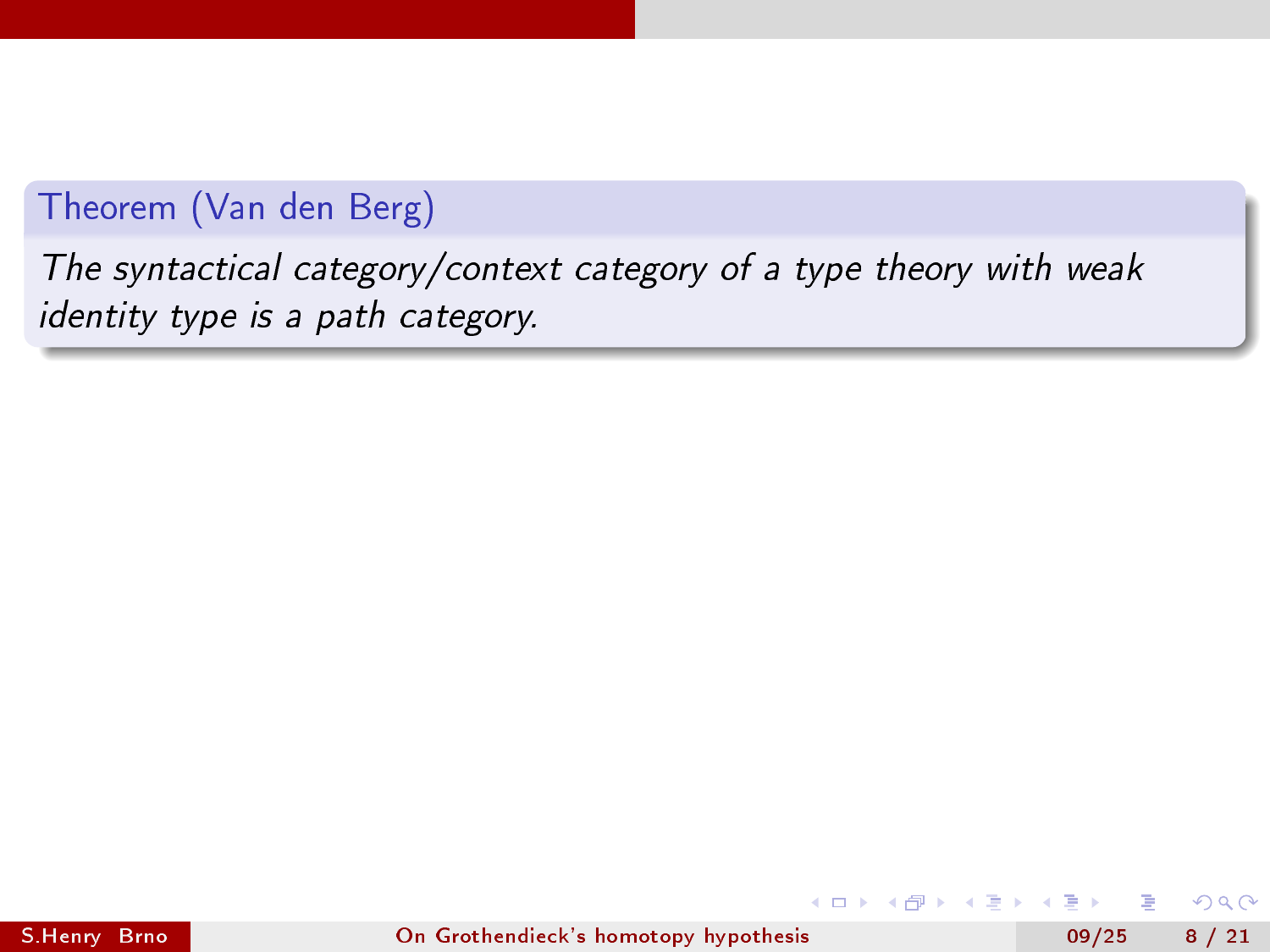**Theorem (Van den Berg)**

*The syntactical category/context category of a type theory with weak identity type is a path category.*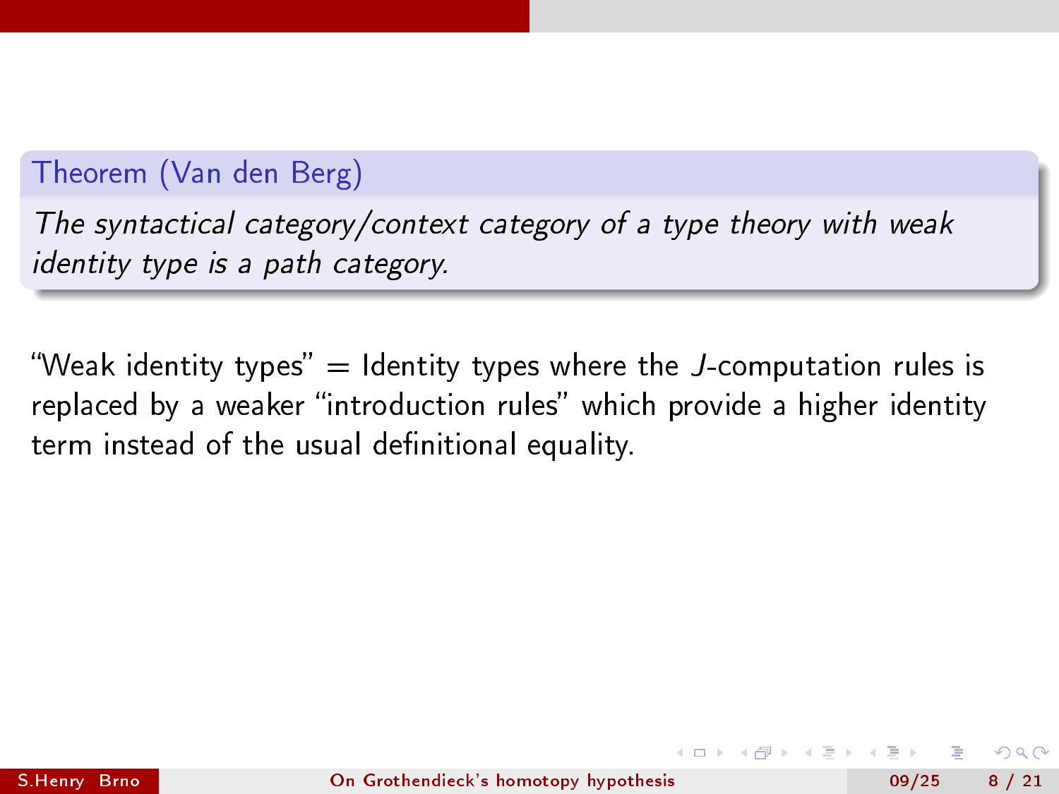**Theorem (Van den Berg)**

*The syntactical category/context category of a type theory with weak identity type is a path category.*

"Weak identity types" = Identity types where the $J$-computation rules is replaced by a weaker "introduction rules" which provide a higher identity term instead of the usual definitional equality.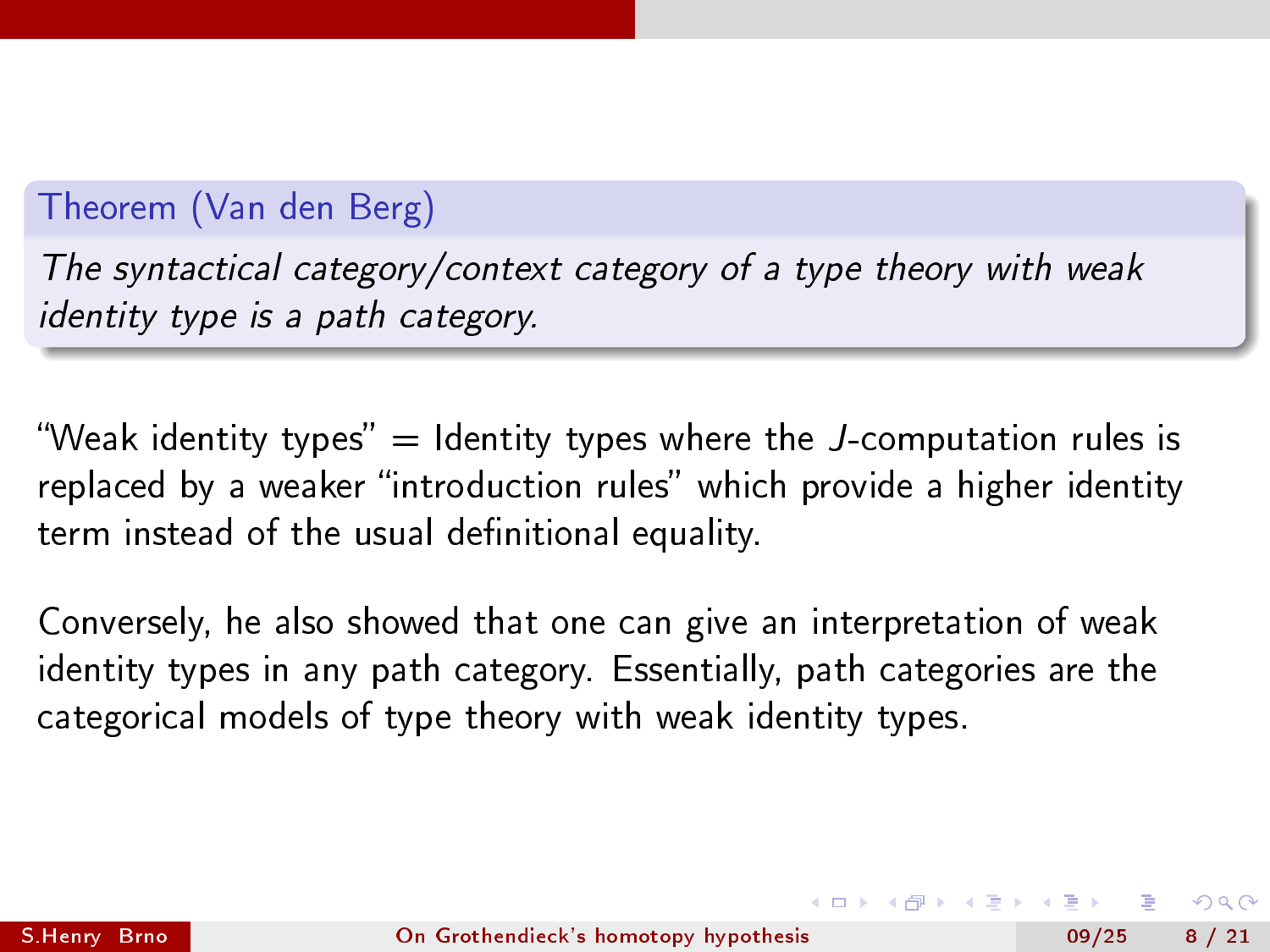**Theorem (Van den Berg)**

*The syntactical category/context category of a type theory with weak identity type is a path category.*

"Weak identity types" = Identity types where the $J$-computation rules is replaced by a weaker "introduction rules" which provide a higher identity term instead of the usual definitional equality.

Conversely, he also showed that one can give an interpretation of weak identity types in any path category. Essentially, path categories are the categorical models of type theory with weak identity types.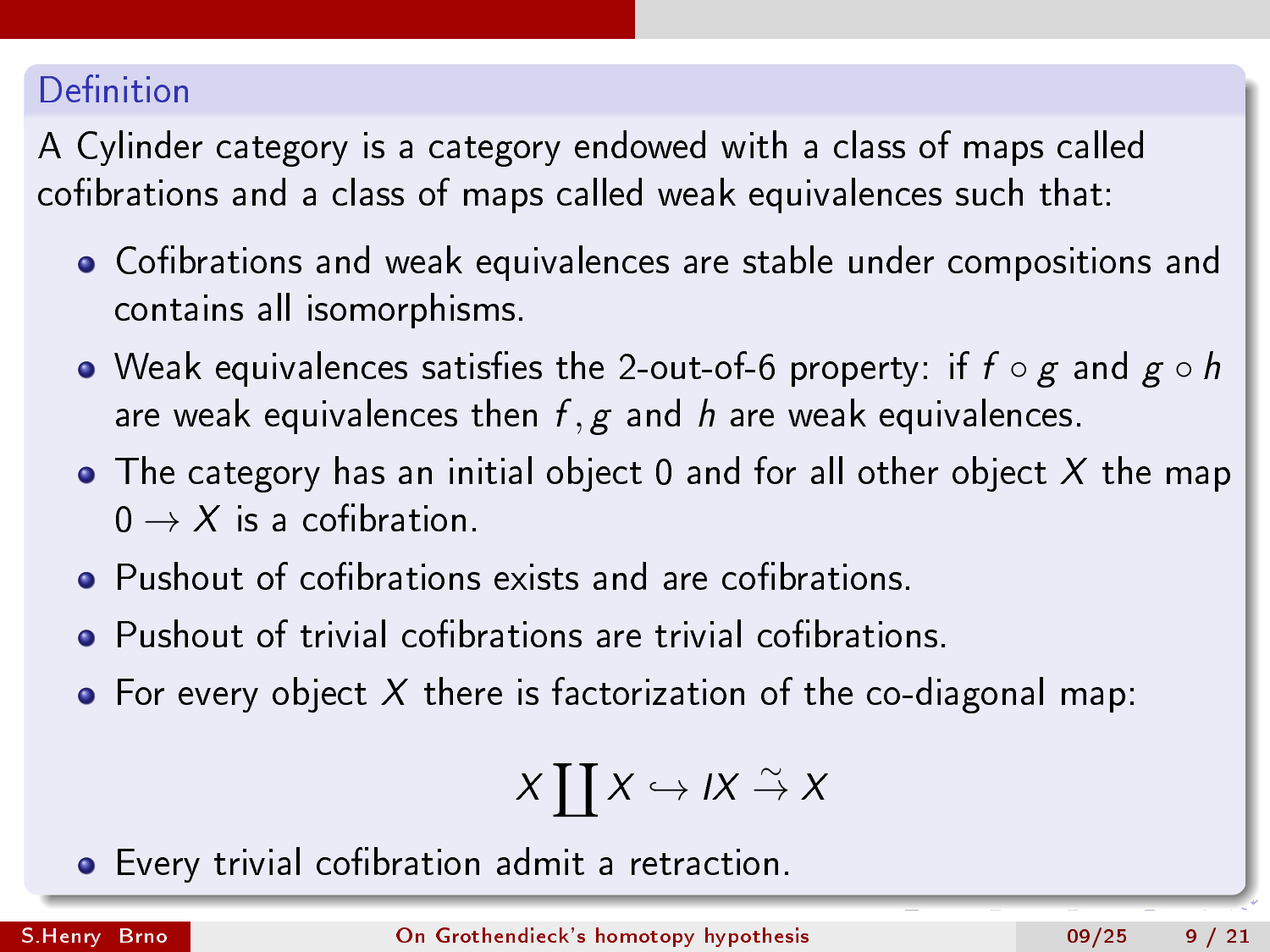## Definition

A Cylinder category is a category endowed with a class of maps called cofibrations and a class of maps called weak equivalences such that:

- Cofibrations and weak equivalences are stable under compositions and contains all isomorphisms.
- Weak equivalences satisfies the 2-out-of-6 property: if $f \circ g$ and $g \circ h$ are weak equivalences then $f, g$ and $h$ are weak equivalences.
- The category has an initial object 0 and for all other object $X$ the map $0 \to X$ is a cofibration.
- Pushout of cofibrations exists and are cofibrations.
- Pushout of trivial cofibrations are trivial cofibrations.
- For every object $X$ there is factorization of the co-diagonal map:

$$X \coprod X \hookrightarrow IX \overset{\sim}{\to} X$$

- Every trivial cofibration admit a retraction.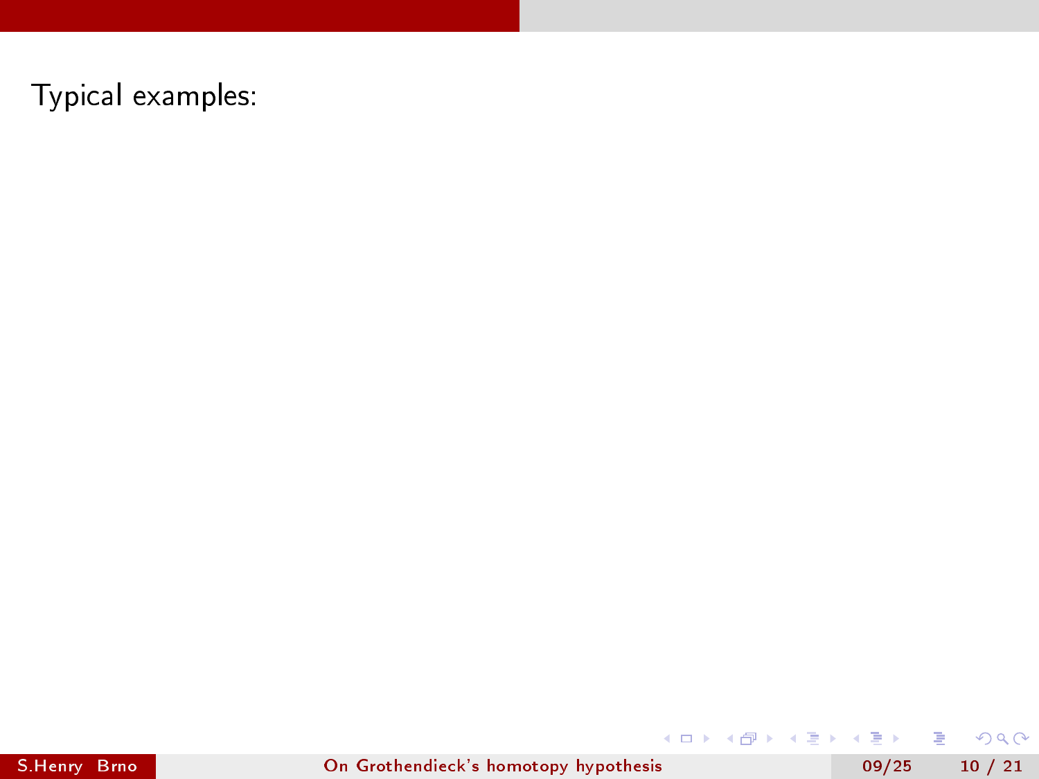Typical examples: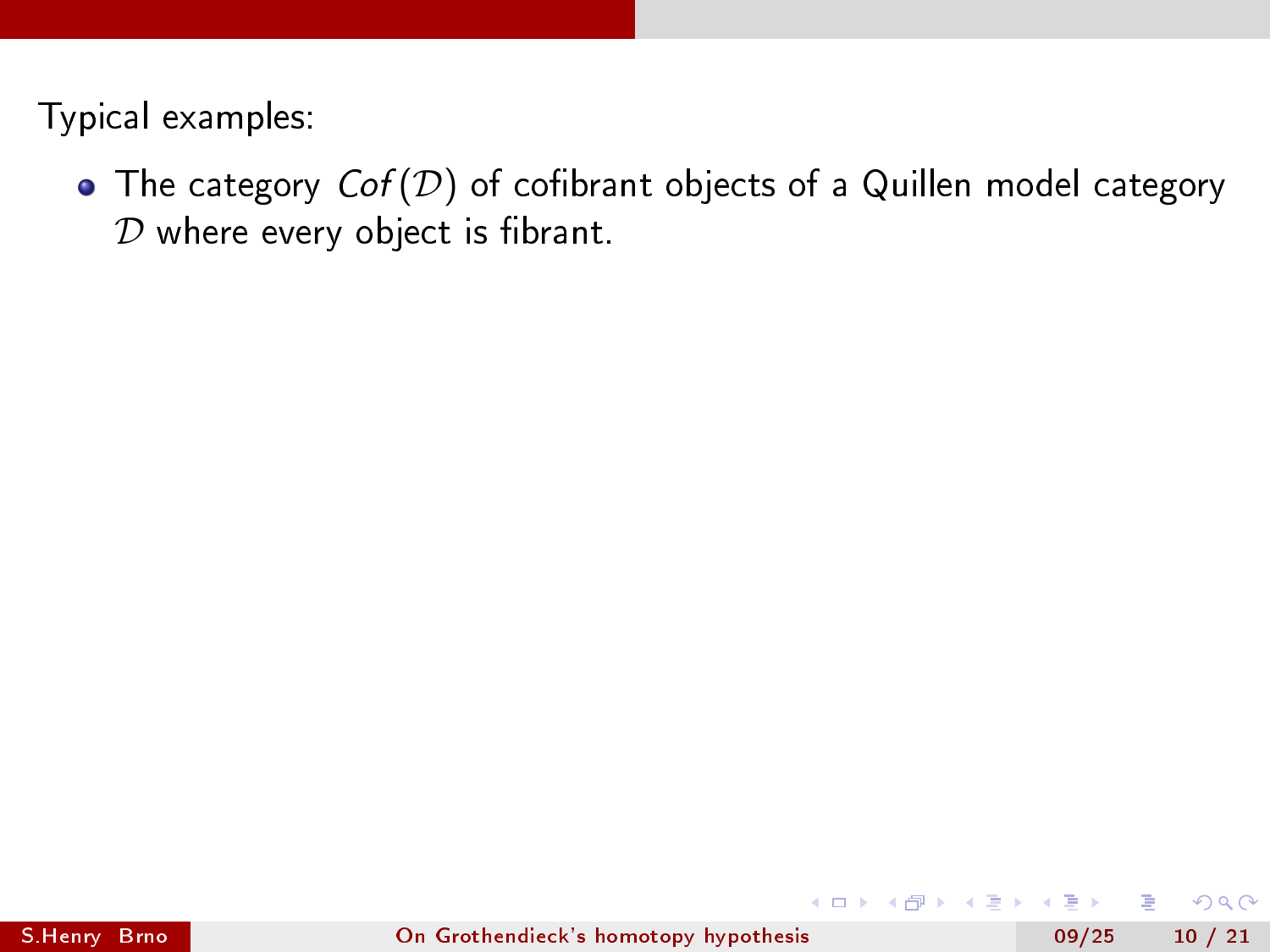Typical examples:

- The category $Cof(\mathcal{D})$ of cofibrant objects of a Quillen model category $\mathcal{D}$ where every object is fibrant.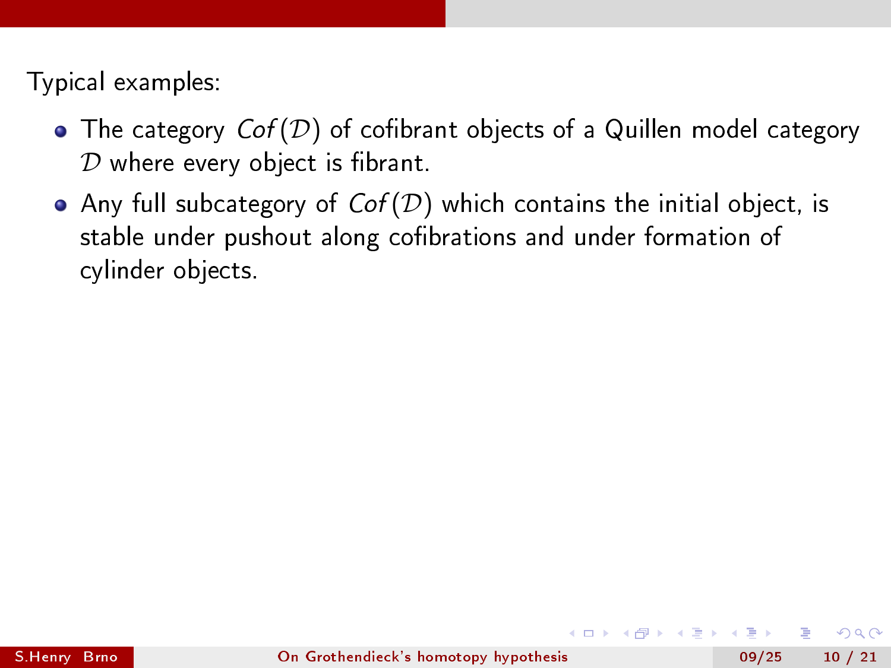Typical examples:

- The category $Cof(\mathcal{D})$ of cofibrant objects of a Quillen model category $\mathcal{D}$ where every object is fibrant.
- Any full subcategory of $Cof(\mathcal{D})$ which contains the initial object, is stable under pushout along cofibrations and under formation of cylinder objects.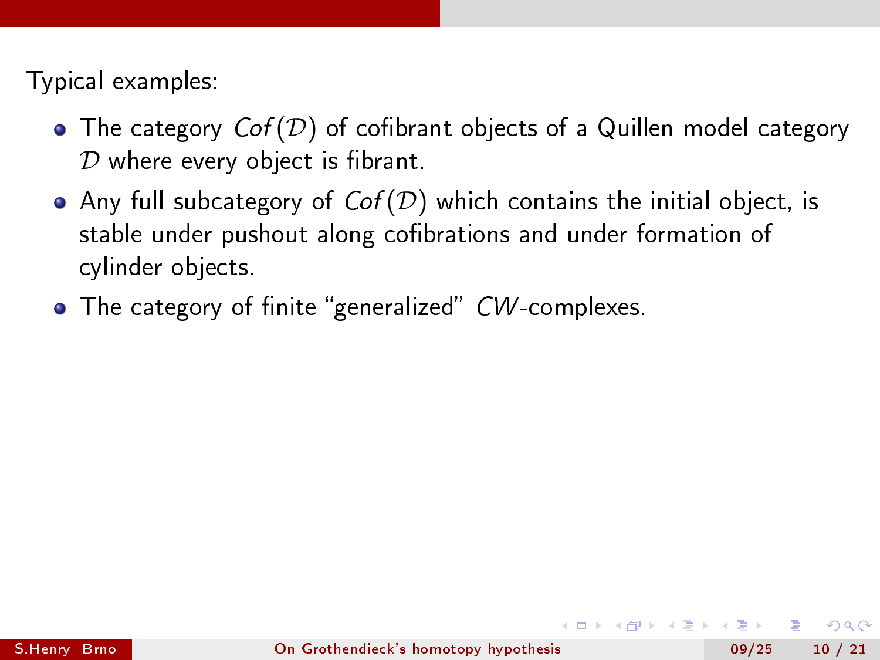Typical examples:

- The category $Cof(\mathcal{D})$ of cofibrant objects of a Quillen model category $\mathcal{D}$ where every object is fibrant.
- Any full subcategory of $Cof(\mathcal{D})$ which contains the initial object, is stable under pushout along cofibrations and under formation of cylinder objects.
- The category of finite “generalized” $CW$-complexes.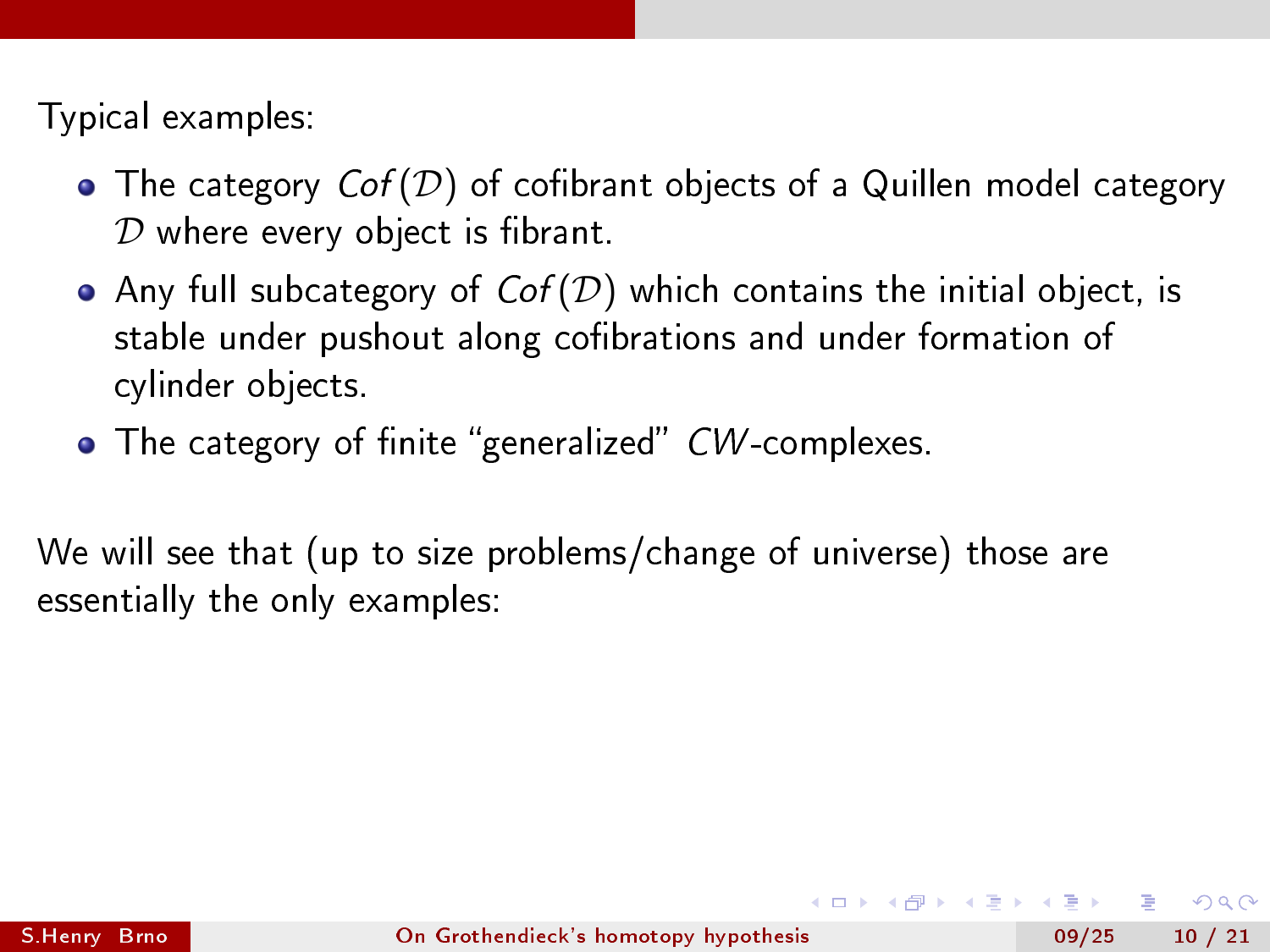Typical examples:

- The category $Cof(\mathcal{D})$ of cofibrant objects of a Quillen model category $\mathcal{D}$ where every object is fibrant.
- Any full subcategory of $Cof(\mathcal{D})$ which contains the initial object, is stable under pushout along cofibrations and under formation of cylinder objects.
- The category of finite "generalized" $CW$-complexes.

We will see that (up to size problems/change of universe) those are essentially the only examples: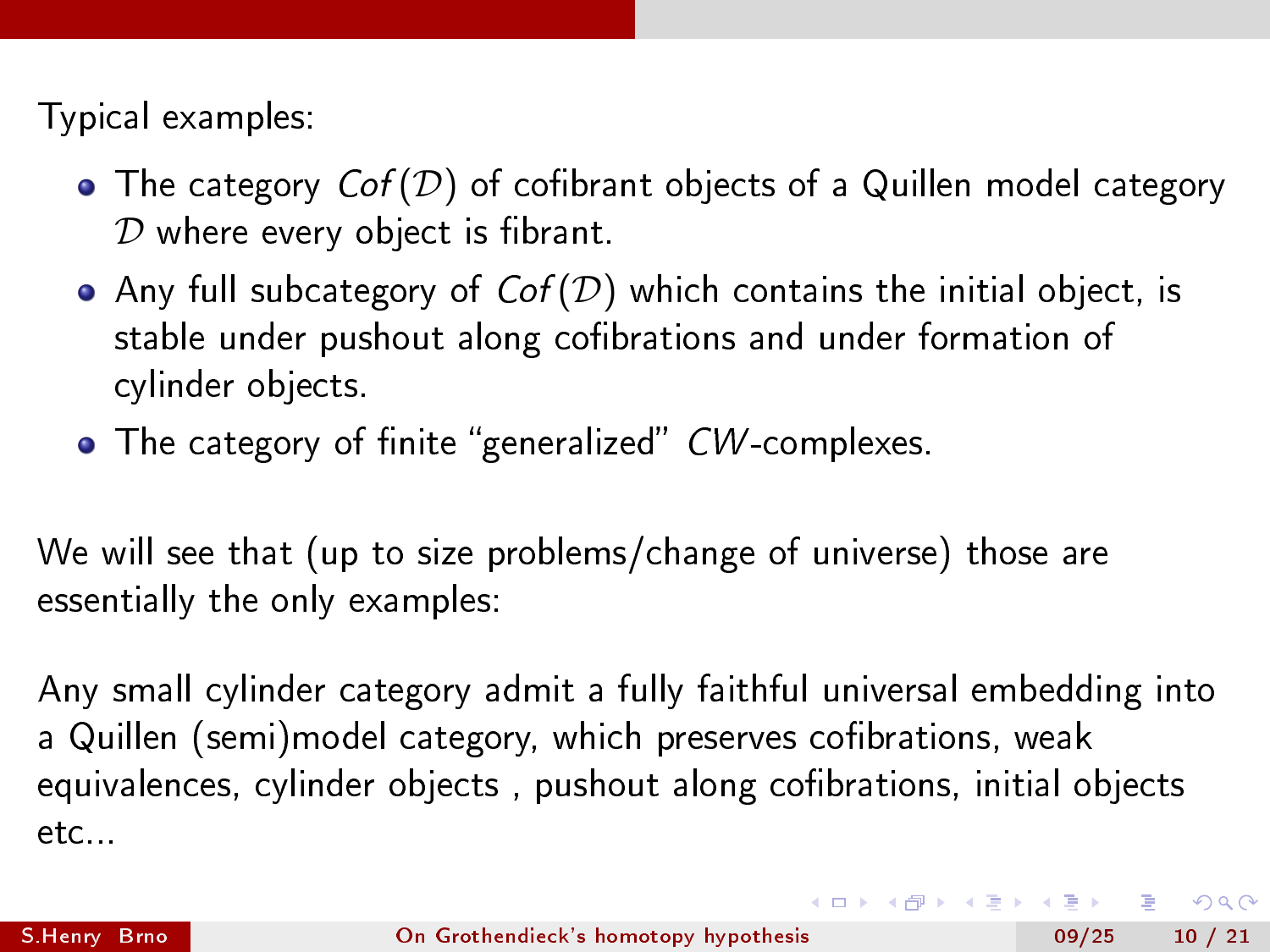Typical examples:

- The category $Cof(\mathcal{D})$ of cofibrant objects of a Quillen model category $\mathcal{D}$ where every object is fibrant.
- Any full subcategory of $Cof(\mathcal{D})$ which contains the initial object, is stable under pushout along cofibrations and under formation of cylinder objects.
- The category of finite "generalized" $CW$-complexes.

We will see that (up to size problems/change of universe) those are essentially the only examples:

Any small cylinder category admit a fully faithful universal embedding into a Quillen (semi)model category, which preserves cofibrations, weak equivalences, cylinder objects , pushout along cofibrations, initial objects etc...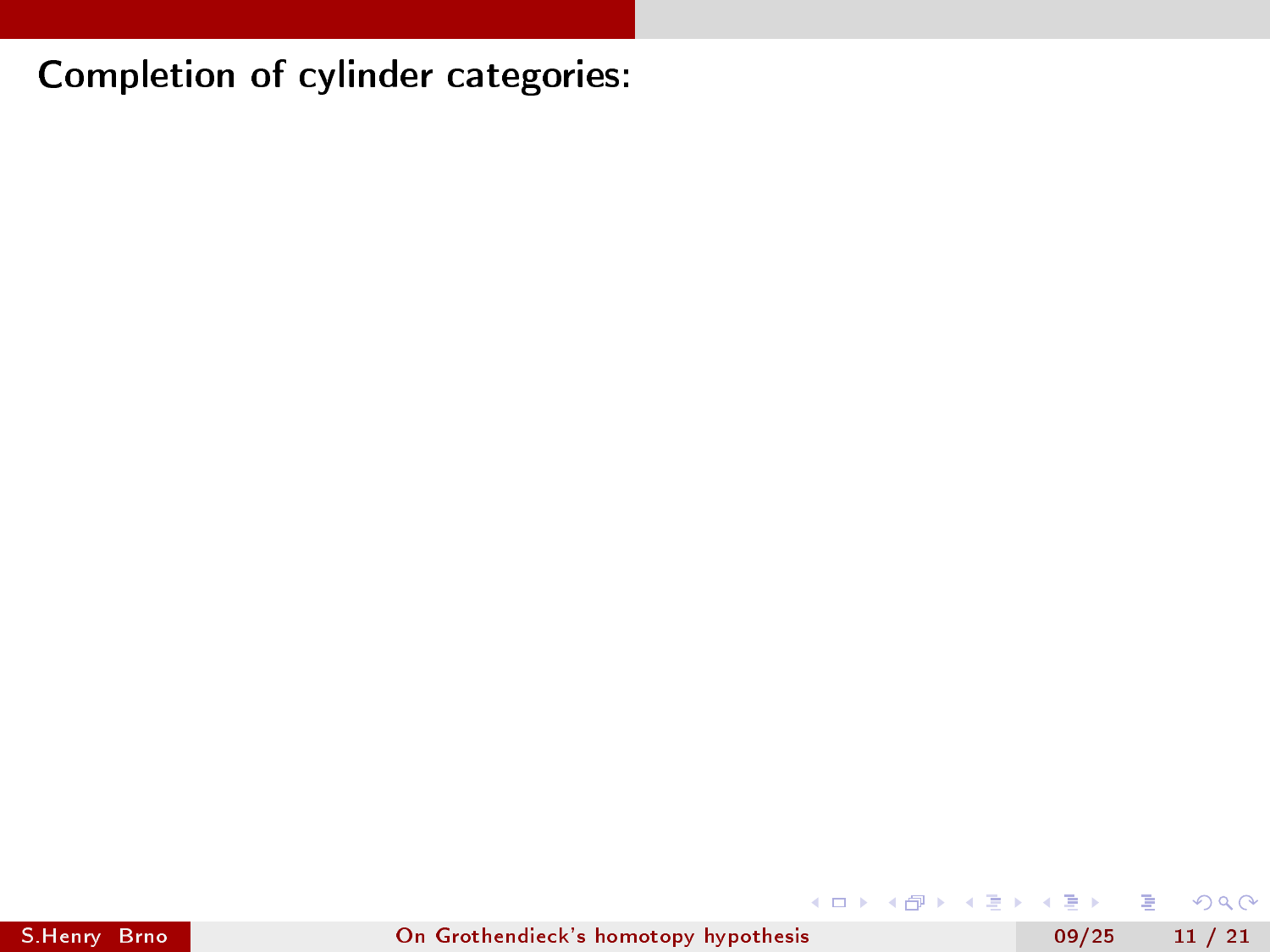## Completion of cylinder categories: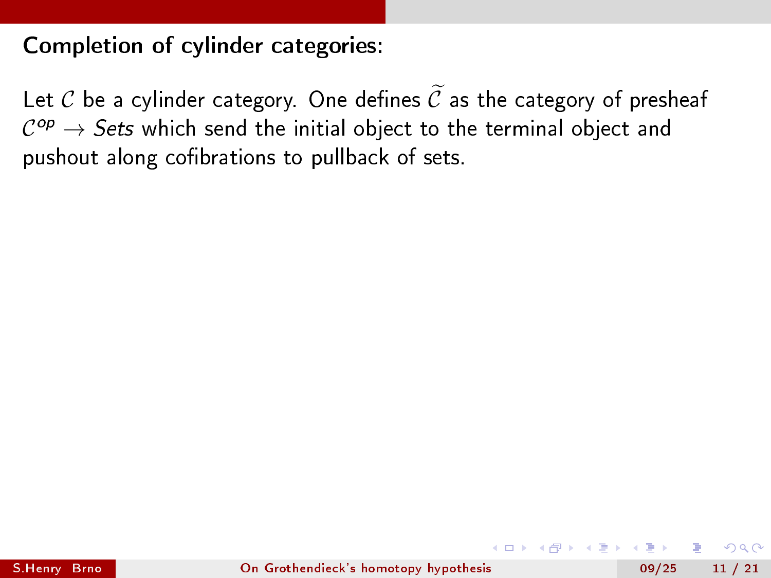## Completion of cylinder categories:

Let $\mathcal{C}$ be a cylinder category. One defines $\widetilde{\mathcal{C}}$ as the category of presheaf $\mathcal{C}^{op} \rightarrow \mathit{Sets}$ which send the initial object to the terminal object and pushout along cofibrations to pullback of sets.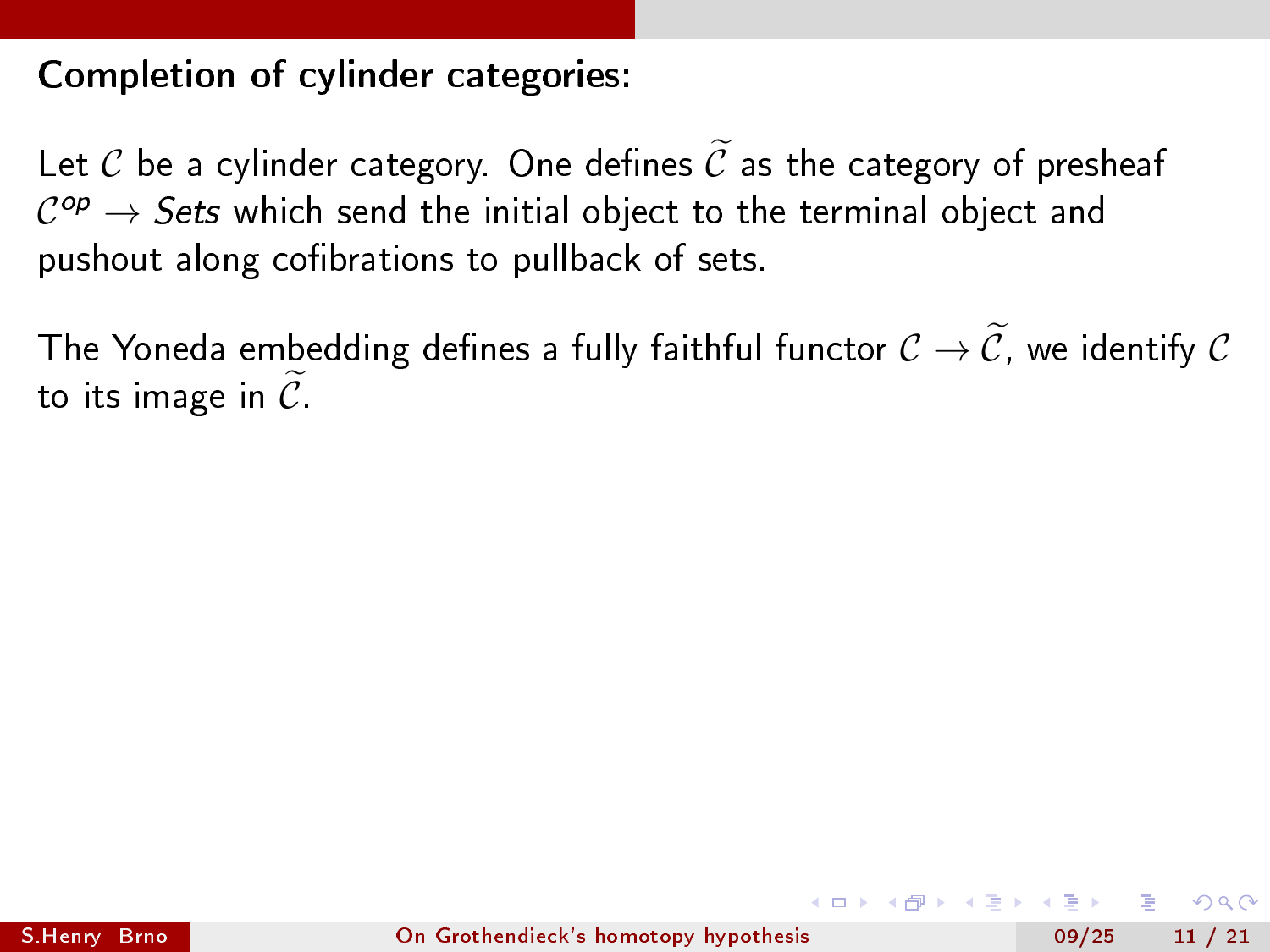## Completion of cylinder categories:

Let $\mathcal{C}$ be a cylinder category. One defines $\widetilde{\mathcal{C}}$ as the category of presheaf $\mathcal{C}^{op} \to$ *Sets* which send the initial object to the terminal object and pushout along cofibrations to pullback of sets.

The Yoneda embedding defines a fully faithful functor $\mathcal{C} \to \widetilde{\mathcal{C}}$, we identify $\mathcal{C}$ to its image in $\widetilde{\mathcal{C}}$.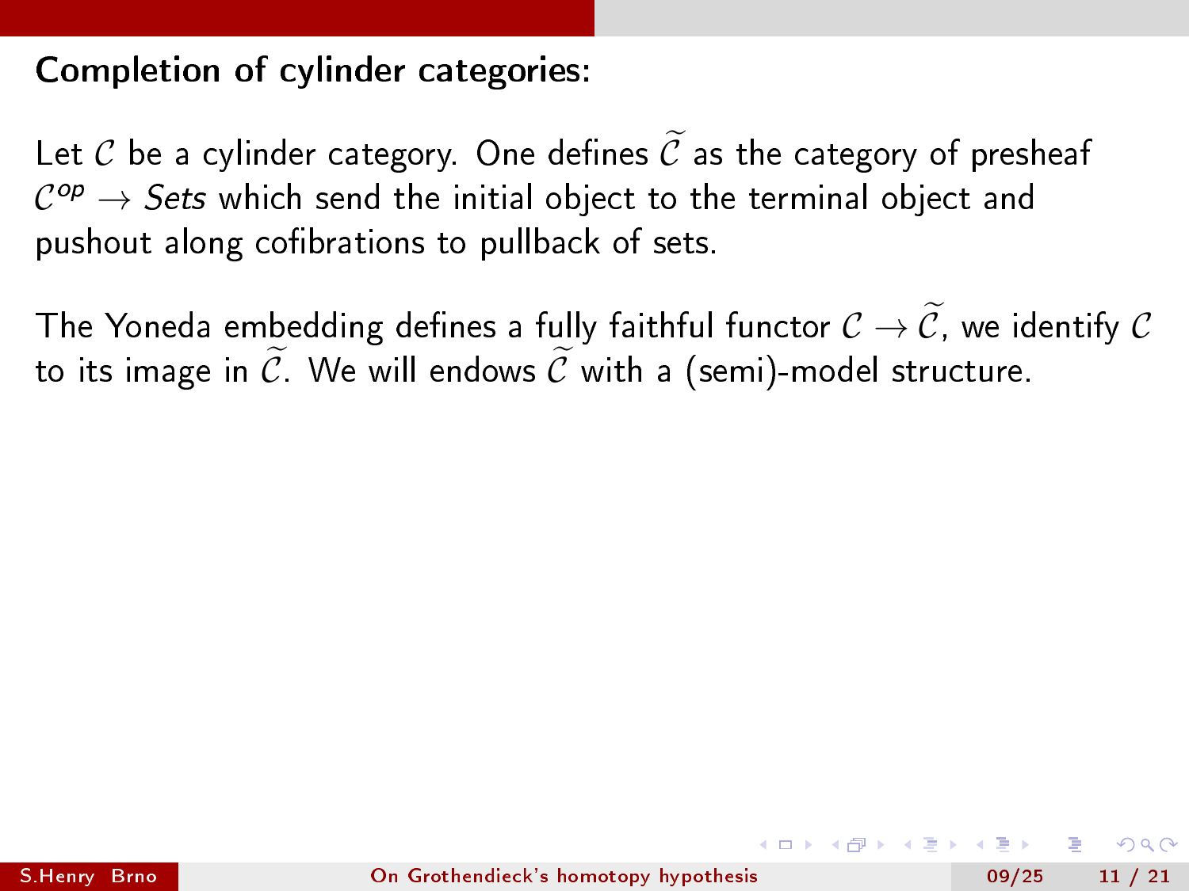## Completion of cylinder categories:

Let $\mathcal{C}$ be a cylinder category. One defines $\widetilde{\mathcal{C}}$ as the category of presheaf $\mathcal{C}^{op} \to \mathit{Sets}$ which send the initial object to the terminal object and pushout along cofibrations to pullback of sets.

The Yoneda embedding defines a fully faithful functor $\mathcal{C} \to \widetilde{\mathcal{C}}$, we identify $\mathcal{C}$ to its image in $\widetilde{\mathcal{C}}$. We will endows $\widetilde{\mathcal{C}}$ with a (semi)-model structure.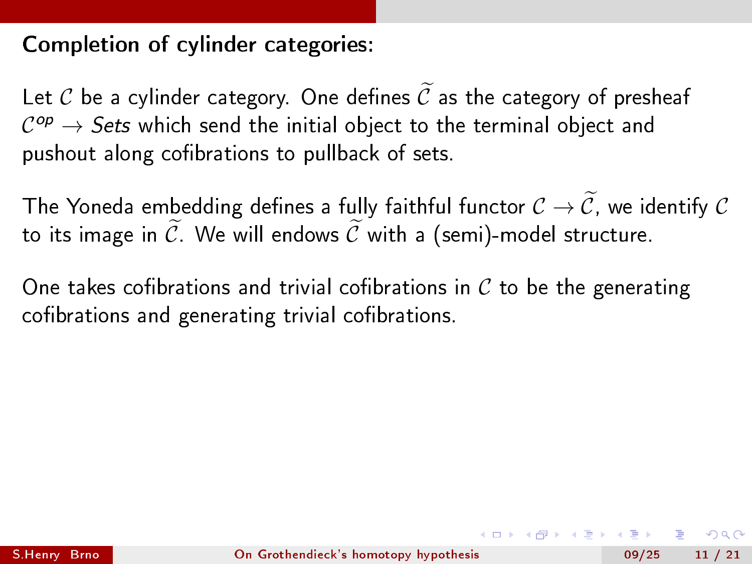## Completion of cylinder categories:

Let $\mathcal{C}$ be a cylinder category. One defines $\widetilde{\mathcal{C}}$ as the category of presheaf $\mathcal{C}^{op} \to$ *Sets* which send the initial object to the terminal object and pushout along cofibrations to pullback of sets.

The Yoneda embedding defines a fully faithful functor $\mathcal{C} \to \widetilde{\mathcal{C}}$, we identify $\mathcal{C}$ to its image in $\widetilde{\mathcal{C}}$. We will endows $\widetilde{\mathcal{C}}$ with a (semi)-model structure.

One takes cofibrations and trivial cofibrations in $\mathcal{C}$ to be the generating cofibrations and generating trivial cofibrations.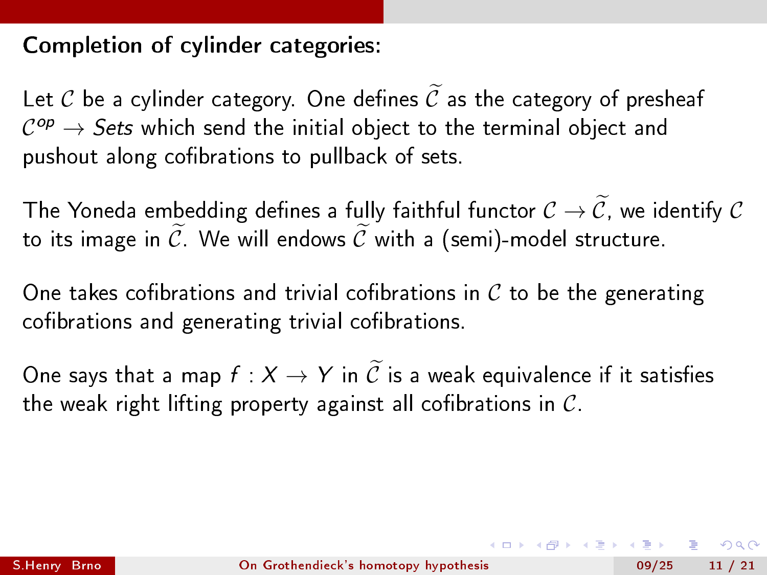## Completion of cylinder categories:

Let $\mathcal{C}$ be a cylinder category. One defines $\widetilde{\mathcal{C}}$ as the category of presheaf $\mathcal{C}^{op} \to Sets$ which send the initial object to the terminal object and pushout along cofibrations to pullback of sets.

The Yoneda embedding defines a fully faithful functor $\mathcal{C} \to \widetilde{\mathcal{C}}$, we identify $\mathcal{C}$ to its image in $\widetilde{\mathcal{C}}$. We will endows $\widetilde{\mathcal{C}}$ with a (semi)-model structure.

One takes cofibrations and trivial cofibrations in $\mathcal{C}$ to be the generating cofibrations and generating trivial cofibrations.

One says that a map $f : X \to Y$ in $\widetilde{\mathcal{C}}$ is a weak equivalence if it satisfies the weak right lifting property against all cofibrations in $\mathcal{C}$.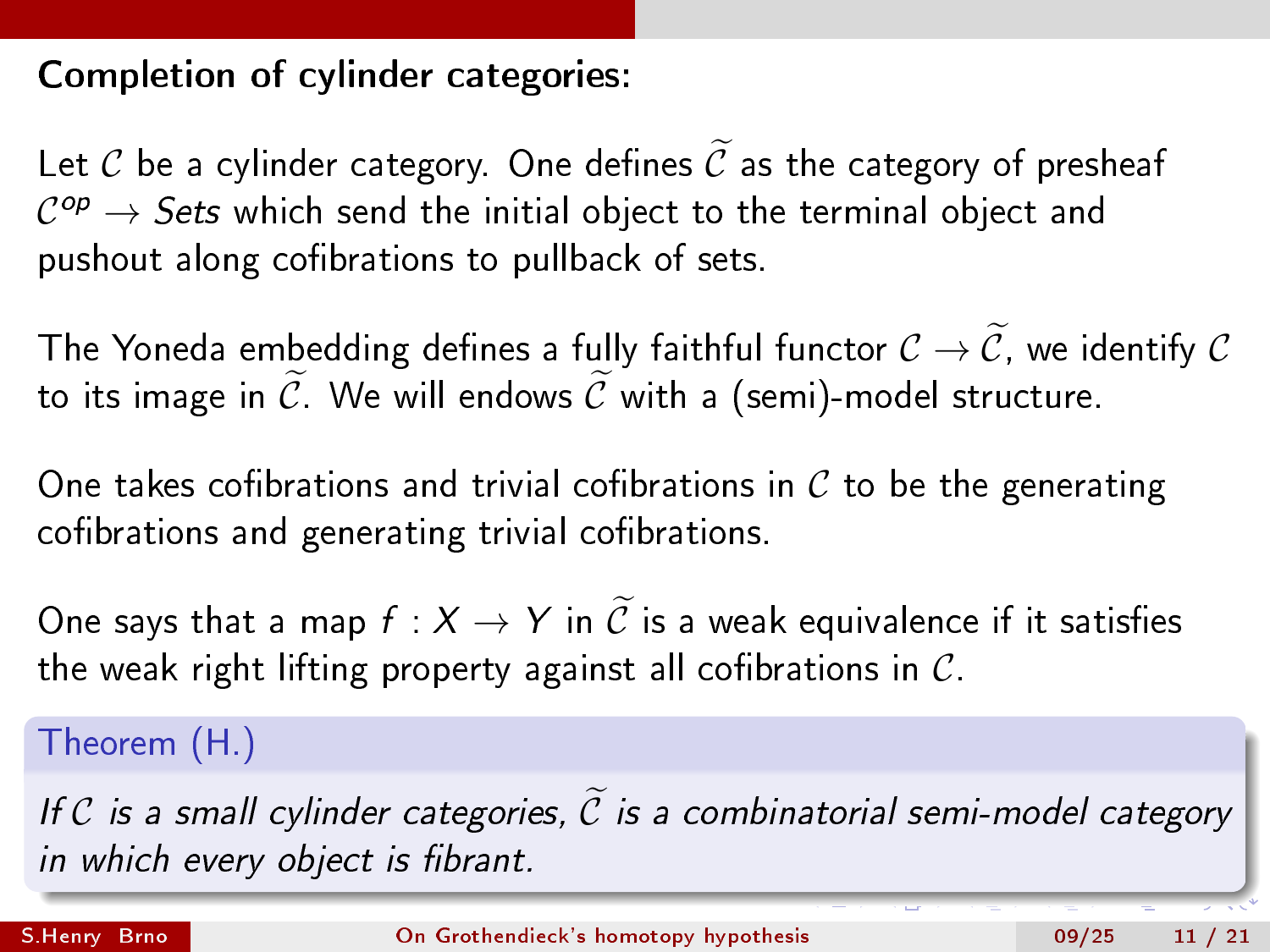## Completion of cylinder categories:

Let $\mathcal{C}$ be a cylinder category. One defines $\widetilde{\mathcal{C}}$ as the category of presheaf $\mathcal{C}^{op} \rightarrow \mathit{Sets}$ which send the initial object to the terminal object and pushout along cofibrations to pullback of sets.

The Yoneda embedding defines a fully faithful functor $\mathcal{C} \rightarrow \widetilde{\mathcal{C}}$, we identify $\mathcal{C}$ to its image in $\widetilde{\mathcal{C}}$. We will endows $\widetilde{\mathcal{C}}$ with a (semi)-model structure.

One takes cofibrations and trivial cofibrations in $\mathcal{C}$ to be the generating cofibrations and generating trivial cofibrations.

One says that a map $f : X \rightarrow Y$ in $\widetilde{\mathcal{C}}$ is a weak equivalence if it satisfies the weak right lifting property against all cofibrations in $\mathcal{C}$.

**Theorem (H.)**

*If $\mathcal{C}$ is a small cylinder categories, $\widetilde{\mathcal{C}}$ is a combinatorial semi-model category in which every object is fibrant.*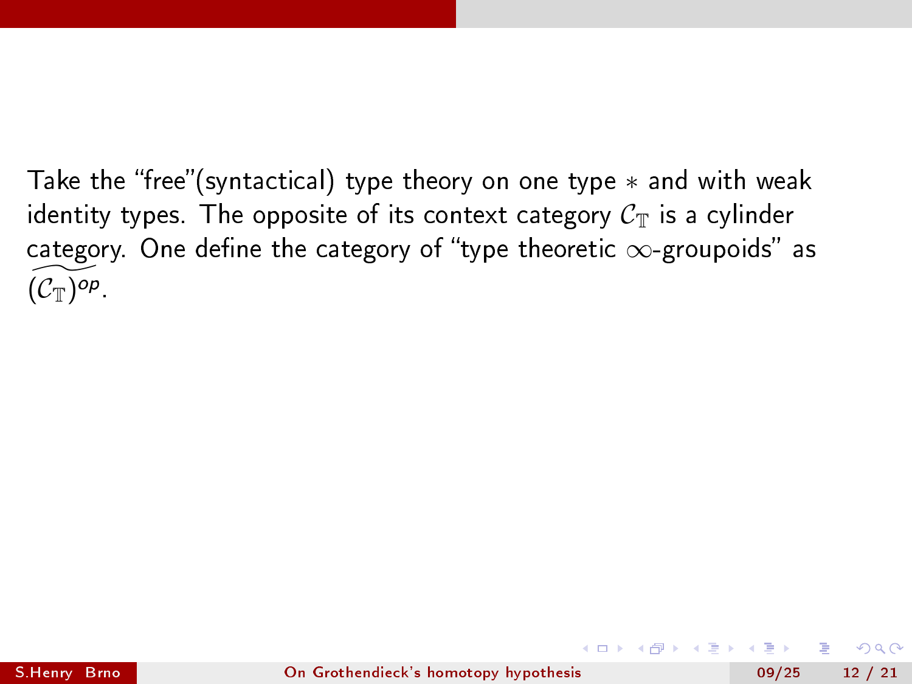Take the “free”(syntactical) type theory on one type $*$ and with weak identity types. The opposite of its context category $\mathcal{C}_{\mathbb{T}}$ is a cylinder category. One define the category of “type theoretic $\infty$-groupoids” as $\widetilde{(\mathcal{C}_{\mathbb{T}})^{op}}$.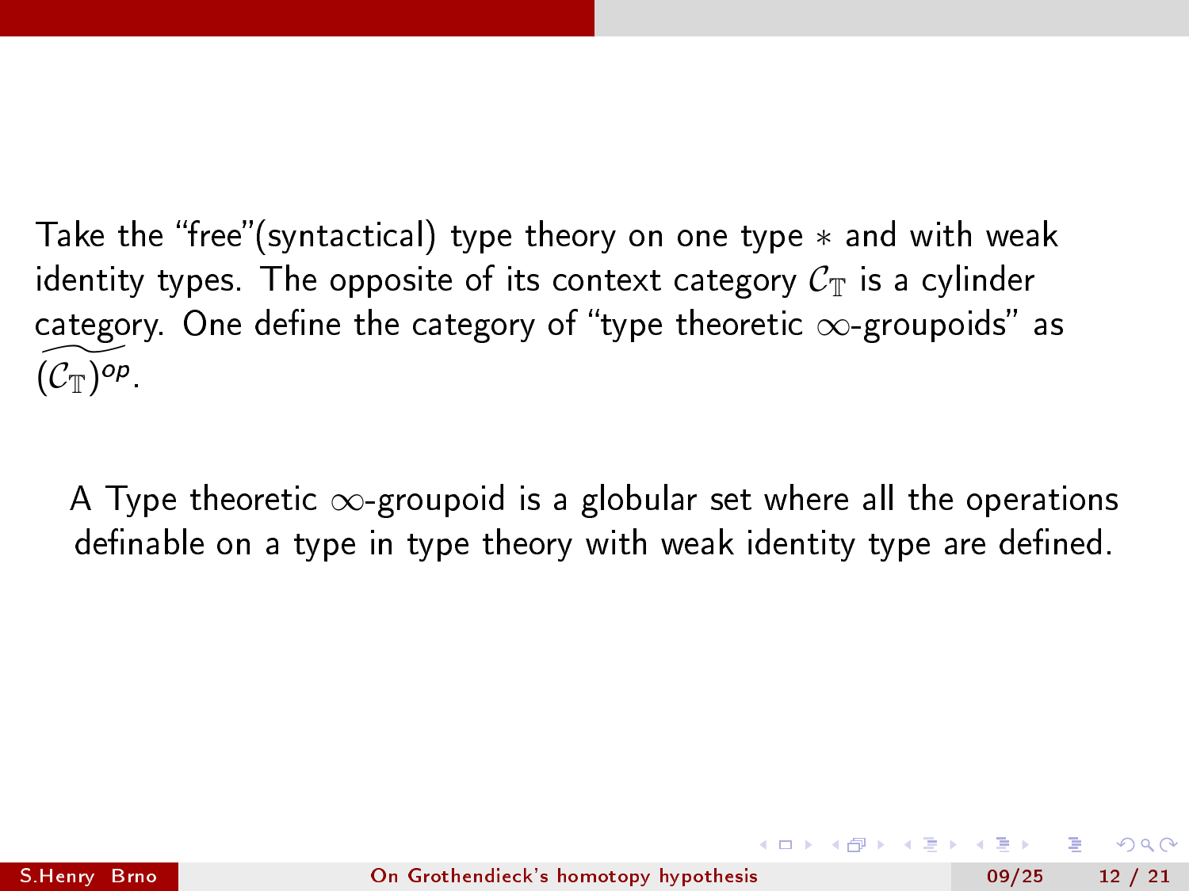Take the "free"(syntactical) type theory on one type $*$ and with weak identity types. The opposite of its context category $\mathcal{C}_{\mathbb{T}}$ is a cylinder category. One define the category of "type theoretic $\infty$-groupoids" as $\widetilde{(\mathcal{C}_{\mathbb{T}})^{op}}$.

A Type theoretic $\infty$-groupoid is a globular set where all the operations definable on a type in type theory with weak identity type are defined.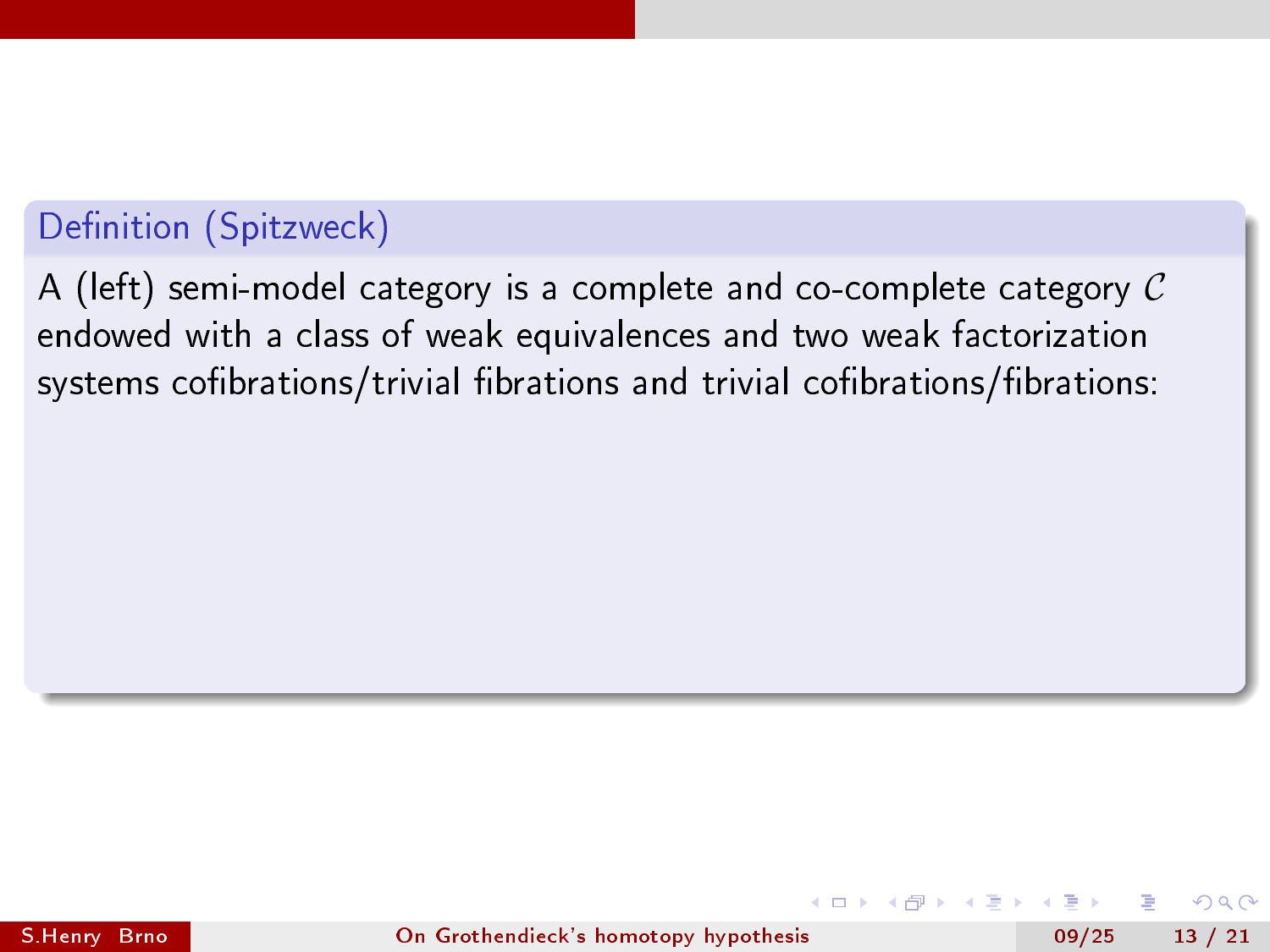**Definition (Spitzweck)**

A (left) semi-model category is a complete and co-complete category $\mathcal{C}$ endowed with a class of weak equivalences and two weak factorization systems cofibrations/trivial fibrations and trivial cofibrations/fibrations: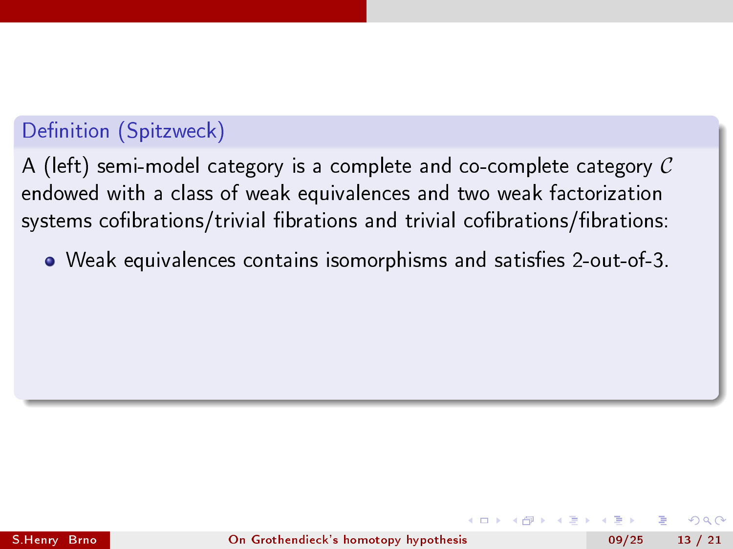**Definition (Spitzweck)**

A (left) semi-model category is a complete and co-complete category $\mathcal{C}$ endowed with a class of weak equivalences and two weak factorization systems cofibrations/trivial fibrations and trivial cofibrations/fibrations:

- Weak equivalences contains isomorphisms and satisfies 2-out-of-3.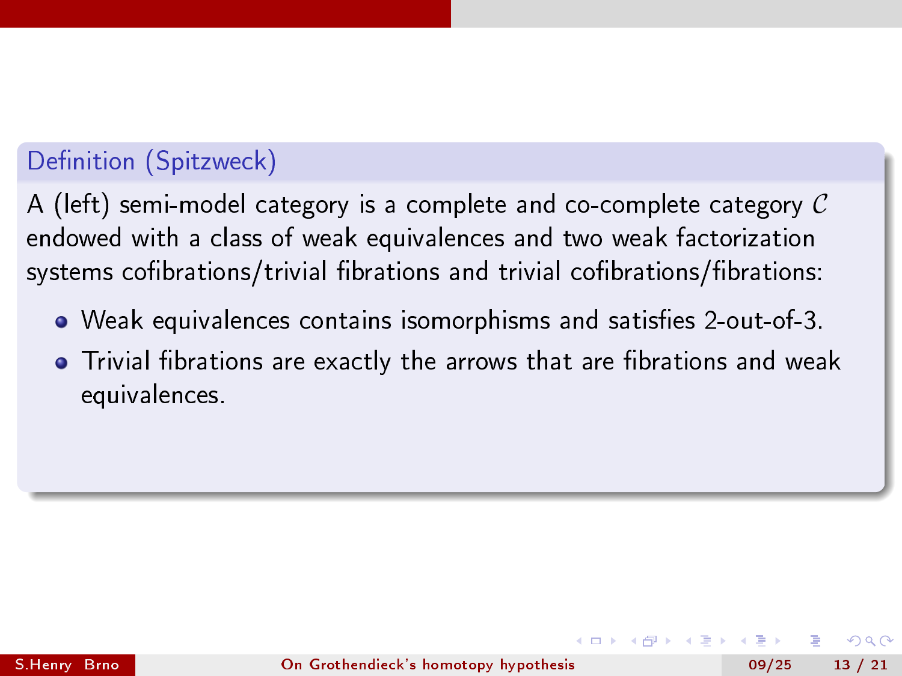**Definition (Spitzweck)**

A (left) semi-model category is a complete and co-complete category $\mathcal{C}$ endowed with a class of weak equivalences and two weak factorization systems cofibrations/trivial fibrations and trivial cofibrations/fibrations:

- Weak equivalences contains isomorphisms and satisfies 2-out-of-3.
- Trivial fibrations are exactly the arrows that are fibrations and weak equivalences.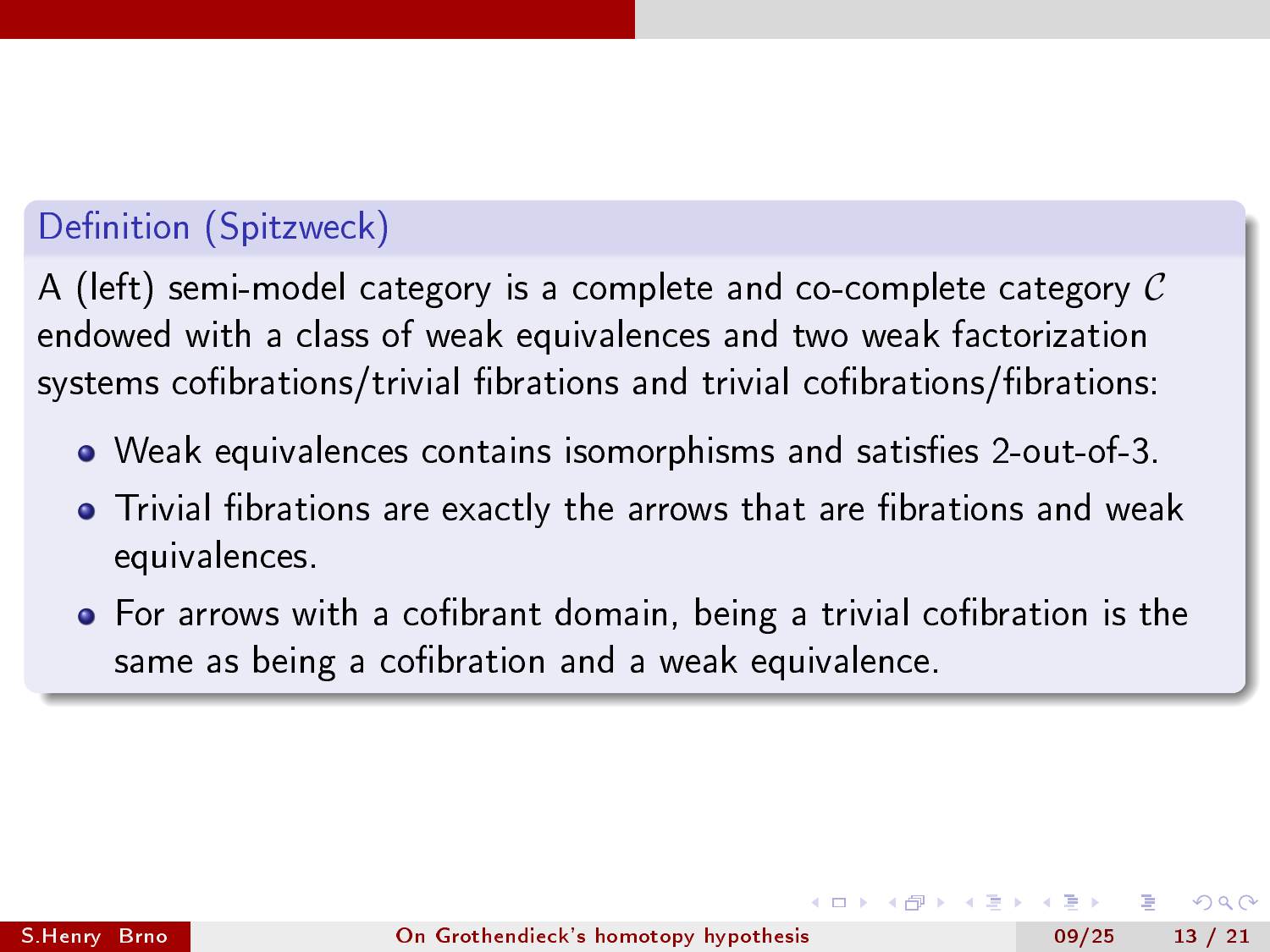**Definition (Spitzweck)**

A (left) semi-model category is a complete and co-complete category $\mathcal{C}$ endowed with a class of weak equivalences and two weak factorization systems cofibrations/trivial fibrations and trivial cofibrations/fibrations:

- Weak equivalences contains isomorphisms and satisfies 2-out-of-3.
- Trivial fibrations are exactly the arrows that are fibrations and weak equivalences.
- For arrows with a cofibrant domain, being a trivial cofibration is the same as being a cofibration and a weak equivalence.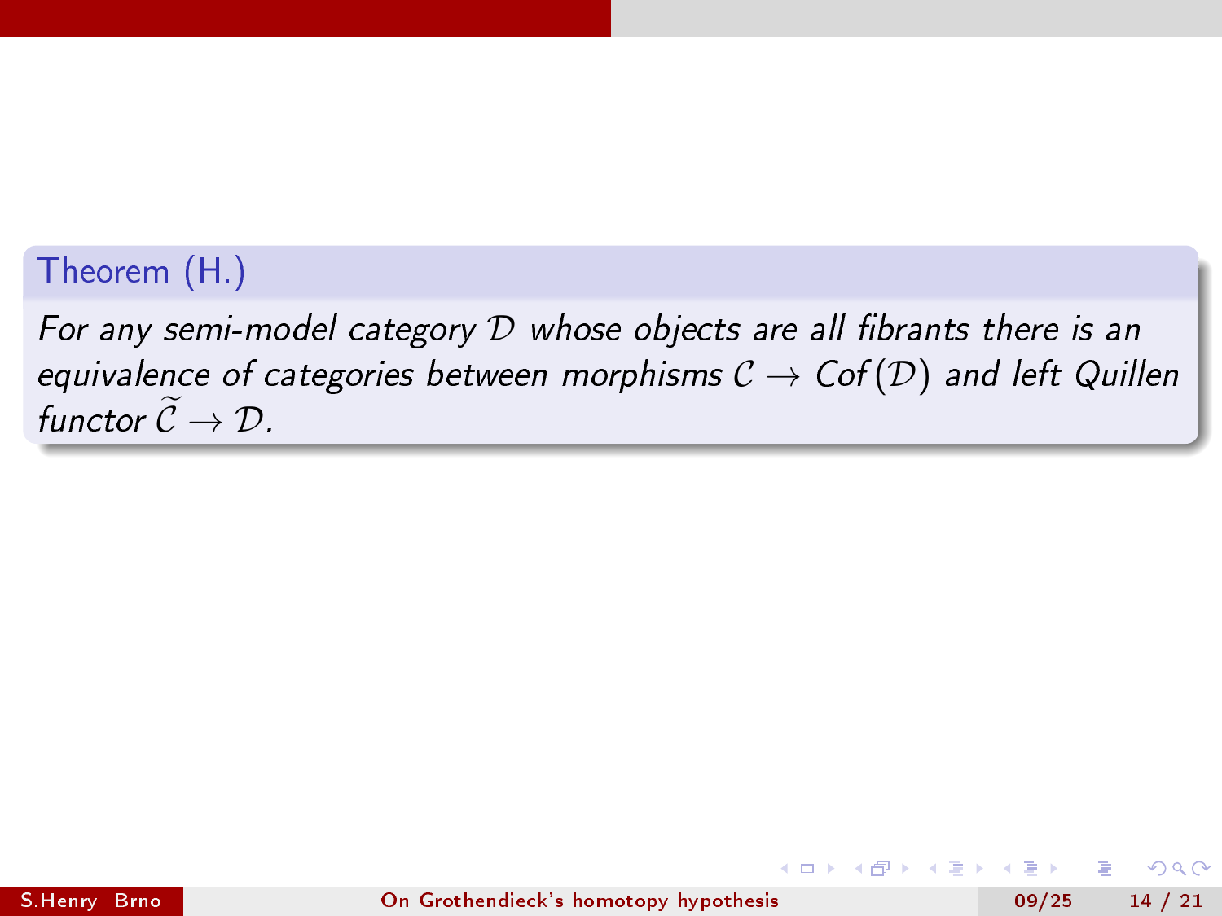**Theorem (H.)**

*For any semi-model category $\mathcal{D}$ whose objects are all fibrants there is an equivalence of categories between morphisms $\mathcal{C} \to Cof(\mathcal{D})$ and left Quillen functor $\widetilde{\mathcal{C}} \to \mathcal{D}$.*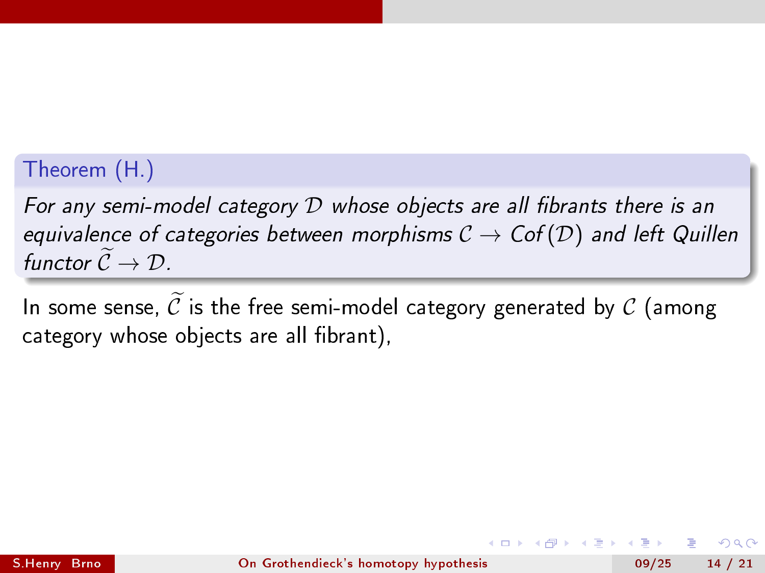**Theorem (H.)**

*For any semi-model category $\mathcal{D}$ whose objects are all fibrants there is an equivalence of categories between morphisms $\mathcal{C} \to Cof(\mathcal{D})$ and left Quillen functor $\widetilde{\mathcal{C}} \to \mathcal{D}$.*

In some sense, $\widetilde{\mathcal{C}}$ is the free semi-model category generated by $\mathcal{C}$ (among category whose objects are all fibrant),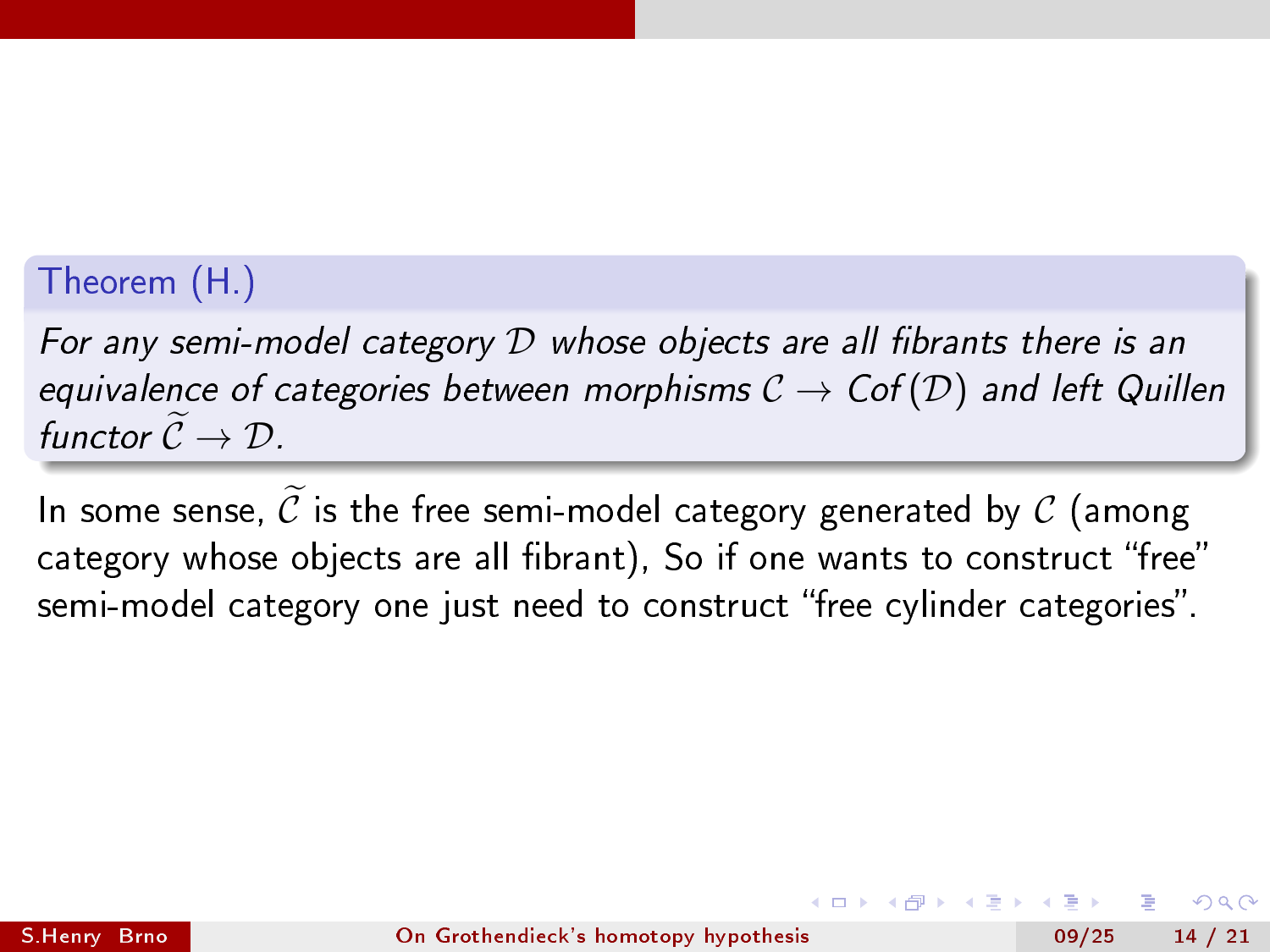**Theorem (H.)**

*For any semi-model category $\mathcal{D}$ whose objects are all fibrants there is an equivalence of categories between morphisms $\mathcal{C} \to Cof(\mathcal{D})$ and left Quillen functor $\widetilde{\mathcal{C}} \to \mathcal{D}$.*

In some sense, $\widetilde{\mathcal{C}}$ is the free semi-model category generated by $\mathcal{C}$ (among category whose objects are all fibrant), So if one wants to construct "free" semi-model category one just need to construct "free cylinder categories".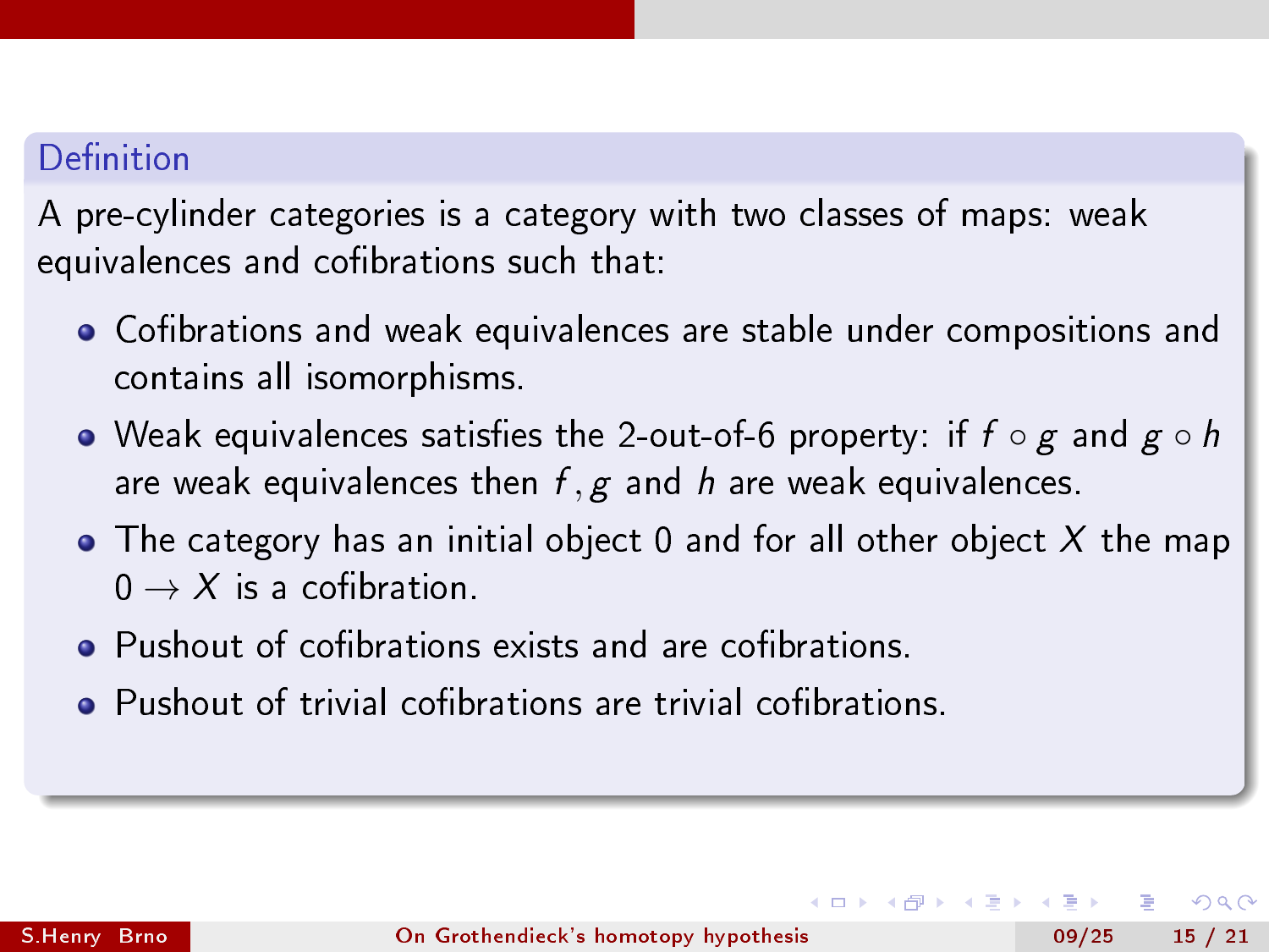**Definition**

A pre-cylinder categories is a category with two classes of maps: weak equivalences and cofibrations such that:

- Cofibrations and weak equivalences are stable under compositions and contains all isomorphisms.
- Weak equivalences satisfies the 2-out-of-6 property: if $f \circ g$ and $g \circ h$ are weak equivalences then $f, g$ and $h$ are weak equivalences.
- The category has an initial object $0$ and for all other object $X$ the map $0 \to X$ is a cofibration.
- Pushout of cofibrations exists and are cofibrations.
- Pushout of trivial cofibrations are trivial cofibrations.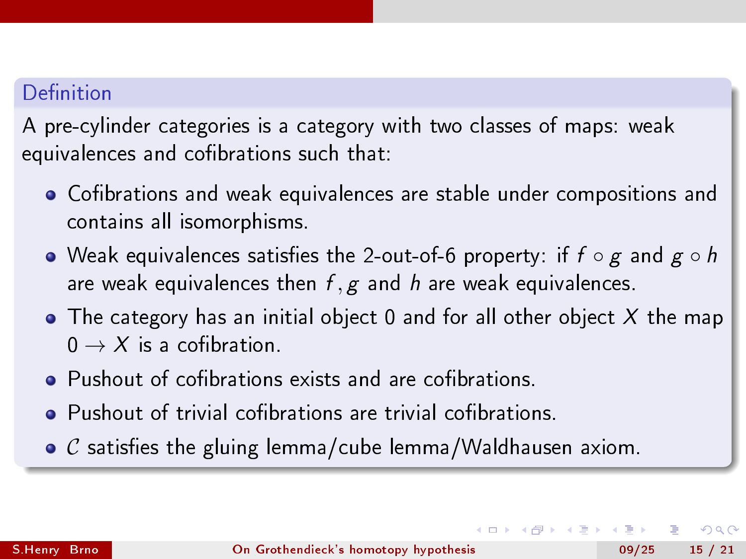**Definition**

A pre-cylinder categories is a category with two classes of maps: weak equivalences and cofibrations such that:

- Cofibrations and weak equivalences are stable under compositions and contains all isomorphisms.
- Weak equivalences satisfies the 2-out-of-6 property: if $f \circ g$ and $g \circ h$ are weak equivalences then $f, g$ and $h$ are weak equivalences.
- The category has an initial object $0$ and for all other object $X$ the map $0 \rightarrow X$ is a cofibration.
- Pushout of cofibrations exists and are cofibrations.
- Pushout of trivial cofibrations are trivial cofibrations.
- $\mathcal{C}$ satisfies the gluing lemma/cube lemma/Waldhausen axiom.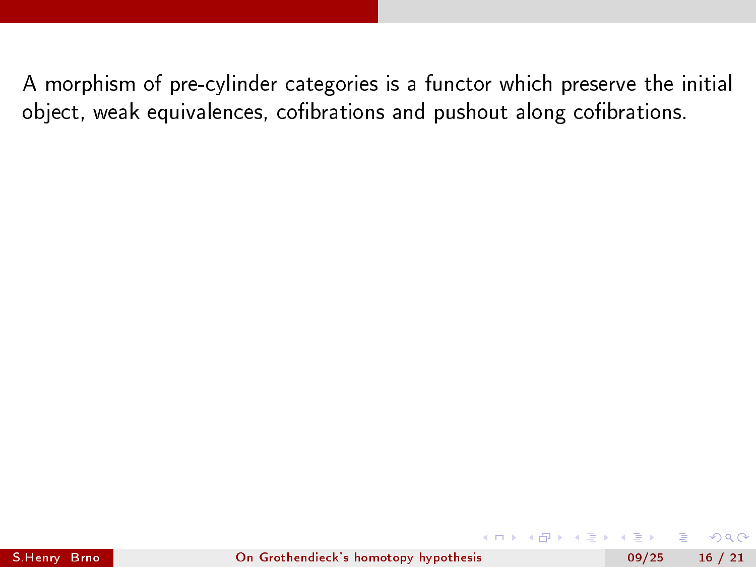A morphism of pre-cylinder categories is a functor which preserve the initial object, weak equivalences, cofibrations and pushout along cofibrations.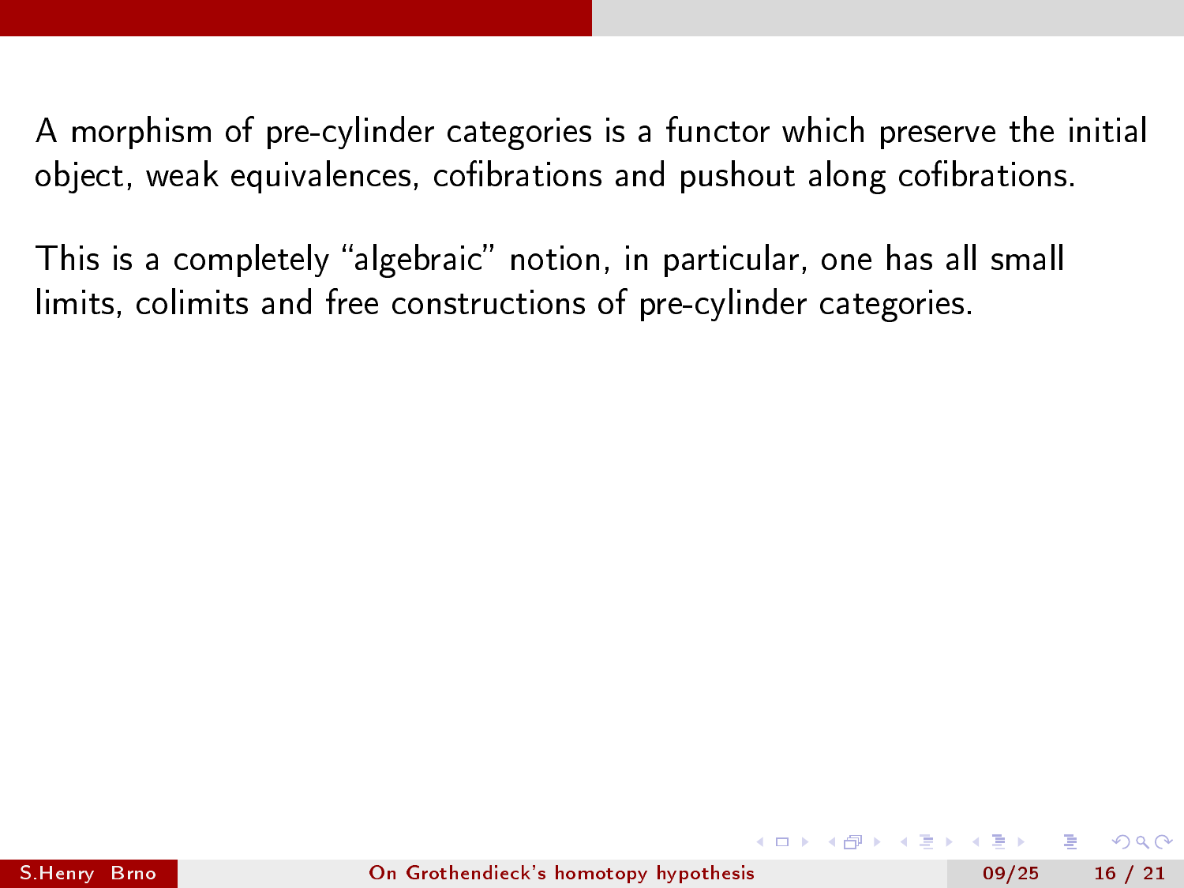A morphism of pre-cylinder categories is a functor which preserve the initial object, weak equivalences, cofibrations and pushout along cofibrations.

This is a completely “algebraic” notion, in particular, one has all small limits, colimits and free constructions of pre-cylinder categories.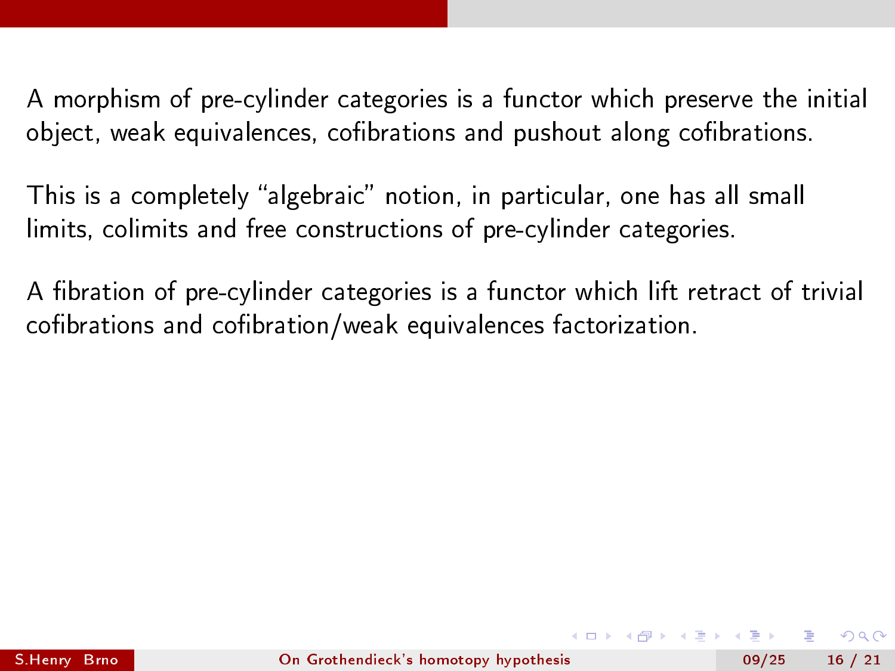A morphism of pre-cylinder categories is a functor which preserve the initial object, weak equivalences, cofibrations and pushout along cofibrations.

This is a completely "algebraic" notion, in particular, one has all small limits, colimits and free constructions of pre-cylinder categories.

A fibration of pre-cylinder categories is a functor which lift retract of trivial cofibrations and cofibration/weak equivalences factorization.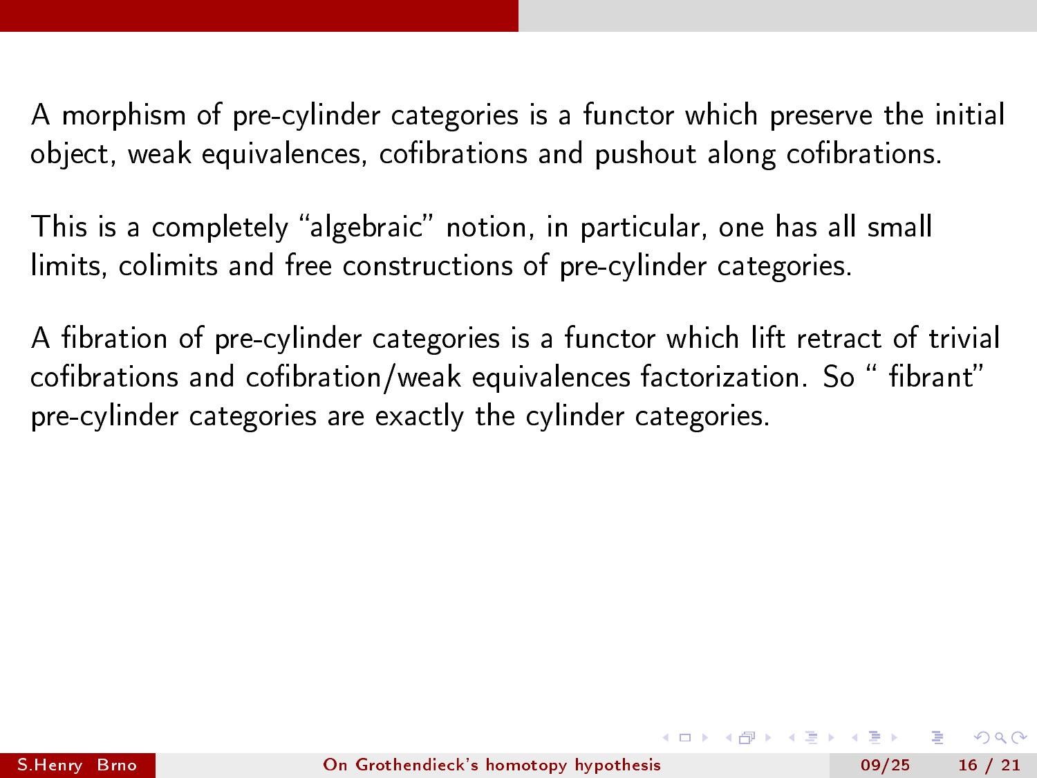A morphism of pre-cylinder categories is a functor which preserve the initial object, weak equivalences, cofibrations and pushout along cofibrations.

This is a completely “algebraic” notion, in particular, one has all small limits, colimits and free constructions of pre-cylinder categories.

A fibration of pre-cylinder categories is a functor which lift retract of trivial cofibrations and cofibration/weak equivalences factorization. So “ fibrant” pre-cylinder categories are exactly the cylinder categories.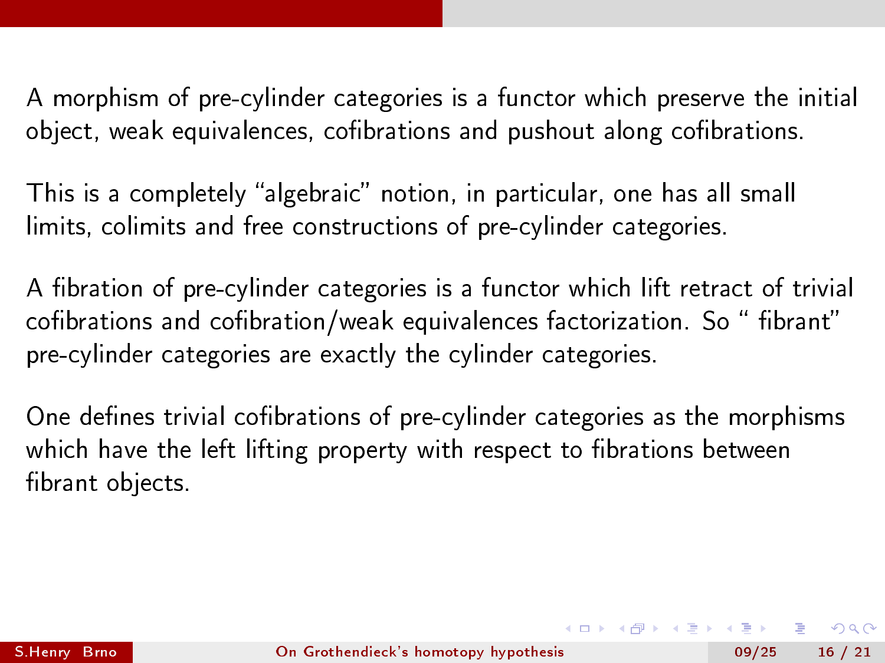A morphism of pre-cylinder categories is a functor which preserve the initial object, weak equivalences, cofibrations and pushout along cofibrations.

This is a completely “algebraic” notion, in particular, one has all small limits, colimits and free constructions of pre-cylinder categories.

A fibration of pre-cylinder categories is a functor which lift retract of trivial cofibrations and cofibration/weak equivalences factorization. So “ fibrant” pre-cylinder categories are exactly the cylinder categories.

One defines trivial cofibrations of pre-cylinder categories as the morphisms which have the left lifting property with respect to fibrations between fibrant objects.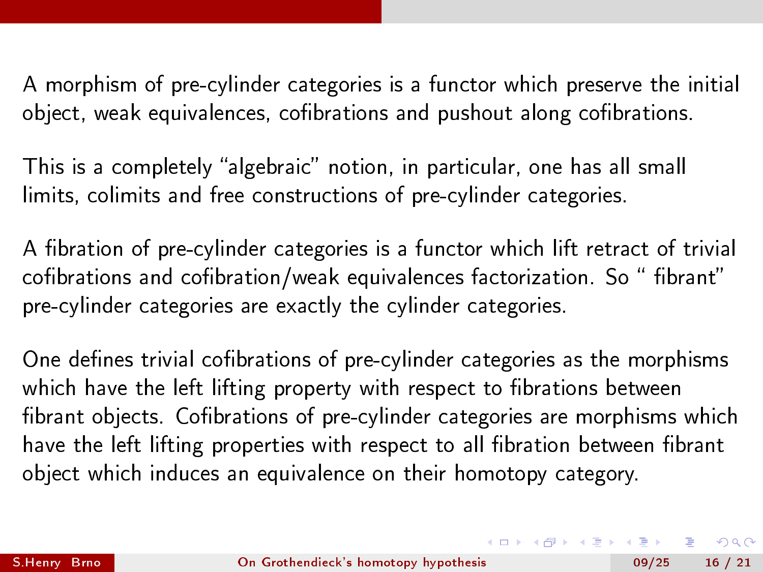A morphism of pre-cylinder categories is a functor which preserve the initial object, weak equivalences, cofibrations and pushout along cofibrations.

This is a completely “algebraic” notion, in particular, one has all small limits, colimits and free constructions of pre-cylinder categories.

A fibration of pre-cylinder categories is a functor which lift retract of trivial cofibrations and cofibration/weak equivalences factorization. So “ fibrant” pre-cylinder categories are exactly the cylinder categories.

One defines trivial cofibrations of pre-cylinder categories as the morphisms which have the left lifting property with respect to fibrations between fibrant objects. Cofibrations of pre-cylinder categories are morphisms which have the left lifting properties with respect to all fibration between fibrant object which induces an equivalence on their homotopy category.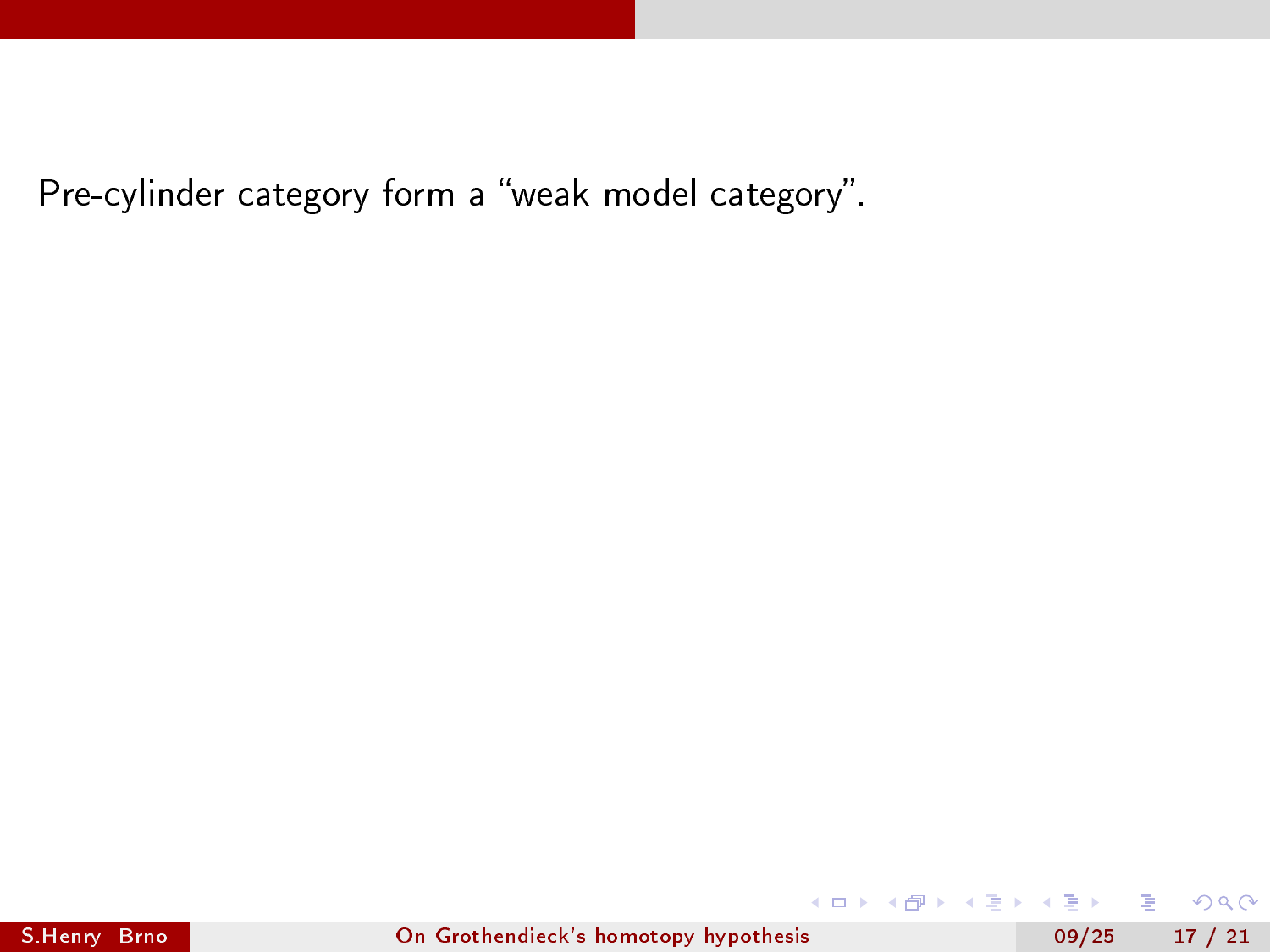Pre-cylinder category form a “weak model category”.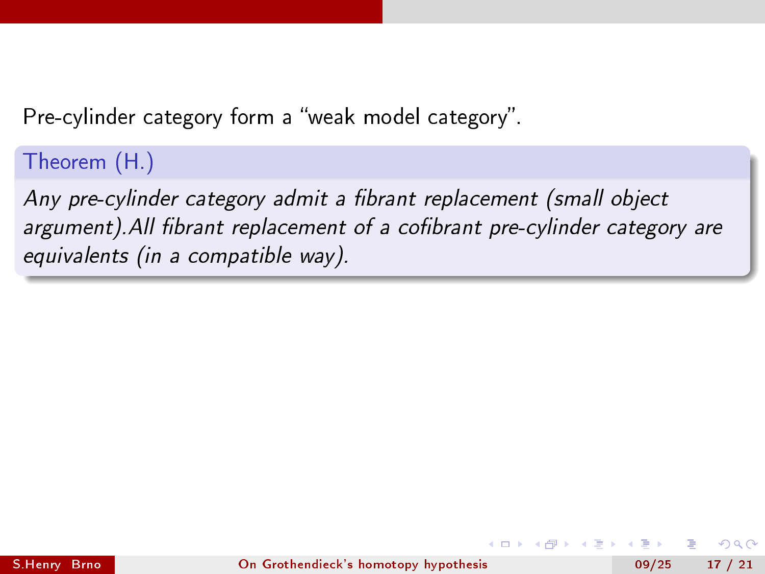Pre-cylinder category form a “weak model category”.

**Theorem (H.)**

*Any pre-cylinder category admit a fibrant replacement (small object argument).All fibrant replacement of a cofibrant pre-cylinder category are equivalents (in a compatible way).*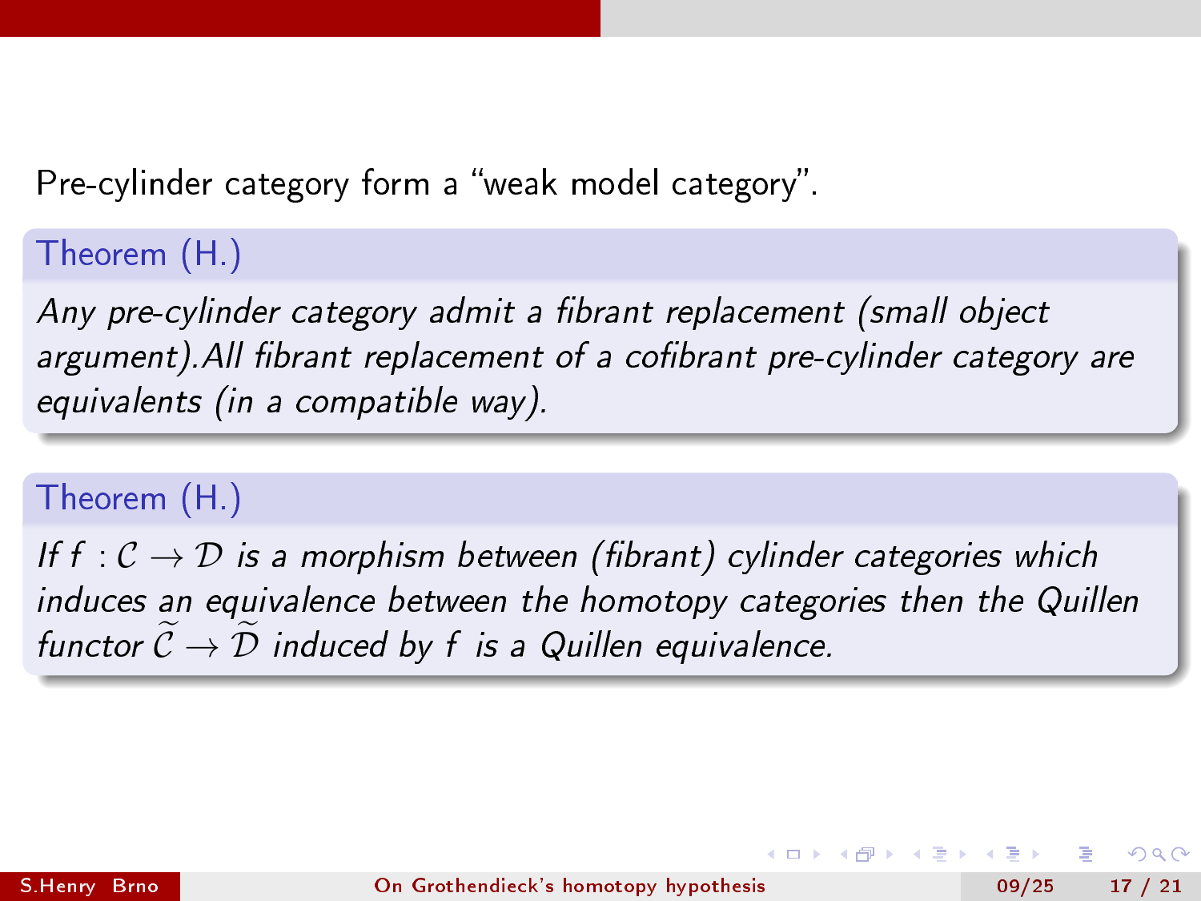Pre-cylinder category form a "weak model category".

**Theorem (H.)**

*Any pre-cylinder category admit a fibrant replacement (small object argument).All fibrant replacement of a cofibrant pre-cylinder category are equivalents (in a compatible way).*

**Theorem (H.)**

*If $f : \mathcal{C} \to \mathcal{D}$ is a morphism between (fibrant) cylinder categories which induces an equivalence between the homotopy categories then the Quillen functor $\widetilde{\mathcal{C}} \to \widetilde{\mathcal{D}}$ induced by $f$ is a Quillen equivalence.*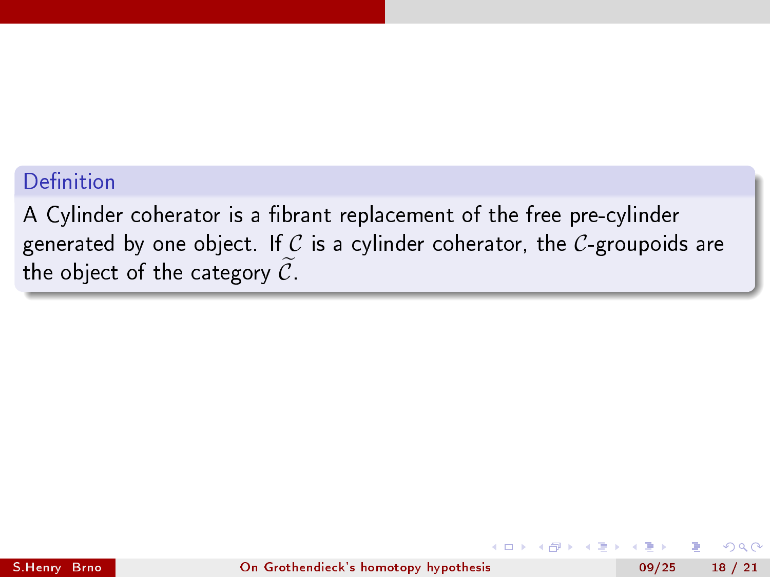**Definition**

A Cylinder coherator is a fibrant replacement of the free pre-cylinder generated by one object. If $\mathcal{C}$ is a cylinder coherator, the $\mathcal{C}$-groupoids are the object of the category $\widetilde{\mathcal{C}}$.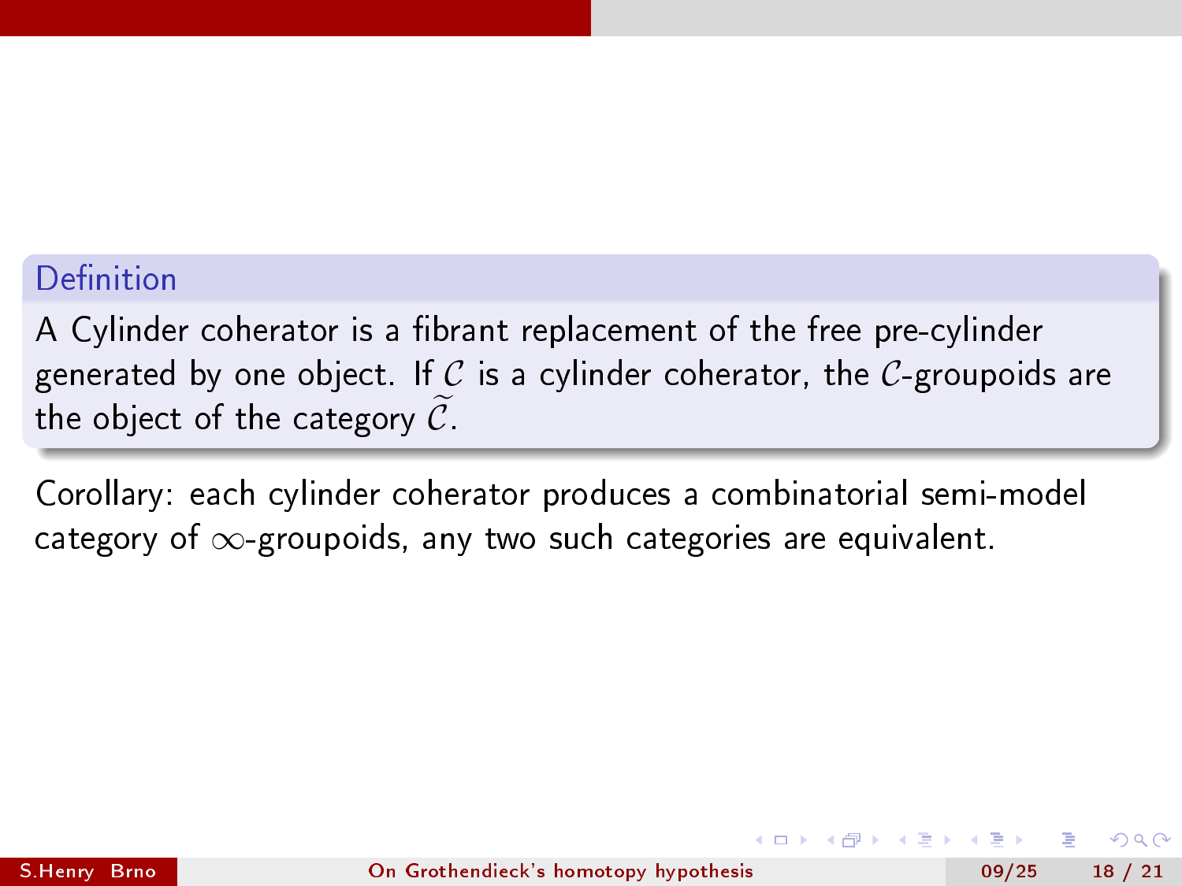**Definition**

A Cylinder coherator is a fibrant replacement of the free pre-cylinder generated by one object. If $\mathcal{C}$ is a cylinder coherator, the $\mathcal{C}$-groupoids are the object of the category $\widetilde{\mathcal{C}}$.

Corollary: each cylinder coherator produces a combinatorial semi-model category of $\infty$-groupoids, any two such categories are equivalent.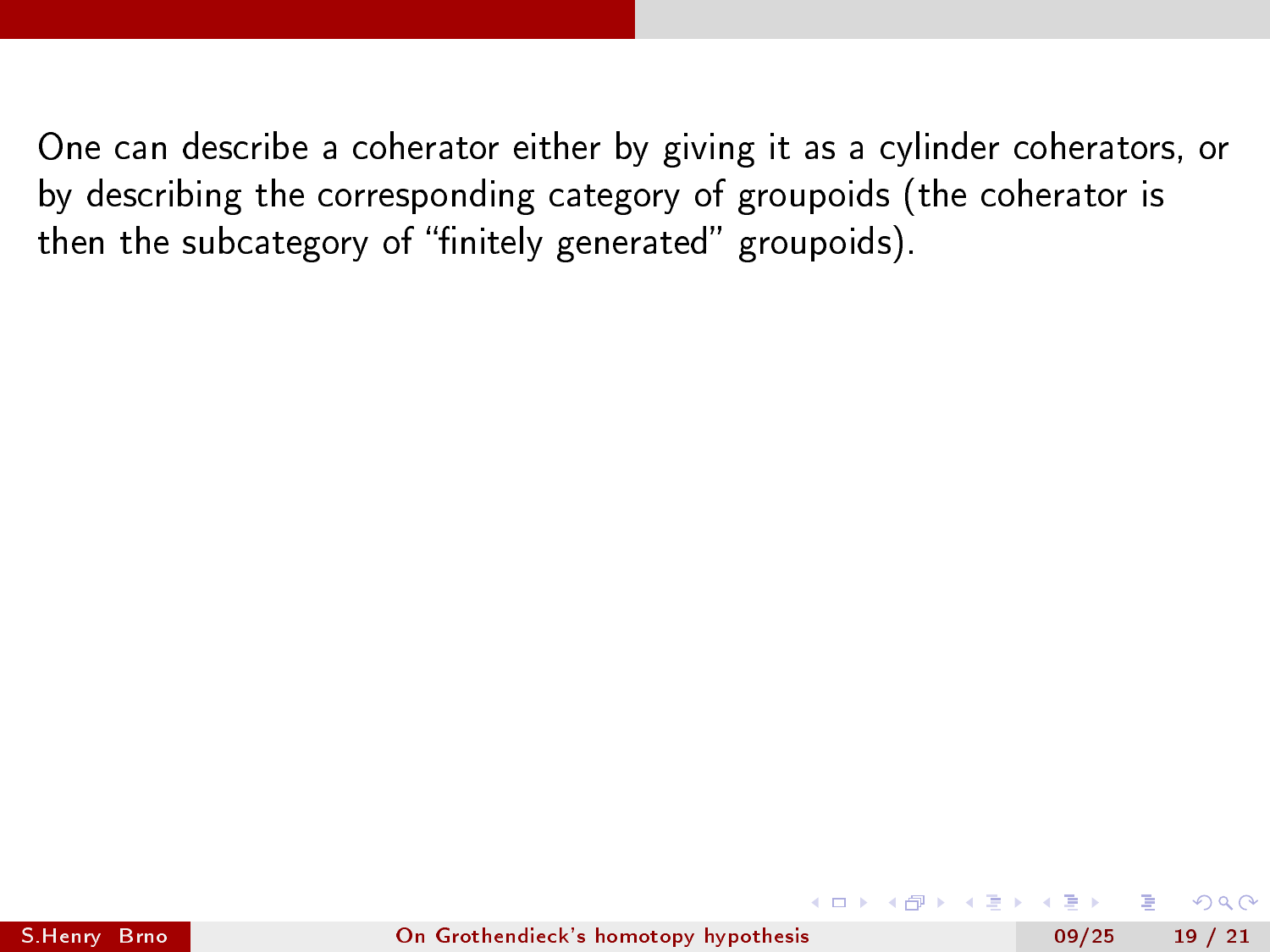One can describe a coherator either by giving it as a cylinder coherators, or by describing the corresponding category of groupoids (the coherator is then the subcategory of “finitely generated” groupoids).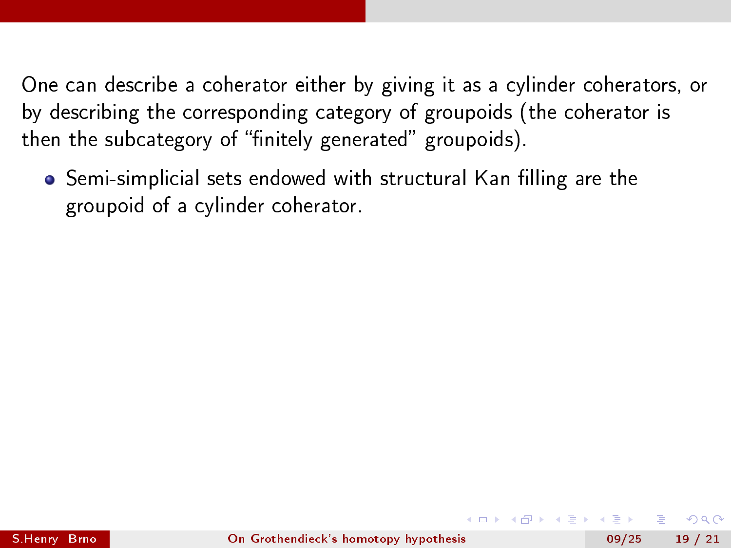One can describe a coherator either by giving it as a cylinder coherators, or by describing the corresponding category of groupoids (the coherator is then the subcategory of “finitely generated” groupoids).

- Semi-simplicial sets endowed with structural Kan filling are the groupoid of a cylinder coherator.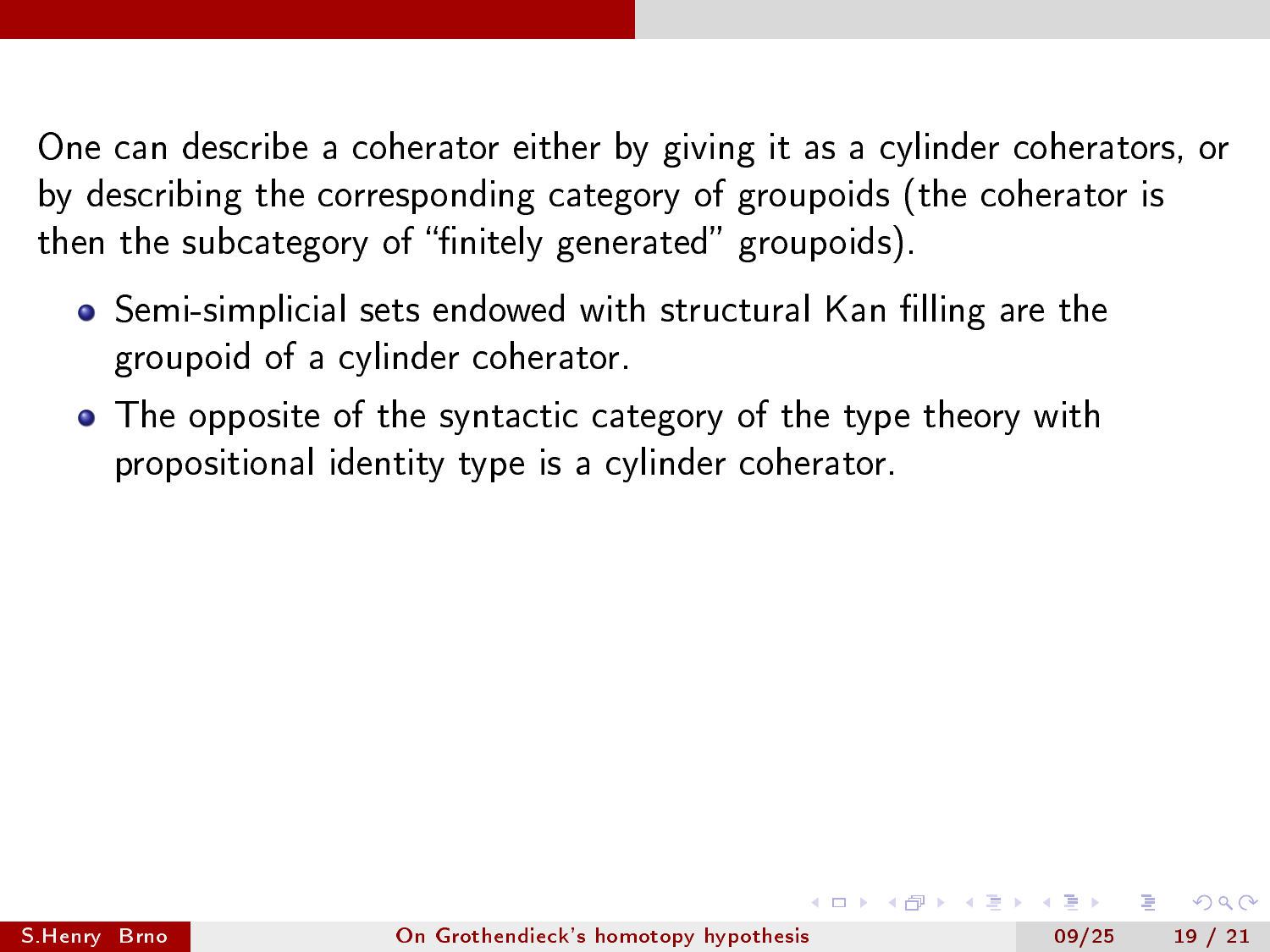One can describe a coherator either by giving it as a cylinder coherators, or by describing the corresponding category of groupoids (the coherator is then the subcategory of “finitely generated” groupoids).

- Semi-simplicial sets endowed with structural Kan filling are the groupoid of a cylinder coherator.
- The opposite of the syntactic category of the type theory with propositional identity type is a cylinder coherator.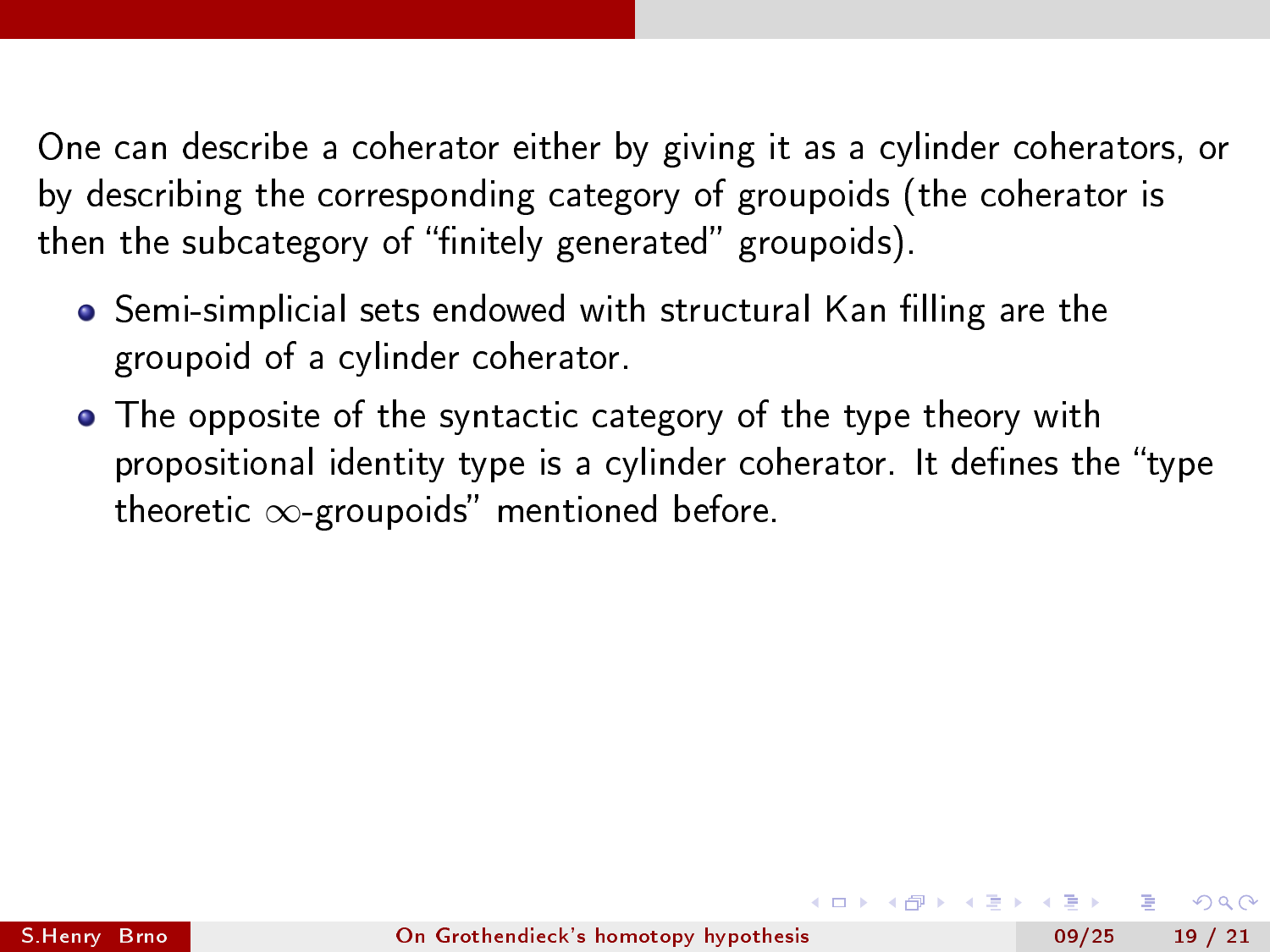One can describe a coherator either by giving it as a cylinder coherators, or by describing the corresponding category of groupoids (the coherator is then the subcategory of “finitely generated” groupoids).

- Semi-simplicial sets endowed with structural Kan filling are the groupoid of a cylinder coherator.
- The opposite of the syntactic category of the type theory with propositional identity type is a cylinder coherator. It defines the “type theoretic $\infty$-groupoids” mentioned before.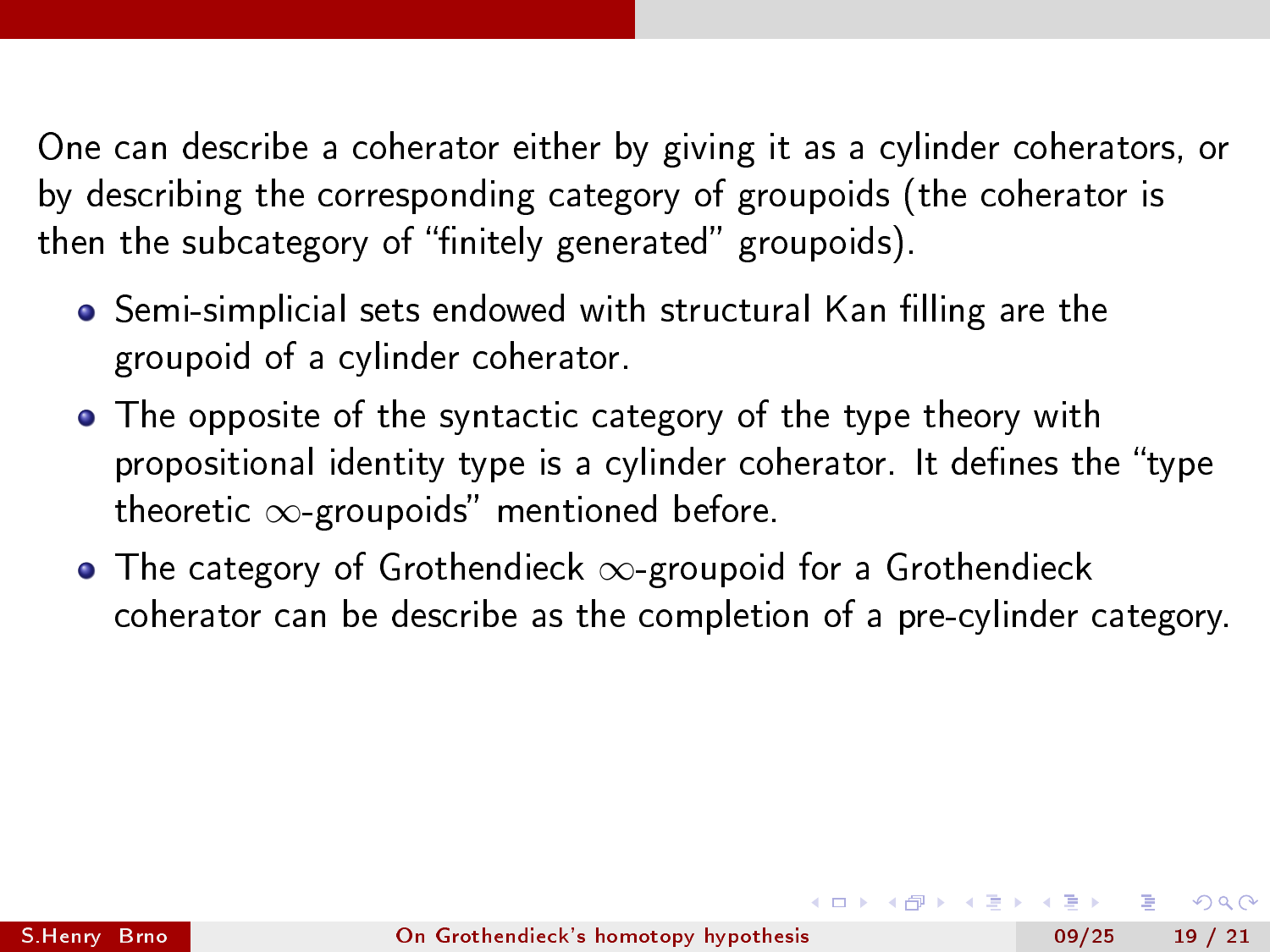One can describe a coherator either by giving it as a cylinder coherators, or by describing the corresponding category of groupoids (the coherator is then the subcategory of “finitely generated” groupoids).

- Semi-simplicial sets endowed with structural Kan filling are the groupoid of a cylinder coherator.
- The opposite of the syntactic category of the type theory with propositional identity type is a cylinder coherator. It defines the “type theoretic $\infty$-groupoids” mentioned before.
- The category of Grothendieck $\infty$-groupoid for a Grothendieck coherator can be describe as the completion of a pre-cylinder category.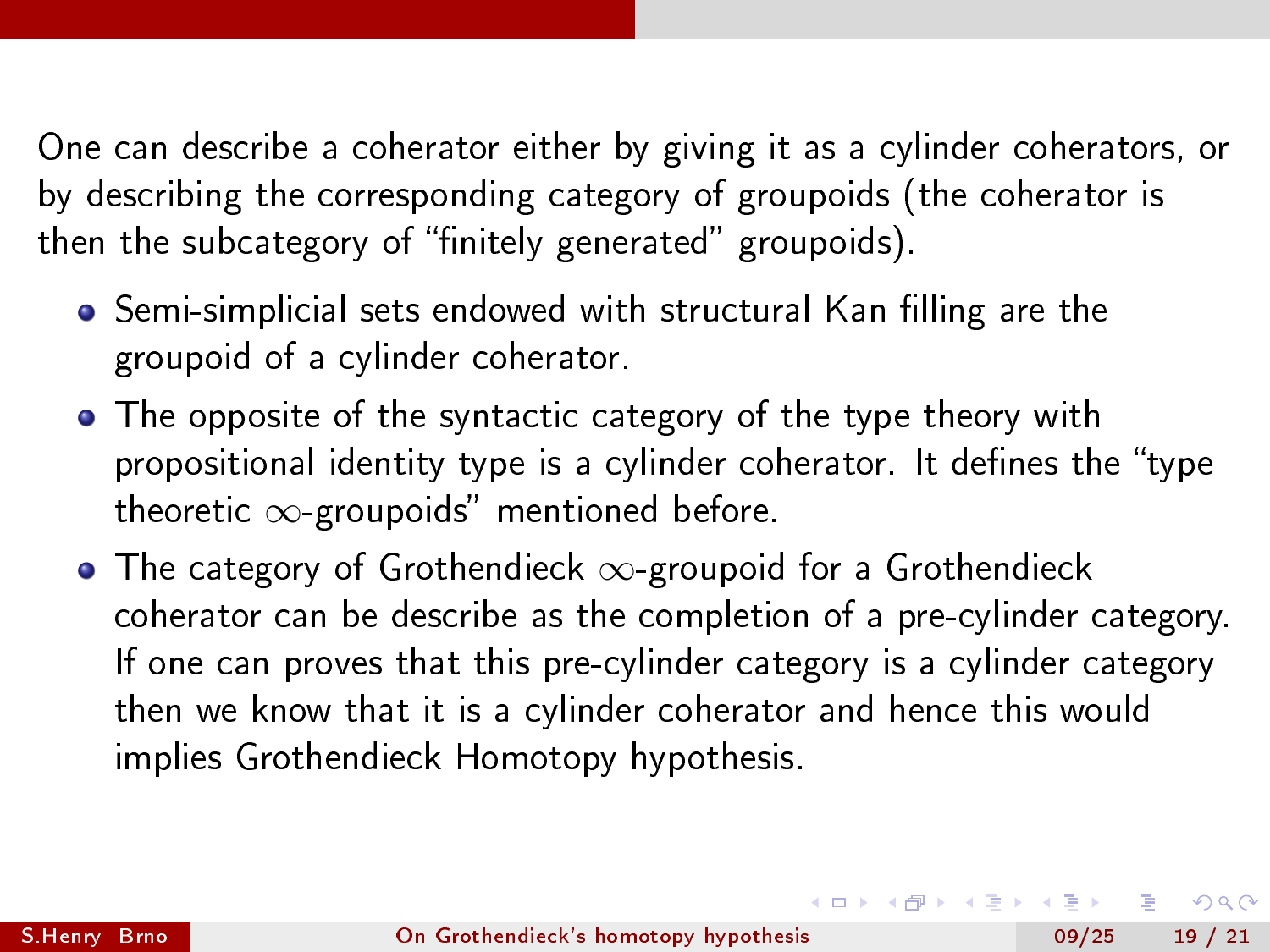One can describe a coherator either by giving it as a cylinder coherators, or by describing the corresponding category of groupoids (the coherator is then the subcategory of "finitely generated" groupoids).

- Semi-simplicial sets endowed with structural Kan filling are the groupoid of a cylinder coherator.
- The opposite of the syntactic category of the type theory with propositional identity type is a cylinder coherator. It defines the "type theoretic $\infty$-groupoids" mentioned before.
- The category of Grothendieck $\infty$-groupoid for a Grothendieck coherator can be describe as the completion of a pre-cylinder category. If one can proves that this pre-cylinder category is a cylinder category then we know that it is a cylinder coherator and hence this would implies Grothendieck Homotopy hypothesis.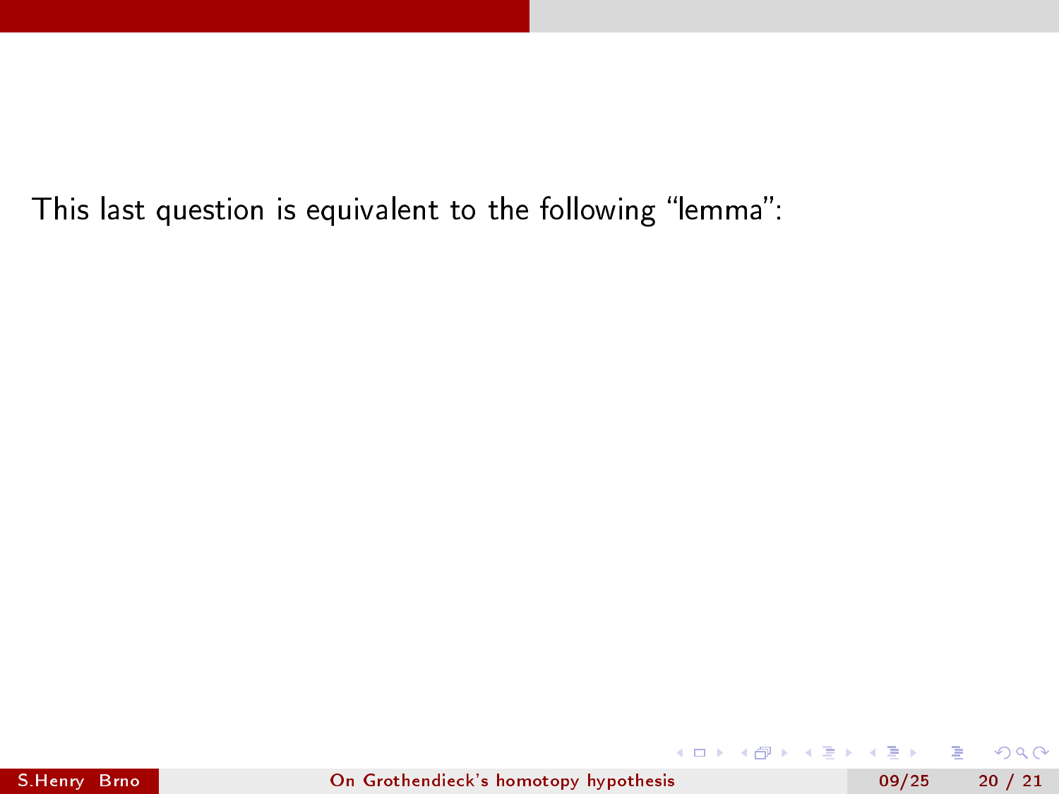This last question is equivalent to the following “lemma”: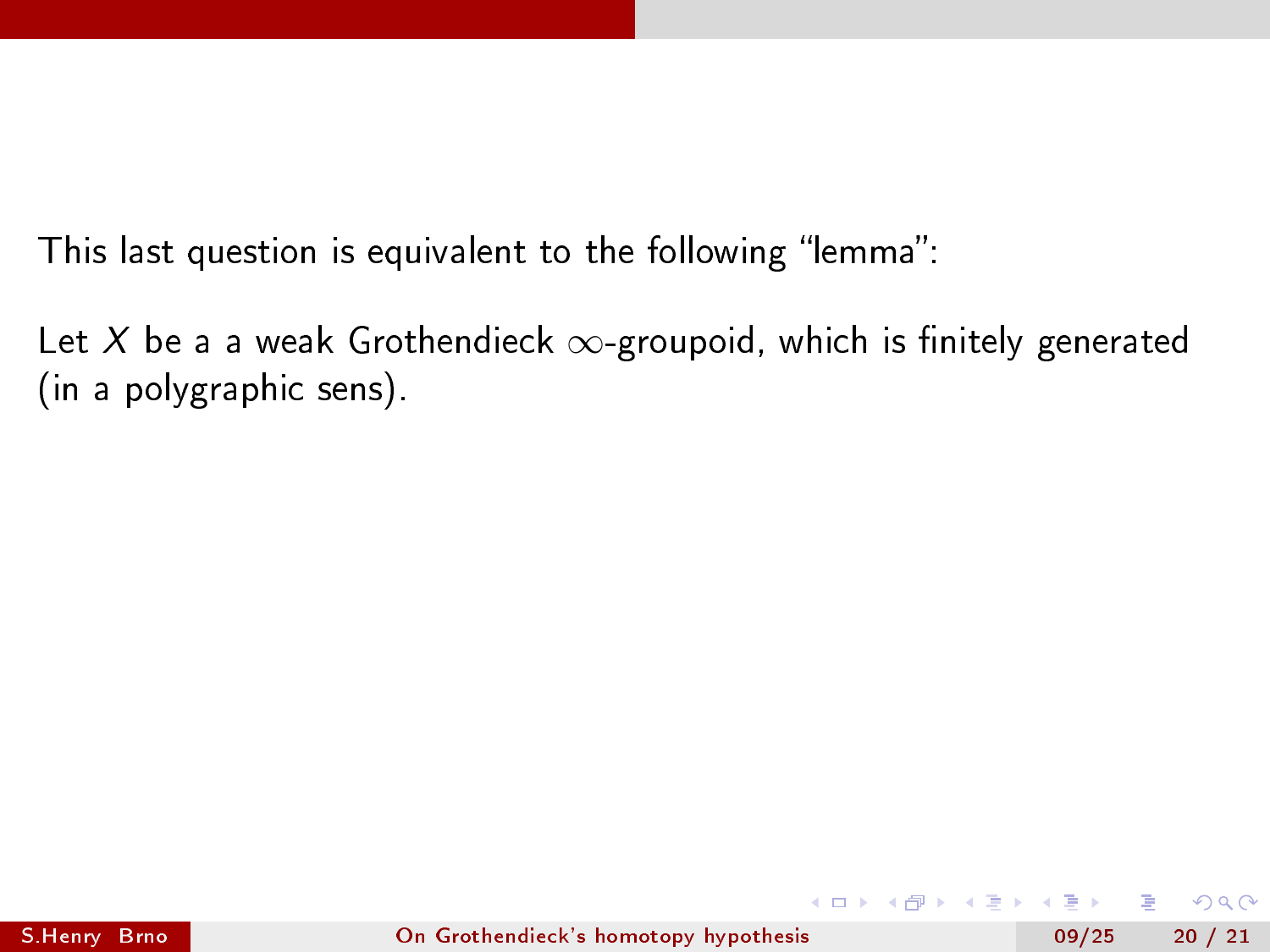This last question is equivalent to the following "lemma":

Let $X$ be a a weak Grothendieck $\infty$-groupoid, which is finitely generated (in a polygraphic sens).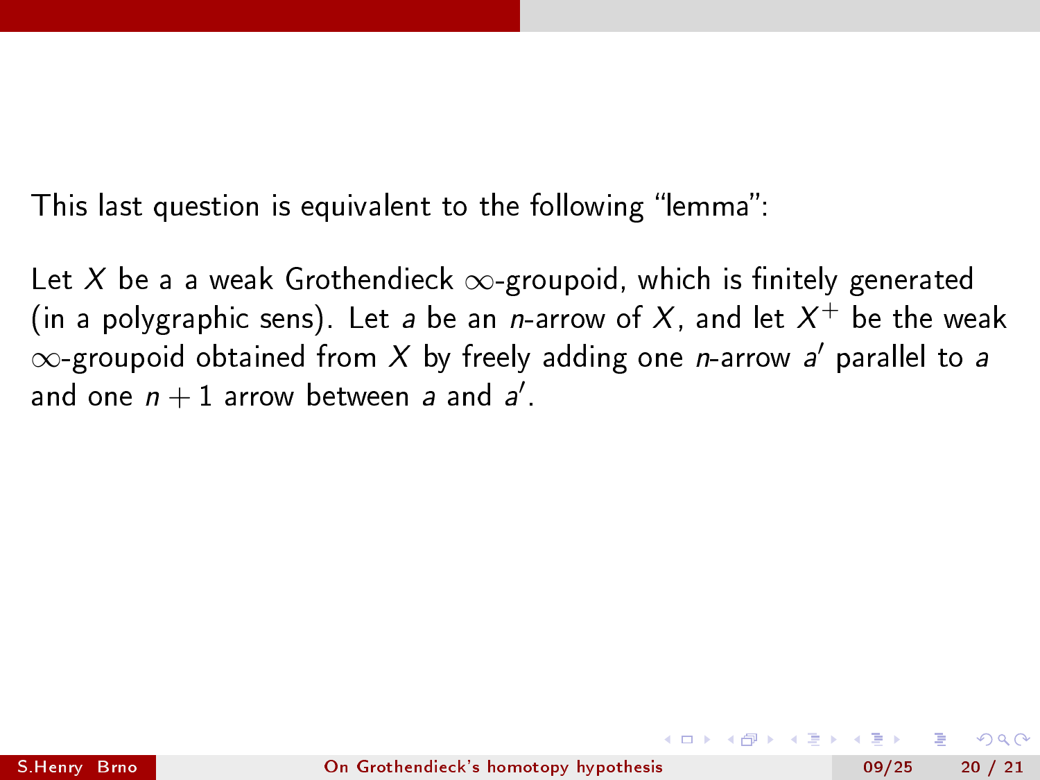This last question is equivalent to the following “lemma”:

Let $X$ be a a weak Grothendieck $\infty$-groupoid, which is finitely generated (in a polygraphic sens). Let $a$ be an $n$-arrow of $X$, and let $X^+$ be the weak $\infty$-groupoid obtained from $X$ by freely adding one $n$-arrow $a'$ parallel to $a$ and one $n+1$ arrow between $a$ and $a'$.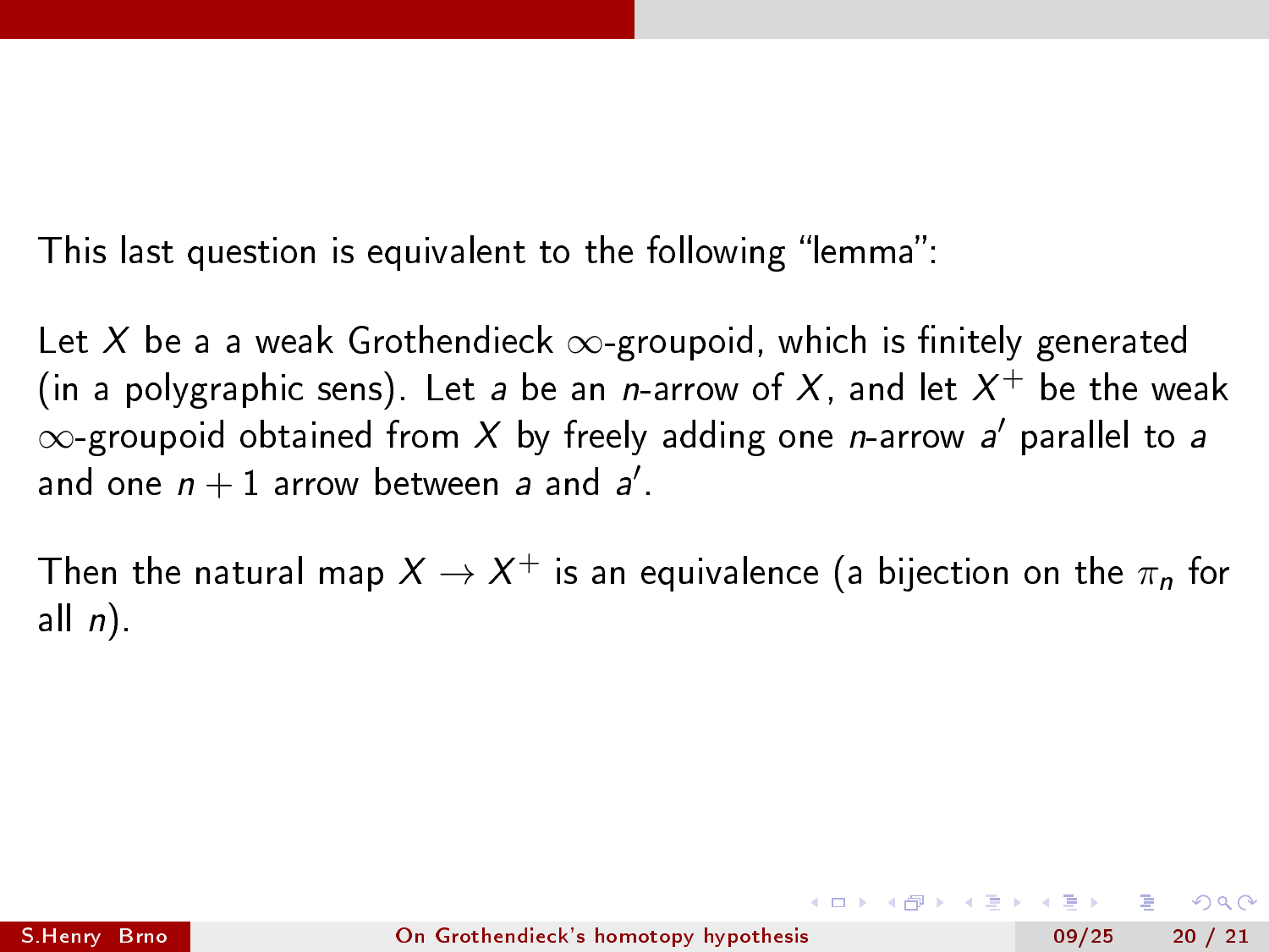This last question is equivalent to the following “lemma”:

Let $X$ be a a weak Grothendieck $\infty$-groupoid, which is finitely generated (in a polygraphic sens). Let $a$ be an $n$-arrow of $X$, and let $X^+$ be the weak $\infty$-groupoid obtained from $X$ by freely adding one $n$-arrow $a'$ parallel to $a$ and one $n+1$ arrow between $a$ and $a'$.

Then the natural map $X \to X^+$ is an equivalence (a bijection on the $\pi_n$ for all $n$).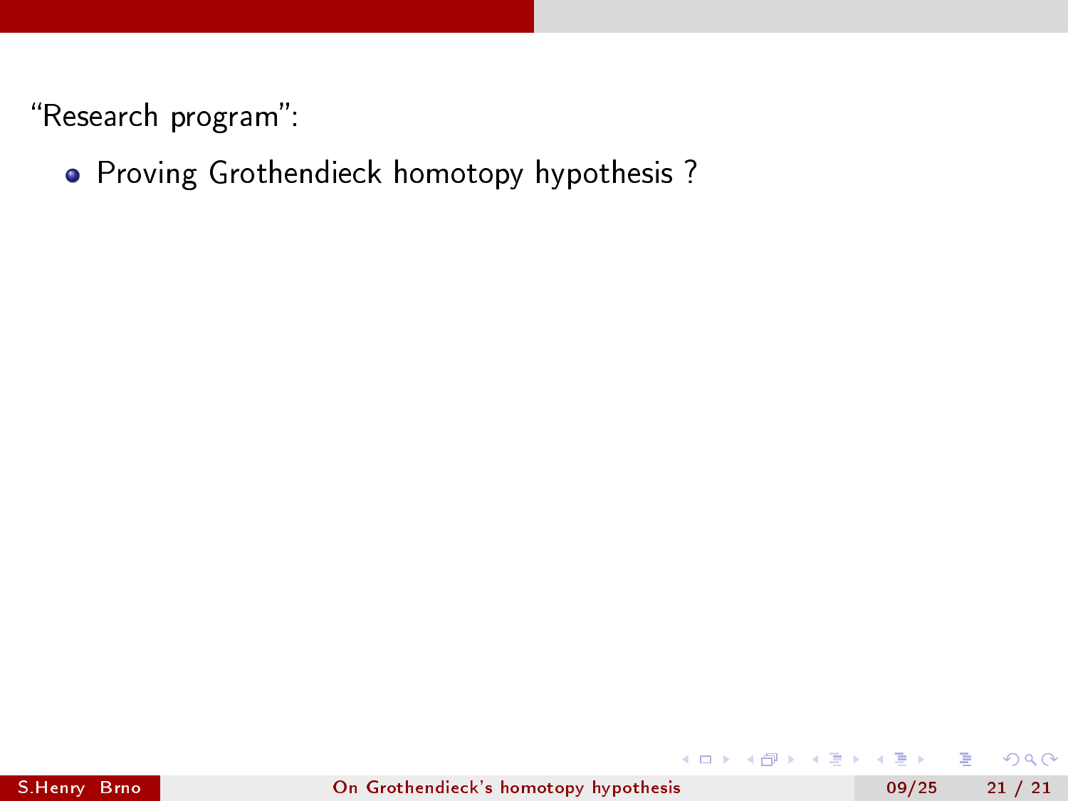“Research program”:

- Proving Grothendieck homotopy hypothesis ?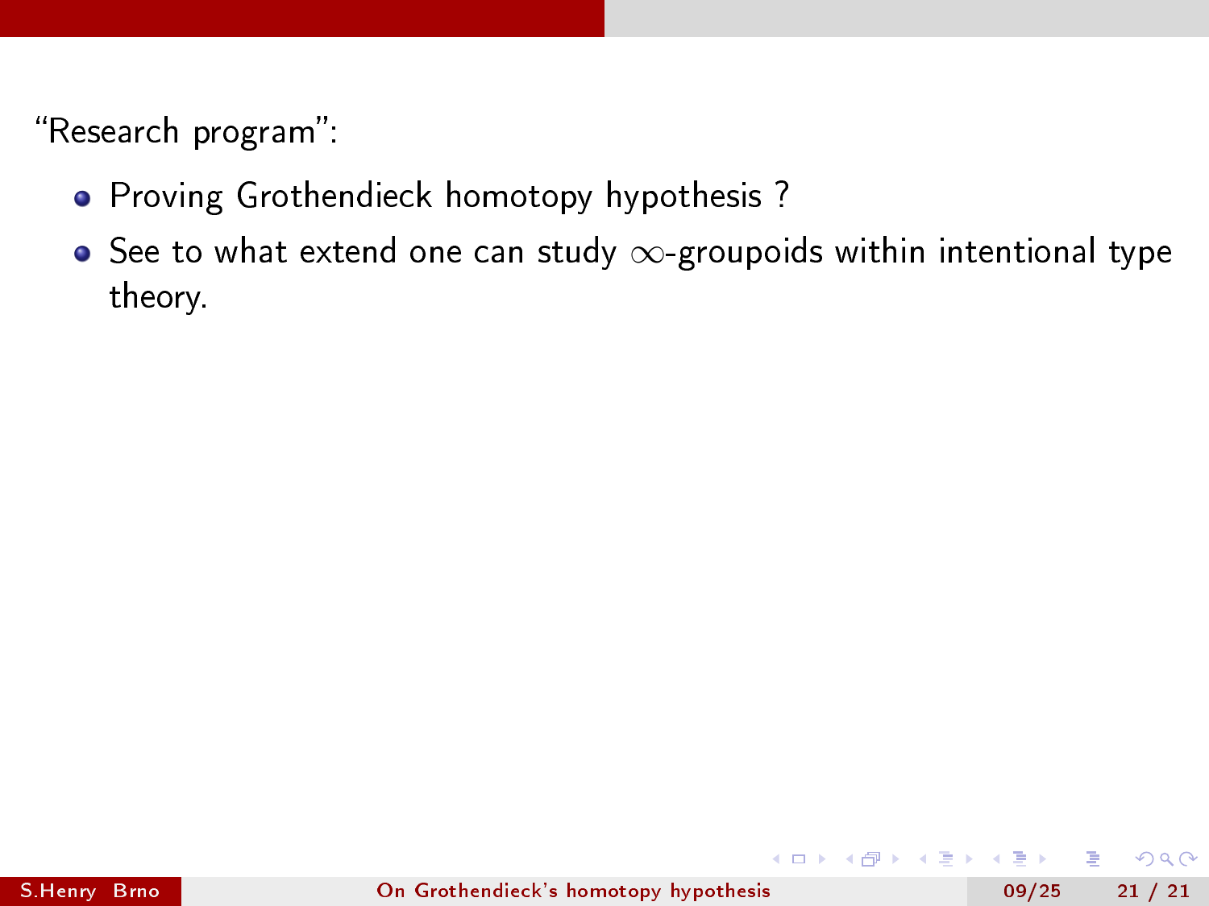"Research program":

- Proving Grothendieck homotopy hypothesis ?
- See to what extend one can study $\infty$-groupoids within intentional type theory.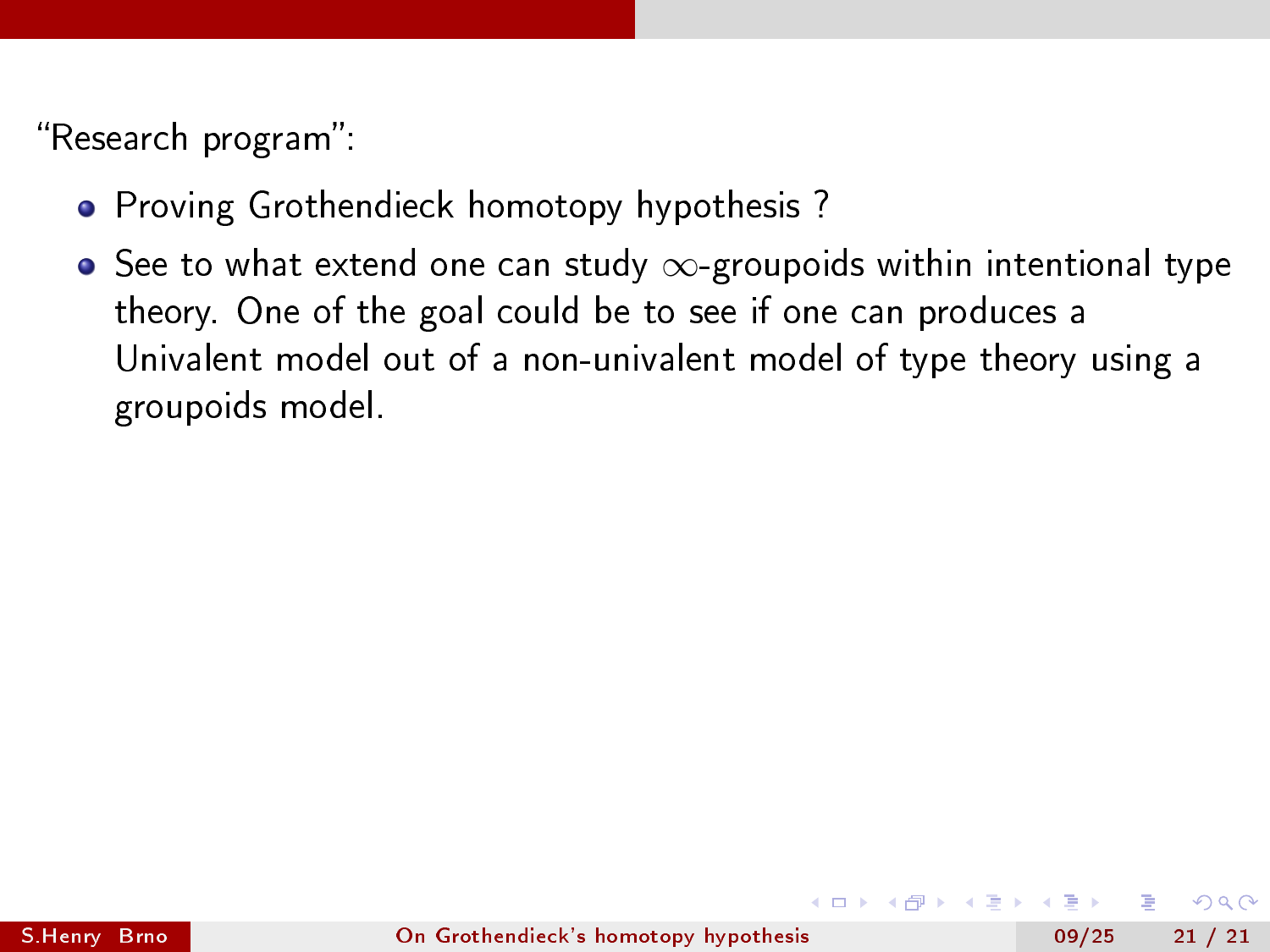"Research program":

- Proving Grothendieck homotopy hypothesis ?
- See to what extend one can study $\infty$-groupoids within intentional type theory. One of the goal could be to see if one can produces a Univalent model out of a non-univalent model of type theory using a groupoids model.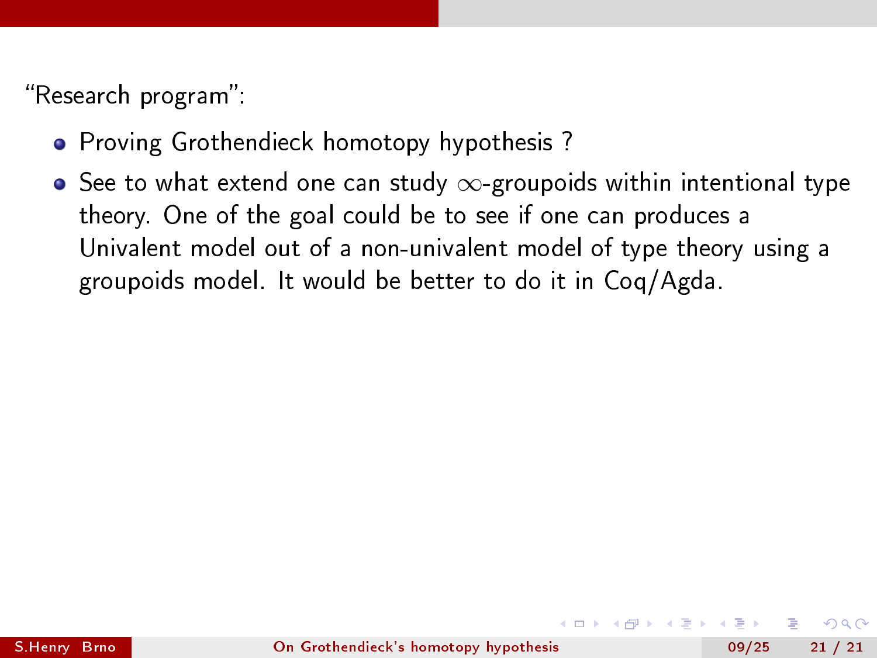“Research program”:

- Proving Grothendieck homotopy hypothesis ?
- See to what extend one can study $\infty$-groupoids within intentional type theory. One of the goal could be to see if one can produces a Univalent model out of a non-univalent model of type theory using a groupoids model. It would be better to do it in Coq/Agda.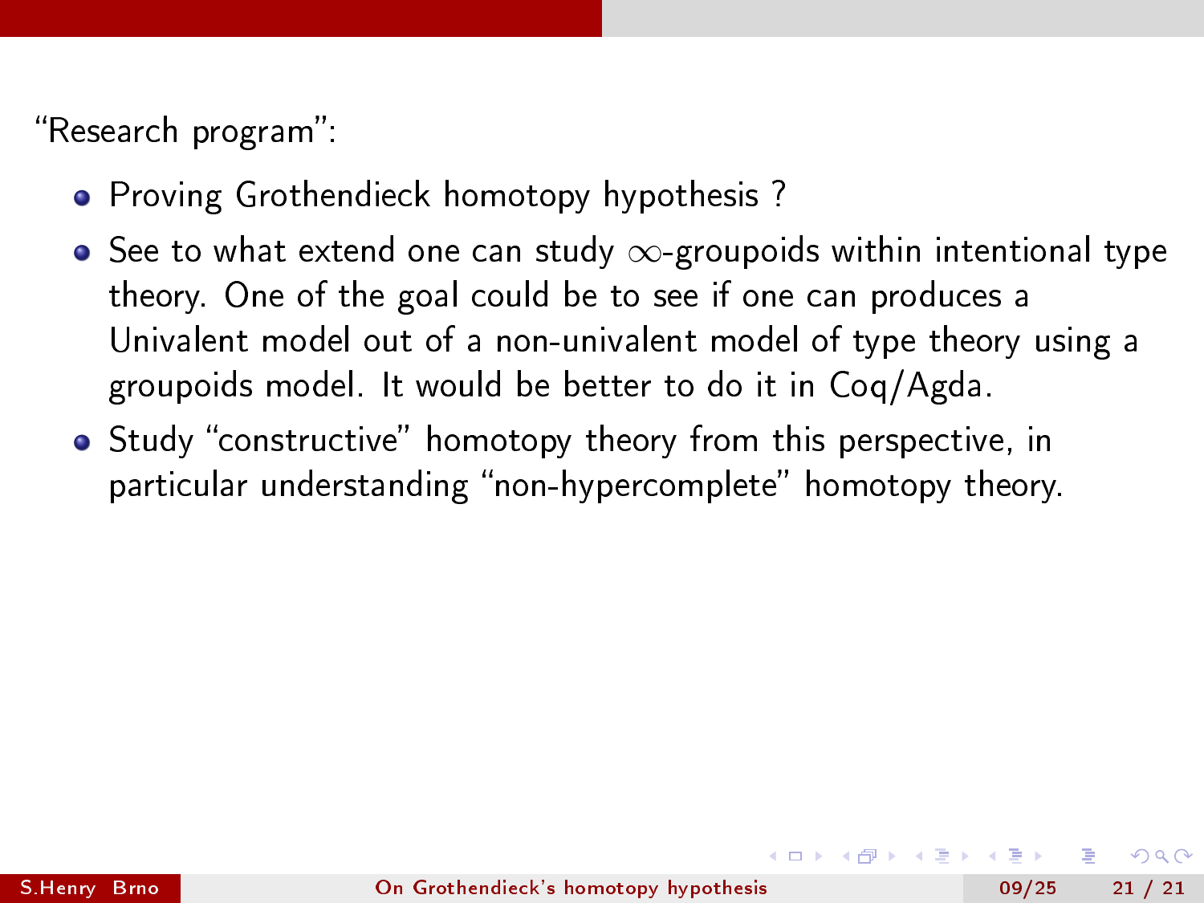“Research program”:

- Proving Grothendieck homotopy hypothesis ?
- See to what extend one can study $\infty$-groupoids within intentional type theory. One of the goal could be to see if one can produces a Univalent model out of a non-univalent model of type theory using a groupoids model. It would be better to do it in Coq/Agda.
- Study “constructive” homotopy theory from this perspective, in particular understanding “non-hypercomplete” homotopy theory.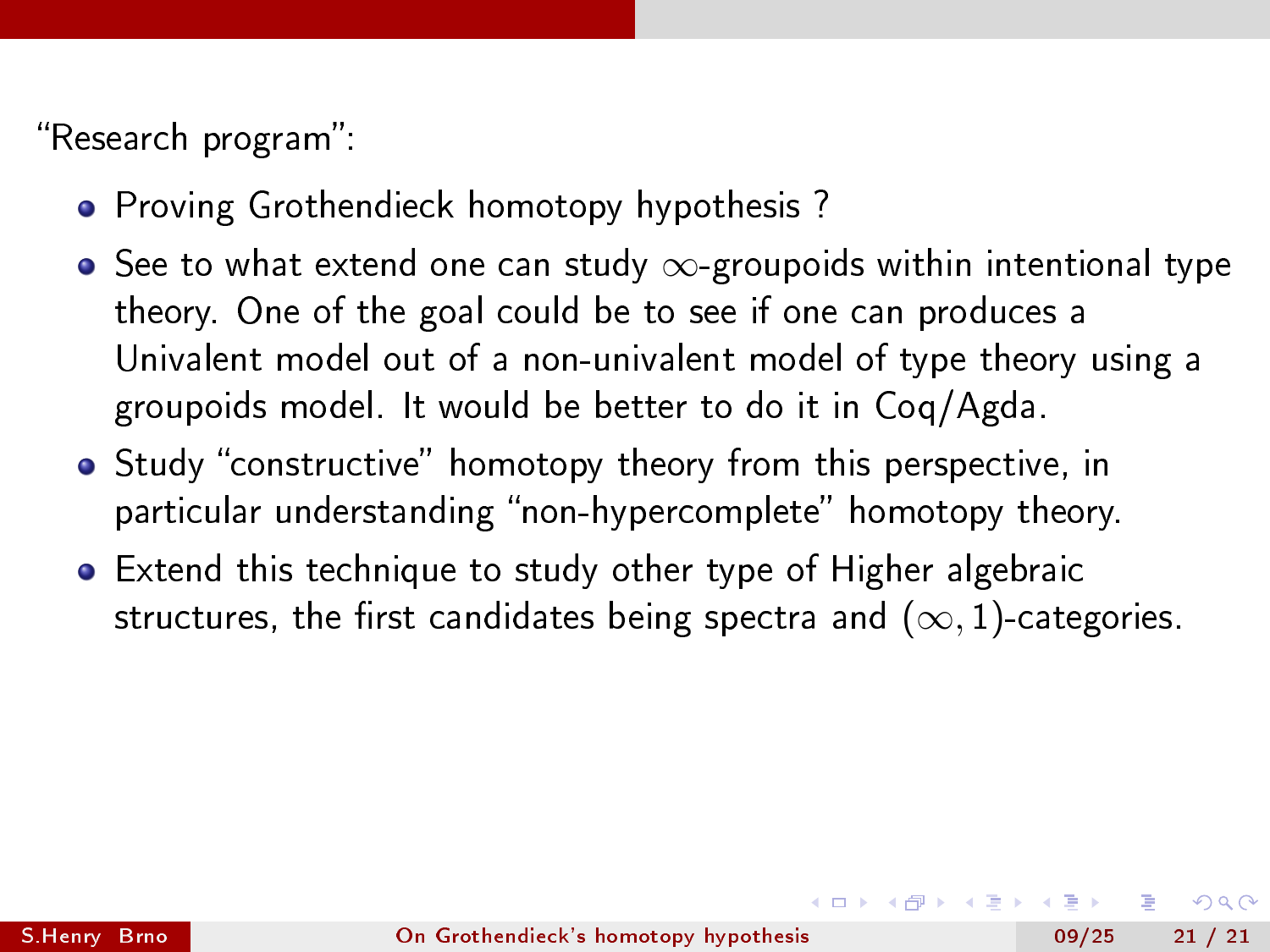"Research program":

- Proving Grothendieck homotopy hypothesis ?
- See to what extend one can study $\infty$-groupoids within intentional type theory. One of the goal could be to see if one can produces a Univalent model out of a non-univalent model of type theory using a groupoids model. It would be better to do it in Coq/Agda.
- Study "constructive" homotopy theory from this perspective, in particular understanding "non-hypercomplete" homotopy theory.
- Extend this technique to study other type of Higher algebraic structures, the first candidates being spectra and $(\infty, 1)$-categories.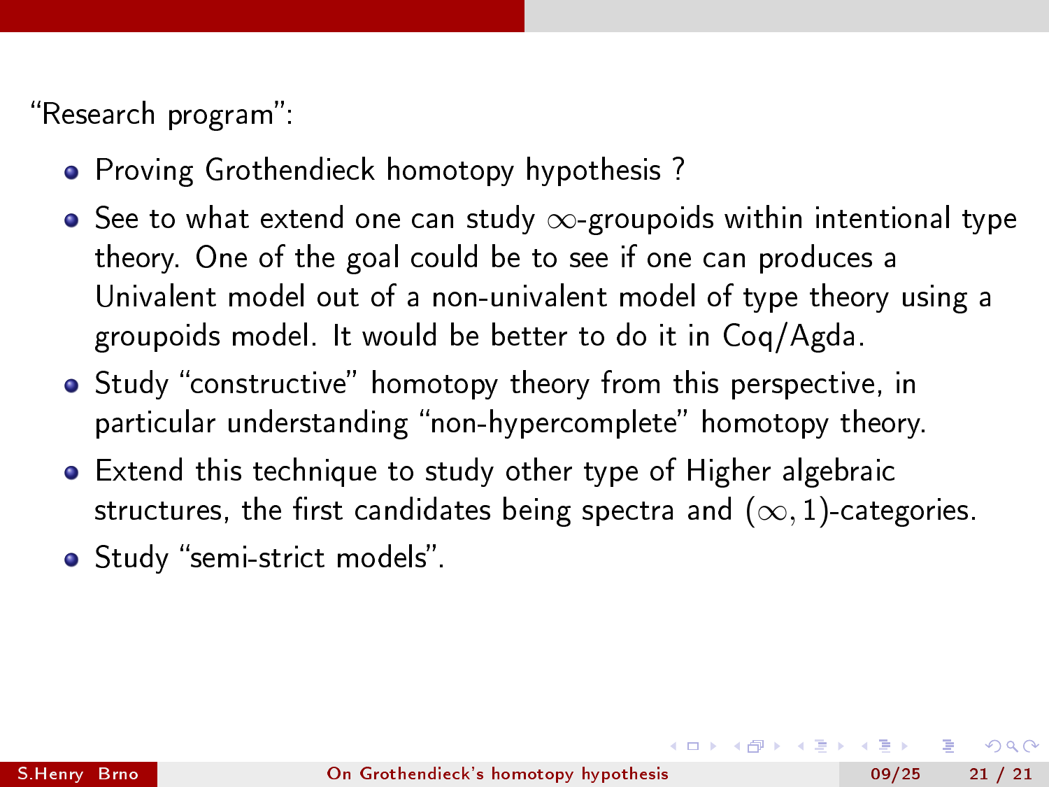"Research program":

- Proving Grothendieck homotopy hypothesis ?
- See to what extend one can study $\infty$-groupoids within intentional type theory. One of the goal could be to see if one can produces a Univalent model out of a non-univalent model of type theory using a groupoids model. It would be better to do it in Coq/Agda.
- Study "constructive" homotopy theory from this perspective, in particular understanding "non-hypercomplete" homotopy theory.
- Extend this technique to study other type of Higher algebraic structures, the first candidates being spectra and $(\infty, 1)$-categories.
- Study "semi-strict models".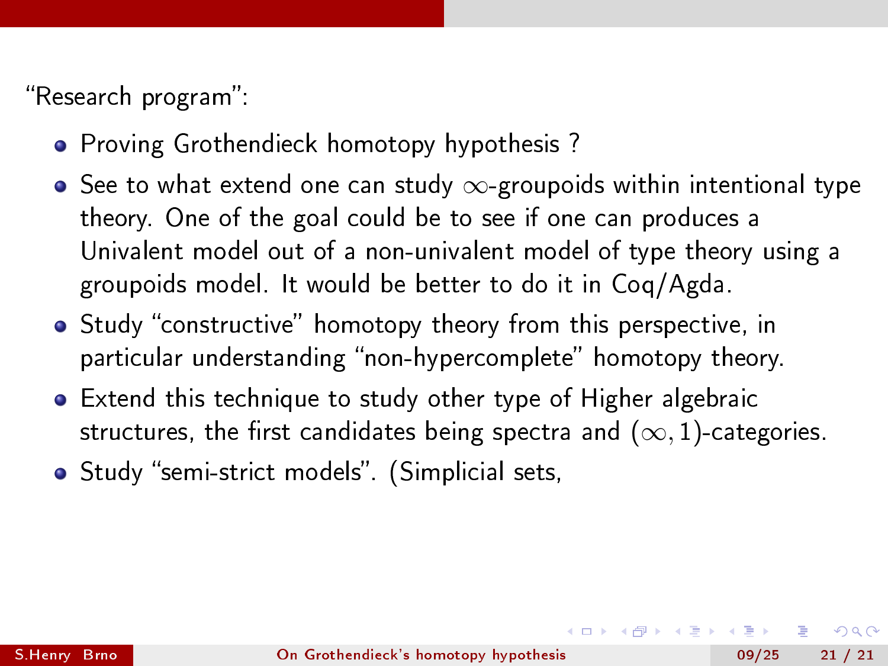“Research program”:

- Proving Grothendieck homotopy hypothesis ?
- See to what extend one can study $\infty$-groupoids within intentional type theory. One of the goal could be to see if one can produces a Univalent model out of a non-univalent model of type theory using a groupoids model. It would be better to do it in Coq/Agda.
- Study “constructive” homotopy theory from this perspective, in particular understanding “non-hypercomplete” homotopy theory.
- Extend this technique to study other type of Higher algebraic structures, the first candidates being spectra and $(\infty, 1)$-categories.
- Study “semi-strict models”. (Simplicial sets,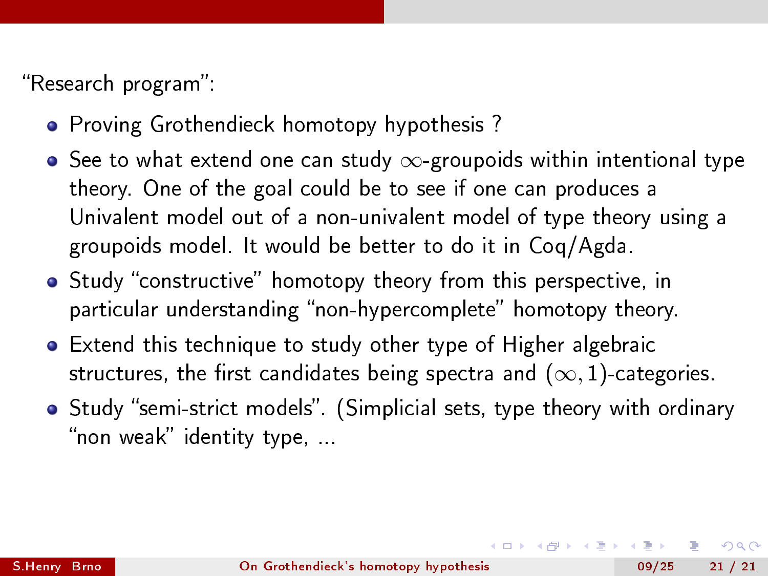"Research program":

- Proving Grothendieck homotopy hypothesis ?
- See to what extend one can study $\infty$-groupoids within intentional type theory. One of the goal could be to see if one can produces a Univalent model out of a non-univalent model of type theory using a groupoids model. It would be better to do it in Coq/Agda.
- Study "constructive" homotopy theory from this perspective, in particular understanding "non-hypercomplete" homotopy theory.
- Extend this technique to study other type of Higher algebraic structures, the first candidates being spectra and $(\infty, 1)$-categories.
- Study "semi-strict models". (Simplicial sets, type theory with ordinary "non weak" identity type, ...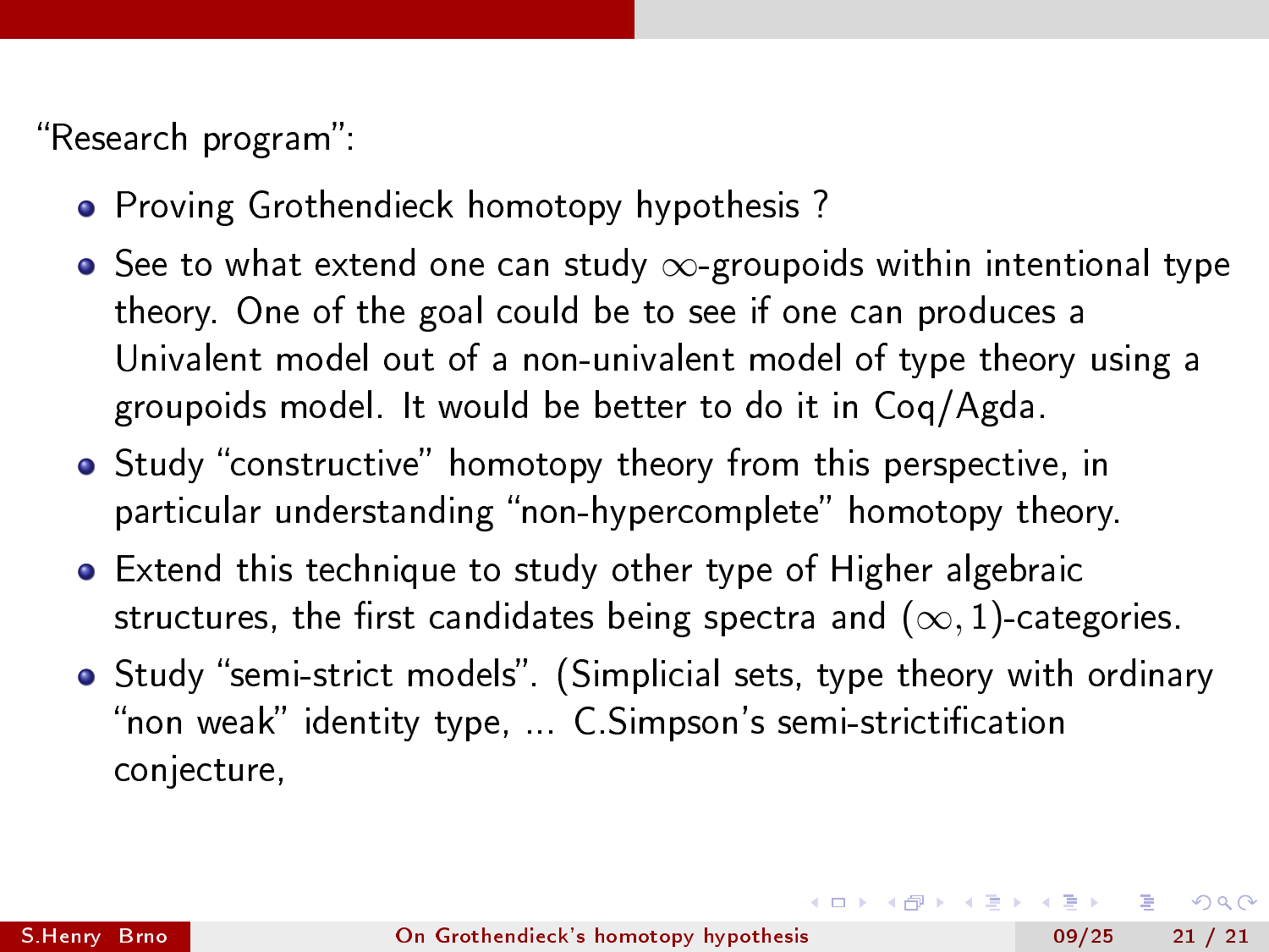“Research program”:

- Proving Grothendieck homotopy hypothesis ?
- See to what extend one can study $\infty$-groupoids within intentional type theory. One of the goal could be to see if one can produces a Univalent model out of a non-univalent model of type theory using a groupoids model. It would be better to do it in Coq/Agda.
- Study “constructive” homotopy theory from this perspective, in particular understanding “non-hypercomplete” homotopy theory.
- Extend this technique to study other type of Higher algebraic structures, the first candidates being spectra and $(\infty, 1)$-categories.
- Study “semi-strict models”. (Simplicial sets, type theory with ordinary “non weak” identity type, ... C.Simpson’s semi-strictification conjecture,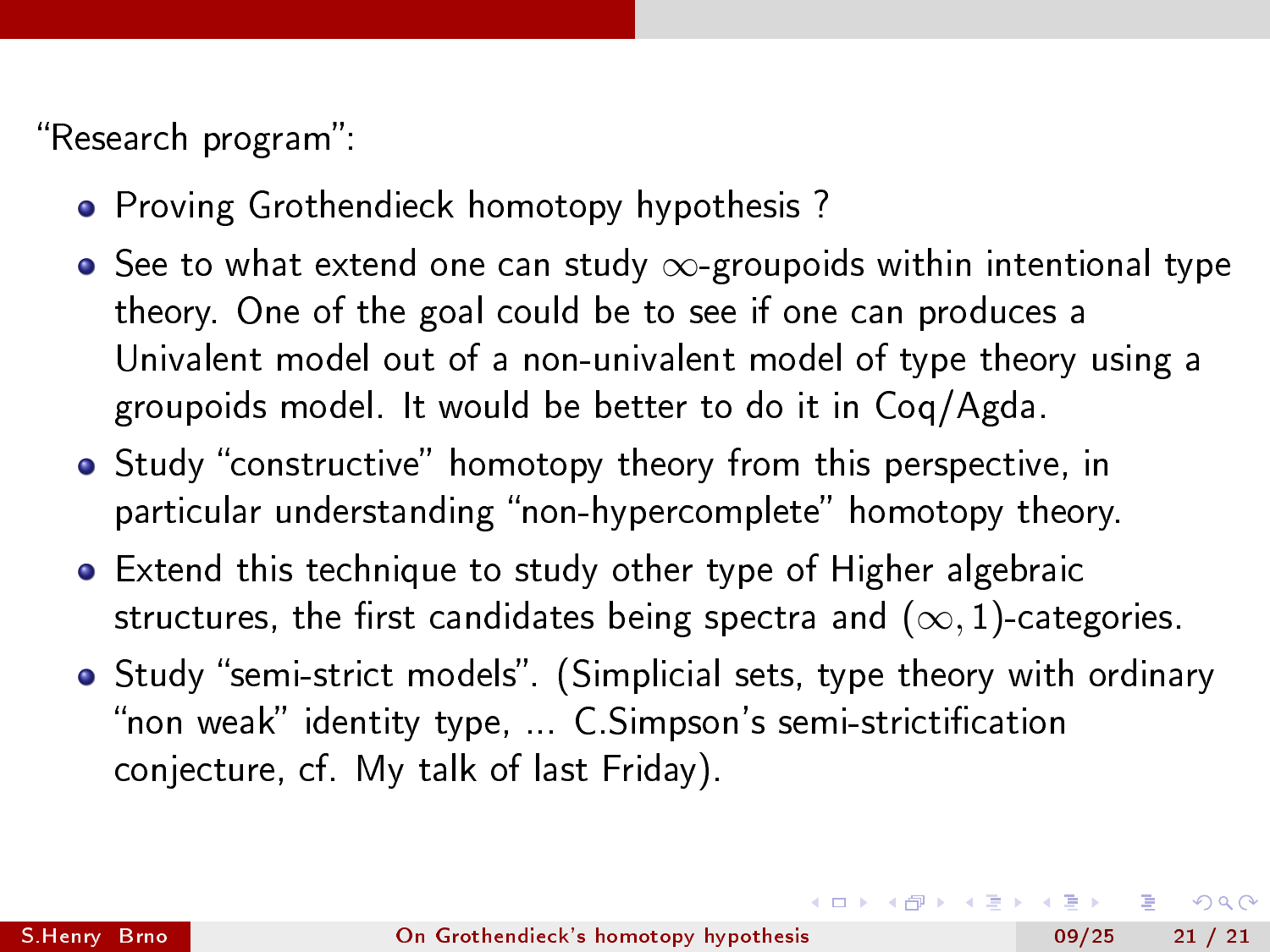"Research program":

- Proving Grothendieck homotopy hypothesis ?
- See to what extend one can study $\infty$-groupoids within intentional type theory. One of the goal could be to see if one can produces a Univalent model out of a non-univalent model of type theory using a groupoids model. It would be better to do it in Coq/Agda.
- Study "constructive" homotopy theory from this perspective, in particular understanding "non-hypercomplete" homotopy theory.
- Extend this technique to study other type of Higher algebraic structures, the first candidates being spectra and $(\infty, 1)$-categories.
- Study "semi-strict models". (Simplicial sets, type theory with ordinary "non weak" identity type, ... C.Simpson's semi-strictification conjecture, cf. My talk of last Friday).